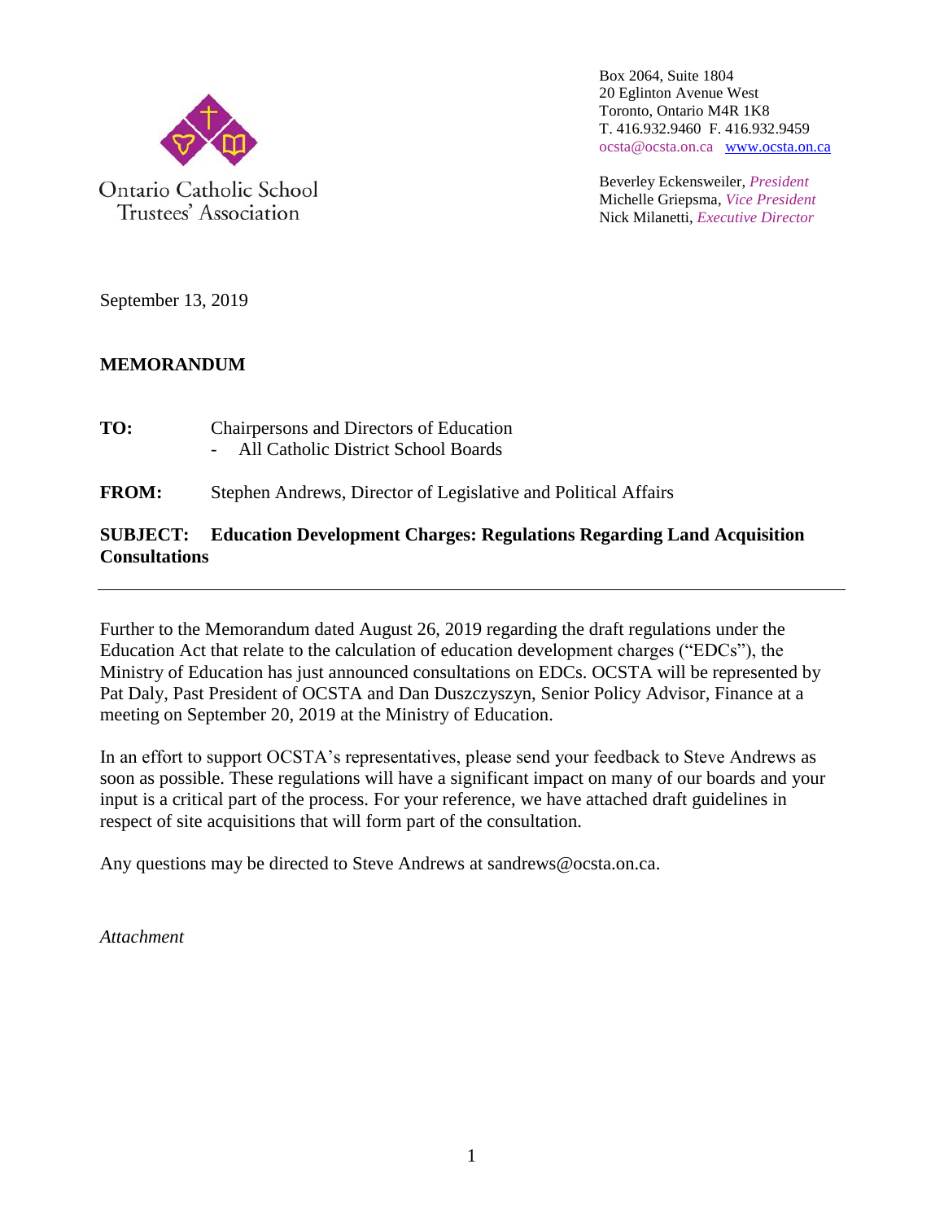Ontario Catholic School Trustees' Association

Box 2064, Suite 1804
20 Eglinton Avenue West
Toronto, Ontario M4R 1K8
T. 416.932.9460 F. 416.932.9459
ocsta@ocsta.on.ca www.ocsta.on.ca

Beverley Eckensweiler, *President*
Michelle Griepsma, *Vice President*
Nick Milanetti, *Executive Director*

September 13, 2019

**MEMORANDUM**

**TO:** Chairpersons and Directors of Education
- All Catholic District School Boards

**FROM:** Stephen Andrews, Director of Legislative and Political Affairs

**SUBJECT: Education Development Charges: Regulations Regarding Land Acquisition Consultations**

---

Further to the Memorandum dated August 26, 2019 regarding the draft regulations under the Education Act that relate to the calculation of education development charges ("EDCs"), the Ministry of Education has just announced consultations on EDCs. OCSTA will be represented by Pat Daly, Past President of OCSTA and Dan Duszczyszyn, Senior Policy Advisor, Finance at a meeting on September 20, 2019 at the Ministry of Education.

In an effort to support OCSTA's representatives, please send your feedback to Steve Andrews as soon as possible. These regulations will have a significant impact on many of our boards and your input is a critical part of the process. For your reference, we have attached draft guidelines in respect of site acquisitions that will form part of the consultation.

Any questions may be directed to Steve Andrews at sandrews@ocsta.on.ca.

*Attachment*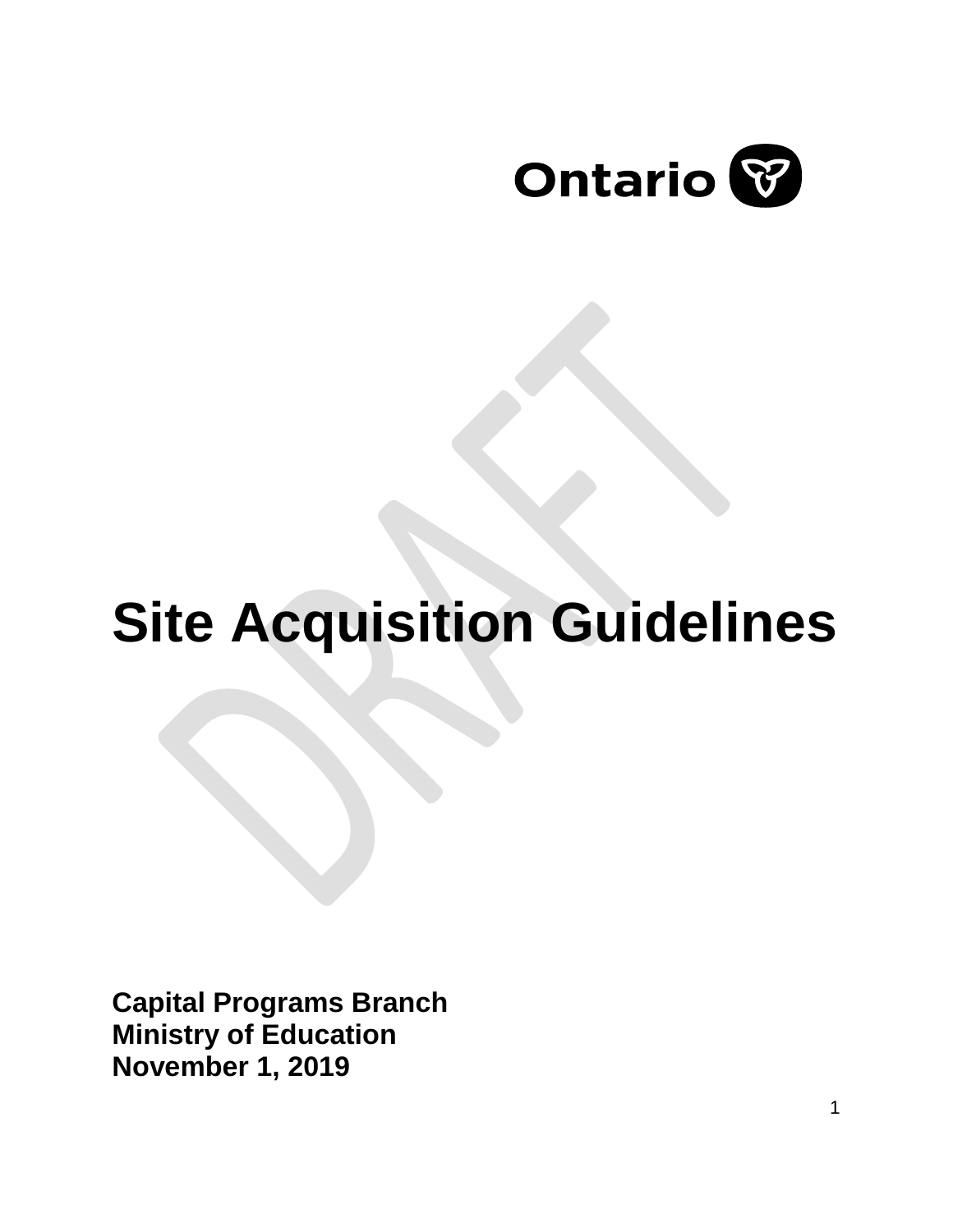Ontario

DRAFT

# Site Acquisition Guidelines

**Capital Programs Branch**
**Ministry of Education**
**November 1, 2019**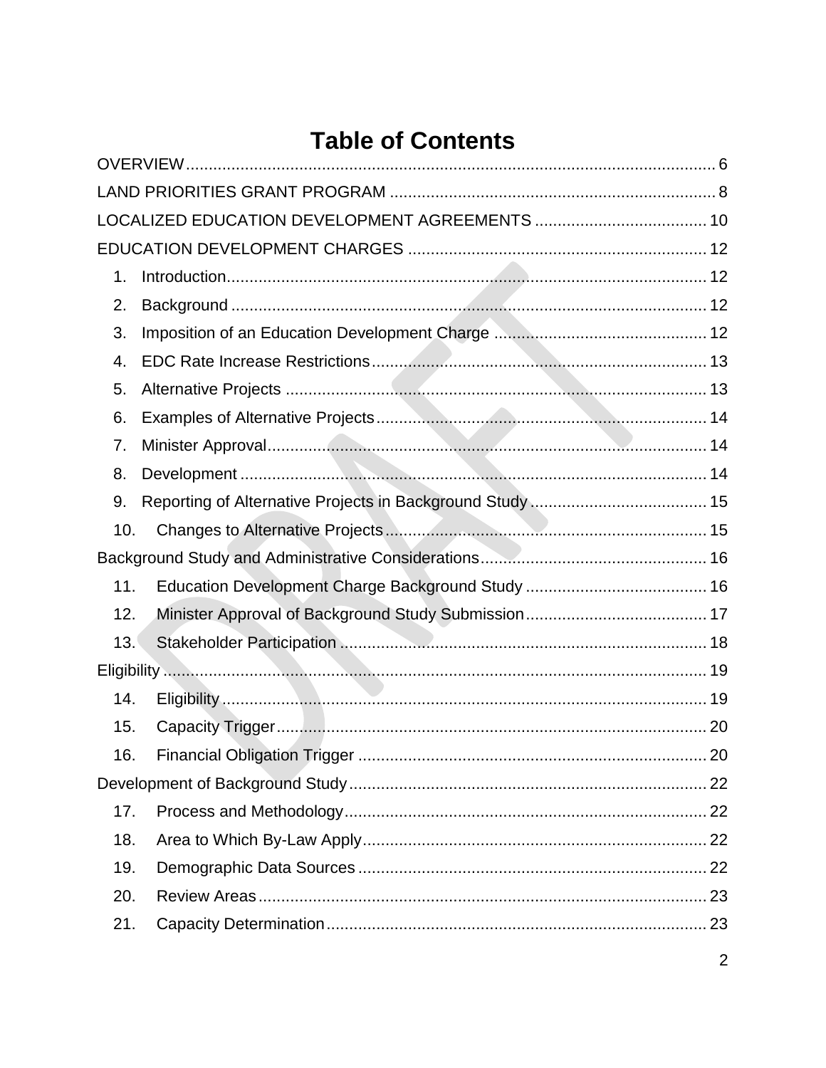# Table of Contents

OVERVIEW ..... 6

LAND PRIORITIES GRANT PROGRAM ..... 8

LOCALIZED EDUCATION DEVELOPMENT AGREEMENTS ..... 10

EDUCATION DEVELOPMENT CHARGES ..... 12

1. Introduction ..... 12
2. Background ..... 12
3. Imposition of an Education Development Charge ..... 12
4. EDC Rate Increase Restrictions ..... 13
5. Alternative Projects ..... 13
6. Examples of Alternative Projects ..... 14
7. Minister Approval ..... 14
8. Development ..... 14
9. Reporting of Alternative Projects in Background Study ..... 15
10. Changes to Alternative Projects ..... 15

Background Study and Administrative Considerations ..... 16

11. Education Development Charge Background Study ..... 16
12. Minister Approval of Background Study Submission ..... 17
13. Stakeholder Participation ..... 18

Eligibility ..... 19

14. Eligibility ..... 19
15. Capacity Trigger ..... 20
16. Financial Obligation Trigger ..... 20

Development of Background Study ..... 22

17. Process and Methodology ..... 22
18. Area to Which By-Law Apply ..... 22
19. Demographic Data Sources ..... 22
20. Review Areas ..... 23
21. Capacity Determination ..... 23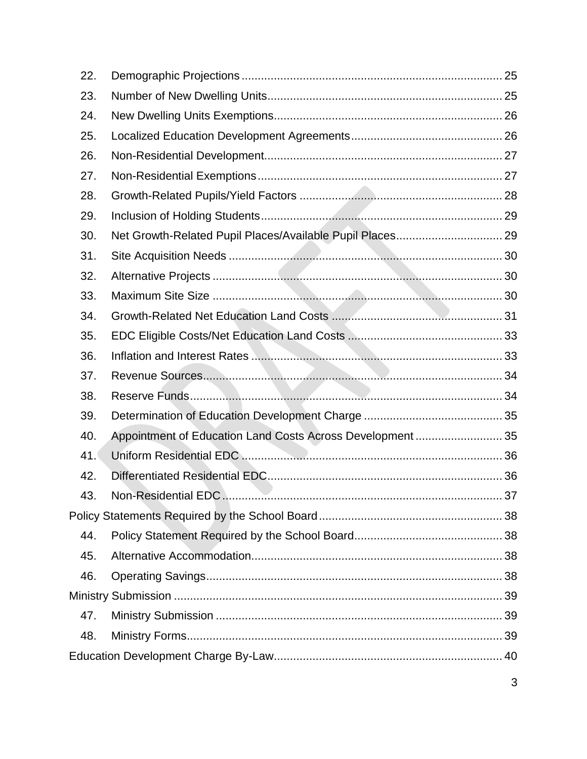22. Demographic Projections ..... 25
23. Number of New Dwelling Units ..... 25
24. New Dwelling Units Exemptions ..... 26
25. Localized Education Development Agreements ..... 26
26. Non-Residential Development ..... 27
27. Non-Residential Exemptions ..... 27
28. Growth-Related Pupils/Yield Factors ..... 28
29. Inclusion of Holding Students ..... 29
30. Net Growth-Related Pupil Places/Available Pupil Places ..... 29
31. Site Acquisition Needs ..... 30
32. Alternative Projects ..... 30
33. Maximum Site Size ..... 30
34. Growth-Related Net Education Land Costs ..... 31
35. EDC Eligible Costs/Net Education Land Costs ..... 33
36. Inflation and Interest Rates ..... 33
37. Revenue Sources ..... 34
38. Reserve Funds ..... 34
39. Determination of Education Development Charge ..... 35
40. Appointment of Education Land Costs Across Development ..... 35
41. Uniform Residential EDC ..... 36
42. Differentiated Residential EDC ..... 36
43. Non-Residential EDC ..... 37

Policy Statements Required by the School Board ..... 38

44. Policy Statement Required by the School Board ..... 38
45. Alternative Accommodation ..... 38
46. Operating Savings ..... 38

Ministry Submission ..... 39

47. Ministry Submission ..... 39
48. Ministry Forms ..... 39

Education Development Charge By-Law ..... 40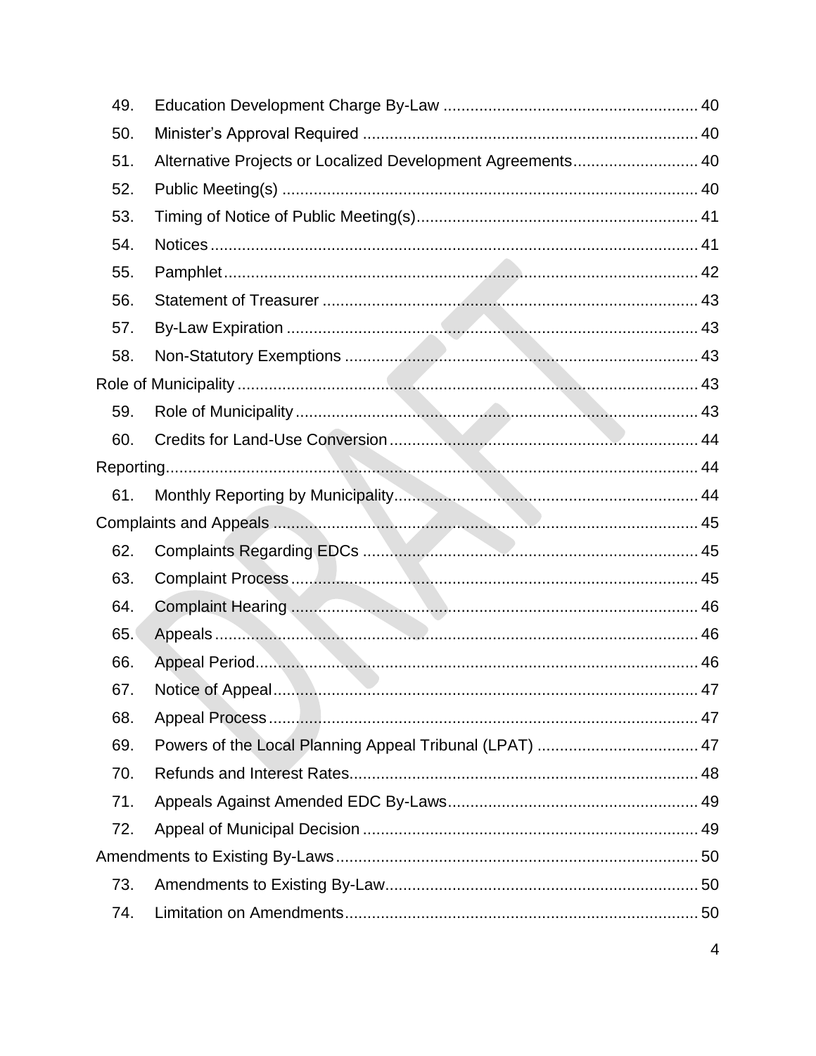49. Education Development Charge By-Law ........................................................ 40
50. Minister's Approval Required .......................................................................... 40
51. Alternative Projects or Localized Development Agreements............................ 40
52. Public Meeting(s) ............................................................................................ 40
53. Timing of Notice of Public Meeting(s).............................................................. 41
54. Notices ............................................................................................................ 41
55. Pamphlet ......................................................................................................... 42
56. Statement of Treasurer ................................................................................... 43
57. By-Law Expiration ........................................................................................... 43
58. Non-Statutory Exemptions .............................................................................. 43

Role of Municipality ........................................................................................................ 43

59. Role of Municipality ......................................................................................... 43
60. Credits for Land-Use Conversion .................................................................... 44

Reporting......................................................................................................................... 44

61. Monthly Reporting by Municipality................................................................... 44

Complaints and Appeals ................................................................................................. 45

62. Complaints Regarding EDCs .......................................................................... 45
63. Complaint Process .......................................................................................... 45
64. Complaint Hearing .......................................................................................... 46
65. Appeals ........................................................................................................... 46
66. Appeal Period.................................................................................................. 46
67. Notice of Appeal.............................................................................................. 47
68. Appeal Process ............................................................................................... 47
69. Powers of the Local Planning Appeal Tribunal (LPAT) .................................... 47
70. Refunds and Interest Rates............................................................................. 48
71. Appeals Against Amended EDC By-Laws....................................................... 49
72. Appeal of Municipal Decision .......................................................................... 49

Amendments to Existing By-Laws ................................................................................. 50

73. Amendments to Existing By-Law..................................................................... 50
74. Limitation on Amendments.............................................................................. 50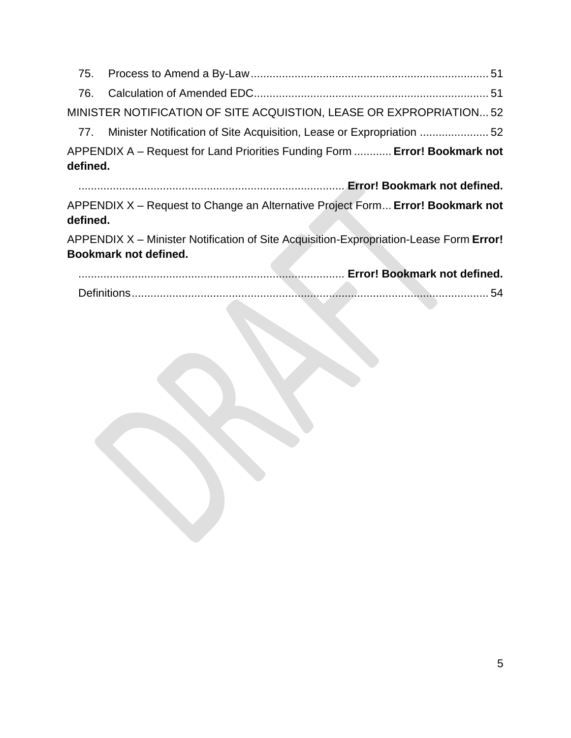75. Process to Amend a By-Law ........................................................................... 51

76. Calculation of Amended EDC .......................................................................... 51

MINISTER NOTIFICATION OF SITE ACQUISTION, LEASE OR EXPROPRIATION ... 52

77. Minister Notification of Site Acquisition, Lease or Expropriation ...................... 52

APPENDIX A – Request for Land Priorities Funding Form ............ **Error! Bookmark not defined.**

.................................................................................... **Error! Bookmark not defined.**

APPENDIX X – Request to Change an Alternative Project Form ... **Error! Bookmark not defined.**

APPENDIX X – Minister Notification of Site Acquisition-Expropriation-Lease Form **Error! Bookmark not defined.**

.................................................................................... **Error! Bookmark not defined.**

Definitions ................................................................................................................. 54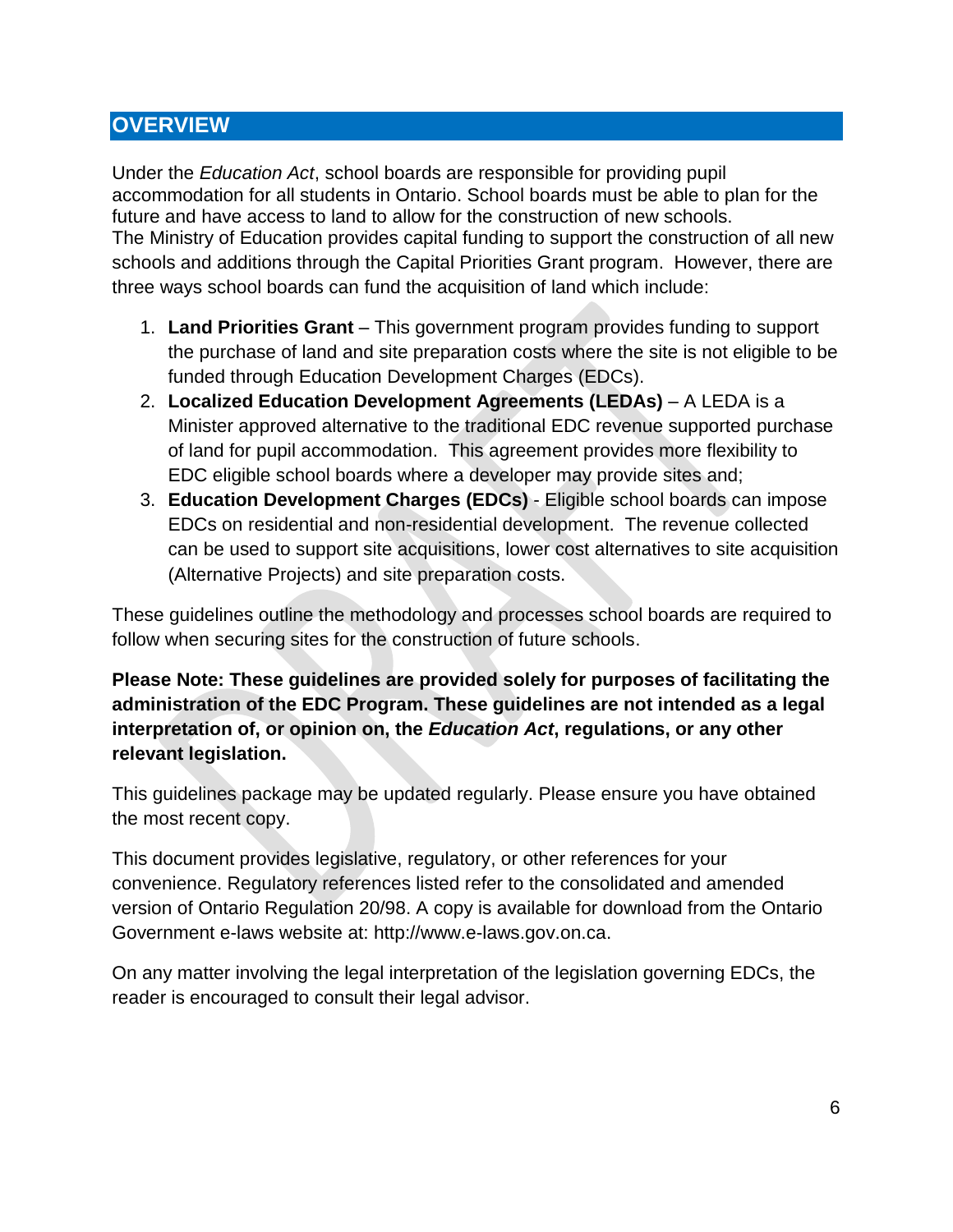## OVERVIEW

Under the *Education Act*, school boards are responsible for providing pupil accommodation for all students in Ontario. School boards must be able to plan for the future and have access to land to allow for the construction of new schools. The Ministry of Education provides capital funding to support the construction of all new schools and additions through the Capital Priorities Grant program. However, there are three ways school boards can fund the acquisition of land which include:

1. **Land Priorities Grant** – This government program provides funding to support the purchase of land and site preparation costs where the site is not eligible to be funded through Education Development Charges (EDCs).
2. **Localized Education Development Agreements (LEDAs)** – A LEDA is a Minister approved alternative to the traditional EDC revenue supported purchase of land for pupil accommodation. This agreement provides more flexibility to EDC eligible school boards where a developer may provide sites and;
3. **Education Development Charges (EDCs)** - Eligible school boards can impose EDCs on residential and non-residential development. The revenue collected can be used to support site acquisitions, lower cost alternatives to site acquisition (Alternative Projects) and site preparation costs.

These guidelines outline the methodology and processes school boards are required to follow when securing sites for the construction of future schools.

**Please Note: These guidelines are provided solely for purposes of facilitating the administration of the EDC Program. These guidelines are not intended as a legal interpretation of, or opinion on, the *Education Act*, regulations, or any other relevant legislation.**

This guidelines package may be updated regularly. Please ensure you have obtained the most recent copy.

This document provides legislative, regulatory, or other references for your convenience. Regulatory references listed refer to the consolidated and amended version of Ontario Regulation 20/98. A copy is available for download from the Ontario Government e-laws website at: http://www.e-laws.gov.on.ca.

On any matter involving the legal interpretation of the legislation governing EDCs, the reader is encouraged to consult their legal advisor.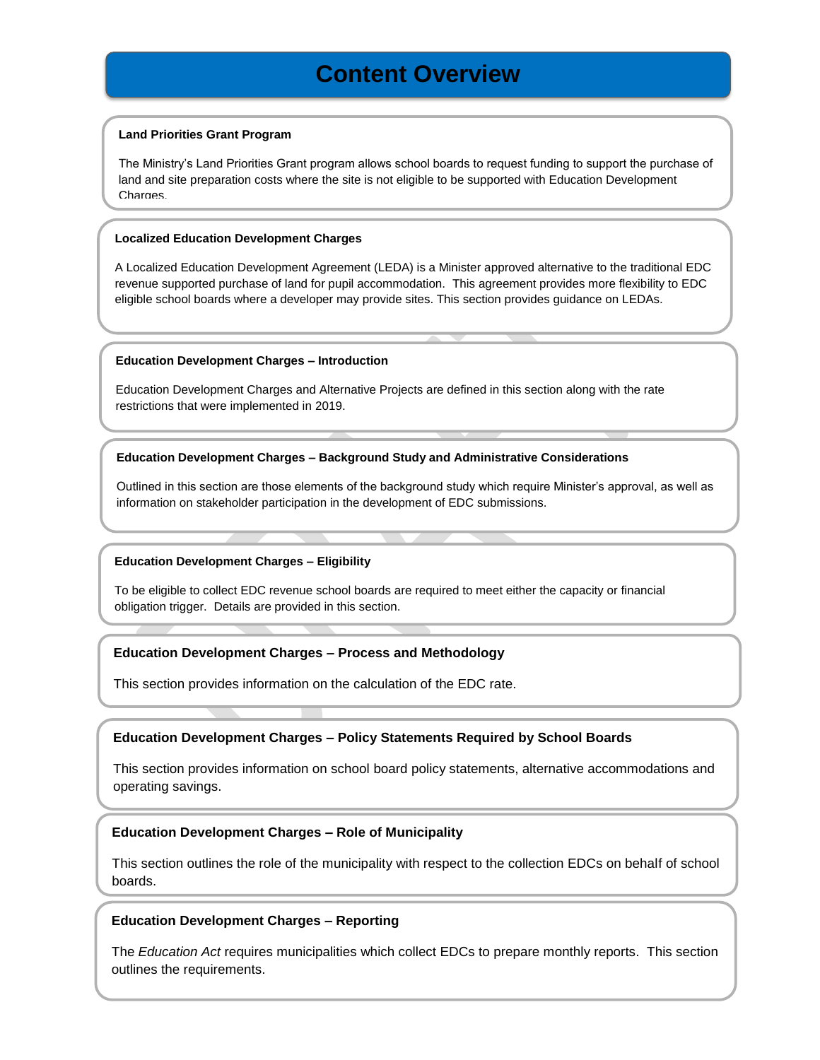# Content Overview

### Land Priorities Grant Program

The Ministry's Land Priorities Grant program allows school boards to request funding to support the purchase of land and site preparation costs where the site is not eligible to be supported with Education Development Charges.

### Localized Education Development Charges

A Localized Education Development Agreement (LEDA) is a Minister approved alternative to the traditional EDC revenue supported purchase of land for pupil accommodation. This agreement provides more flexibility to EDC eligible school boards where a developer may provide sites. This section provides guidance on LEDAs.

### Education Development Charges – Introduction

Education Development Charges and Alternative Projects are defined in this section along with the rate restrictions that were implemented in 2019.

### Education Development Charges – Background Study and Administrative Considerations

Outlined in this section are those elements of the background study which require Minister's approval, as well as information on stakeholder participation in the development of EDC submissions.

### Education Development Charges – Eligibility

To be eligible to collect EDC revenue school boards are required to meet either the capacity or financial obligation trigger. Details are provided in this section.

### Education Development Charges – Process and Methodology

This section provides information on the calculation of the EDC rate.

### Education Development Charges – Policy Statements Required by School Boards

This section provides information on school board policy statements, alternative accommodations and operating savings.

### Education Development Charges – Role of Municipality

This section outlines the role of the municipality with respect to the collection EDCs on behalf of school boards.

### Education Development Charges – Reporting

The *Education Act* requires municipalities which collect EDCs to prepare monthly reports. This section outlines the requirements.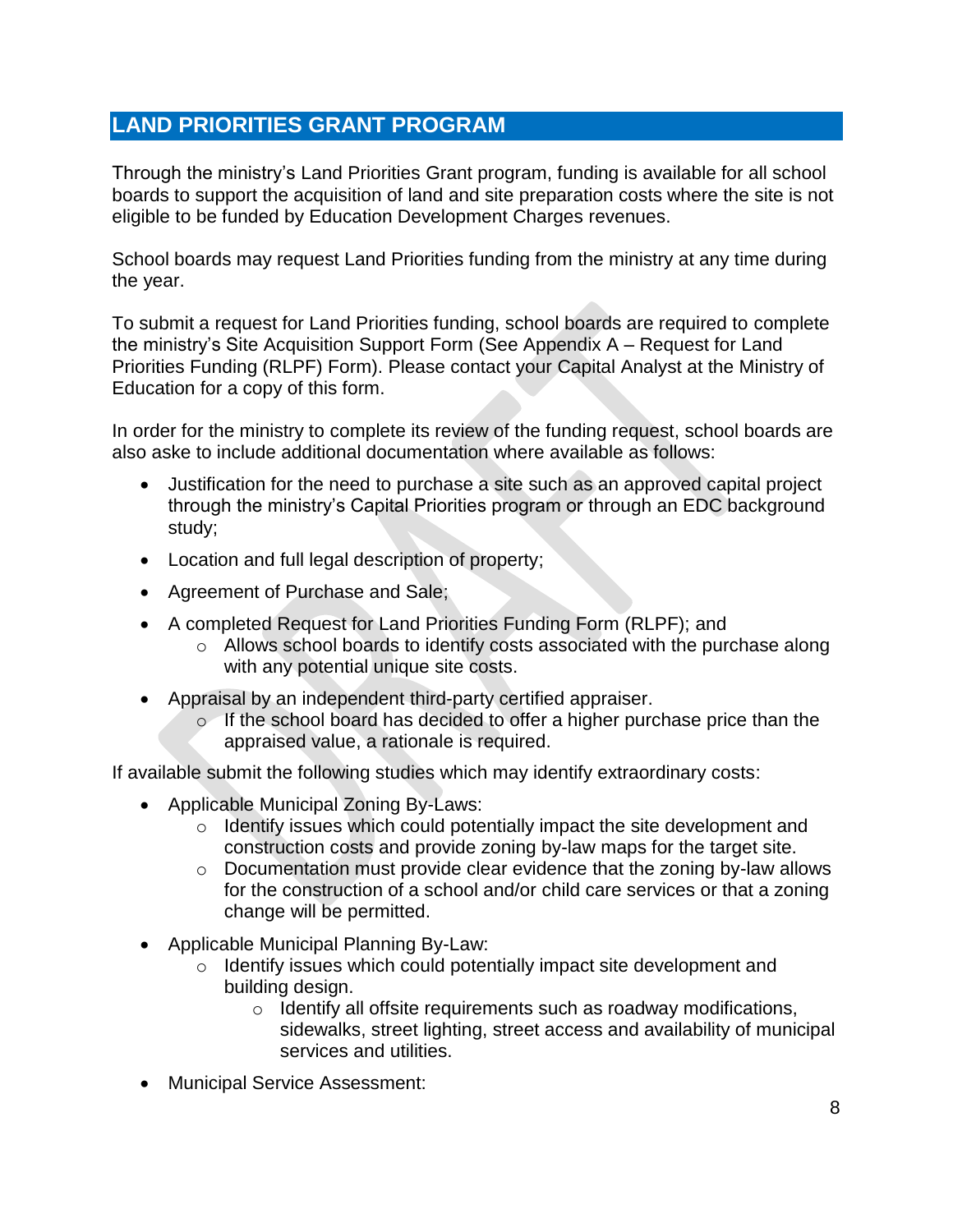## LAND PRIORITIES GRANT PROGRAM

Through the ministry's Land Priorities Grant program, funding is available for all school boards to support the acquisition of land and site preparation costs where the site is not eligible to be funded by Education Development Charges revenues.

School boards may request Land Priorities funding from the ministry at any time during the year.

To submit a request for Land Priorities funding, school boards are required to complete the ministry's Site Acquisition Support Form (See Appendix A – Request for Land Priorities Funding (RLPF) Form). Please contact your Capital Analyst at the Ministry of Education for a copy of this form.

In order for the ministry to complete its review of the funding request, school boards are also aske to include additional documentation where available as follows:

- Justification for the need to purchase a site such as an approved capital project through the ministry's Capital Priorities program or through an EDC background study;
- Location and full legal description of property;
- Agreement of Purchase and Sale;
- A completed Request for Land Priorities Funding Form (RLPF); and
  - Allows school boards to identify costs associated with the purchase along with any potential unique site costs.
- Appraisal by an independent third-party certified appraiser.
  - If the school board has decided to offer a higher purchase price than the appraised value, a rationale is required.

If available submit the following studies which may identify extraordinary costs:

- Applicable Municipal Zoning By-Laws:
  - Identify issues which could potentially impact the site development and construction costs and provide zoning by-law maps for the target site.
  - Documentation must provide clear evidence that the zoning by-law allows for the construction of a school and/or child care services or that a zoning change will be permitted.
- Applicable Municipal Planning By-Law:
  - Identify issues which could potentially impact site development and building design.
    - Identify all offsite requirements such as roadway modifications, sidewalks, street lighting, street access and availability of municipal services and utilities.
- Municipal Service Assessment: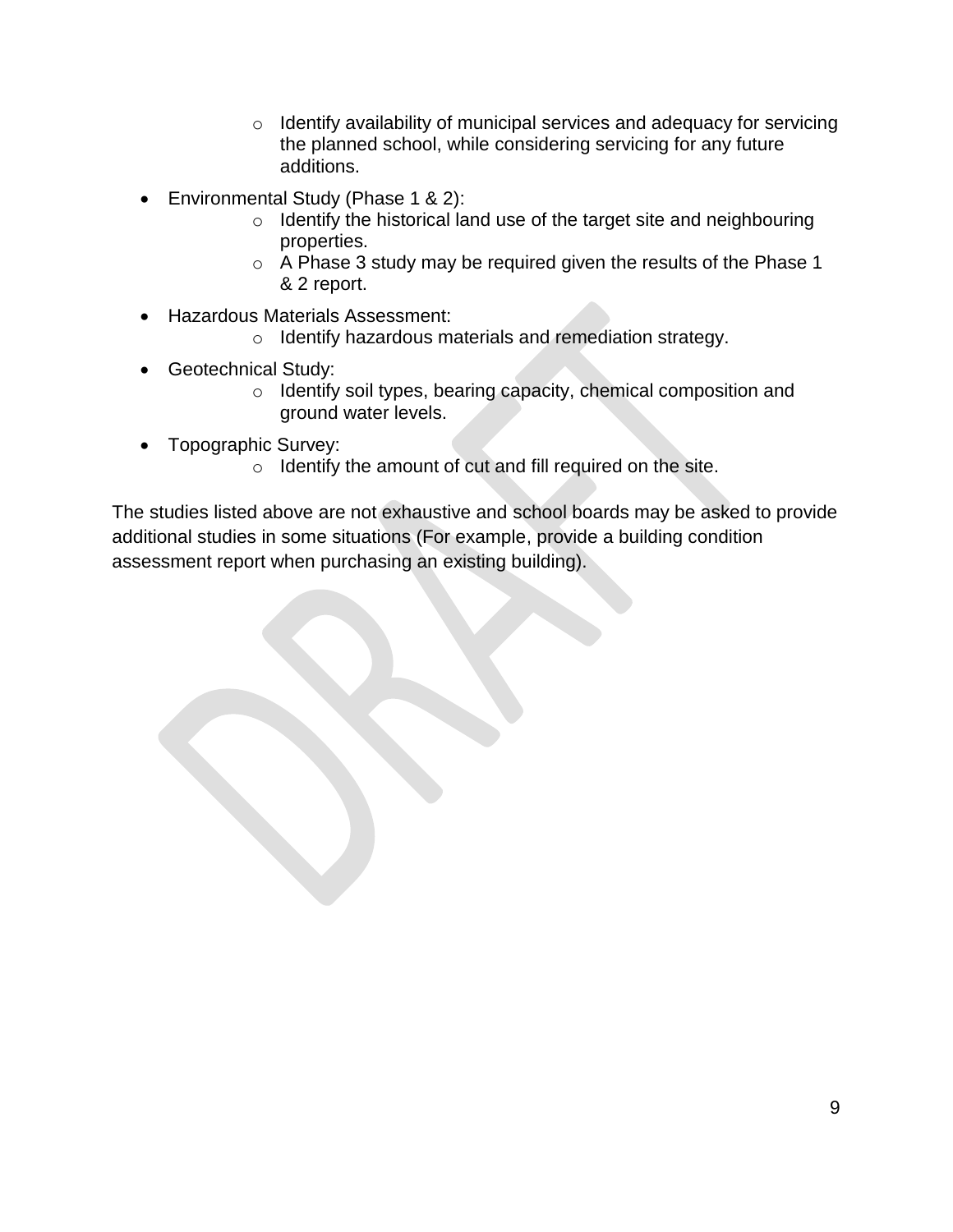- Identify availability of municipal services and adequacy for servicing the planned school, while considering servicing for any future additions.

- Environmental Study (Phase 1 & 2):
    - Identify the historical land use of the target site and neighbouring properties.
    - A Phase 3 study may be required given the results of the Phase 1 & 2 report.

- Hazardous Materials Assessment:
    - Identify hazardous materials and remediation strategy.

- Geotechnical Study:
    - Identify soil types, bearing capacity, chemical composition and ground water levels.

- Topographic Survey:
    - Identify the amount of cut and fill required on the site.

The studies listed above are not exhaustive and school boards may be asked to provide additional studies in some situations (For example, provide a building condition assessment report when purchasing an existing building).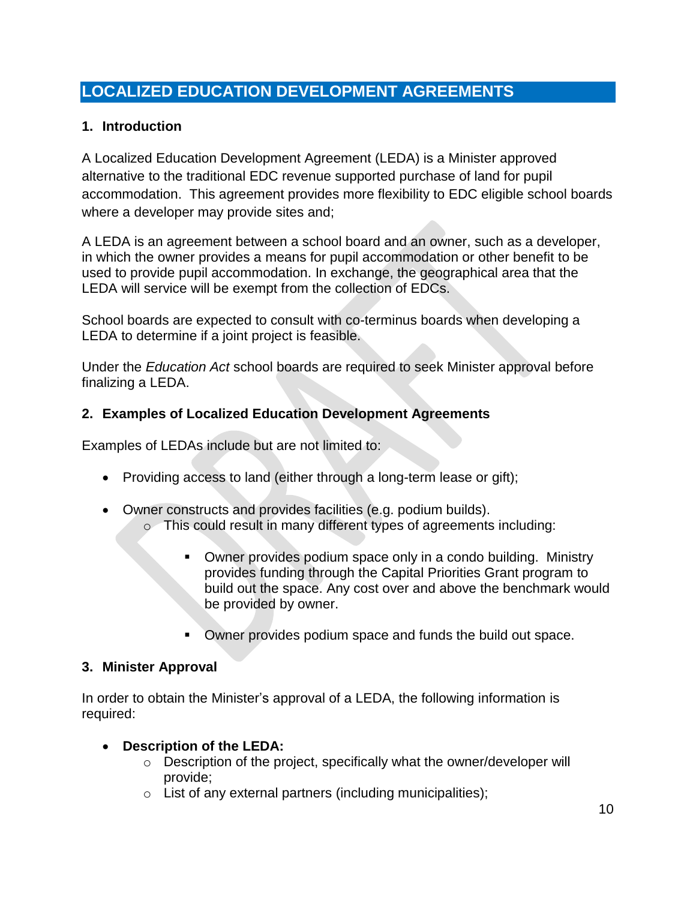# LOCALIZED EDUCATION DEVELOPMENT AGREEMENTS

## 1. Introduction

A Localized Education Development Agreement (LEDA) is a Minister approved alternative to the traditional EDC revenue supported purchase of land for pupil accommodation. This agreement provides more flexibility to EDC eligible school boards where a developer may provide sites and;

A LEDA is an agreement between a school board and an owner, such as a developer, in which the owner provides a means for pupil accommodation or other benefit to be used to provide pupil accommodation. In exchange, the geographical area that the LEDA will service will be exempt from the collection of EDCs.

School boards are expected to consult with co-terminus boards when developing a LEDA to determine if a joint project is feasible.

Under the *Education Act* school boards are required to seek Minister approval before finalizing a LEDA.

## 2. Examples of Localized Education Development Agreements

Examples of LEDAs include but are not limited to:

- Providing access to land (either through a long-term lease or gift);
- Owner constructs and provides facilities (e.g. podium builds).
  - This could result in many different types of agreements including:
    - Owner provides podium space only in a condo building. Ministry provides funding through the Capital Priorities Grant program to build out the space. Any cost over and above the benchmark would be provided by owner.
    - Owner provides podium space and funds the build out space.

## 3. Minister Approval

In order to obtain the Minister's approval of a LEDA, the following information is required:

- **Description of the LEDA:**
  - Description of the project, specifically what the owner/developer will provide;
  - List of any external partners (including municipalities);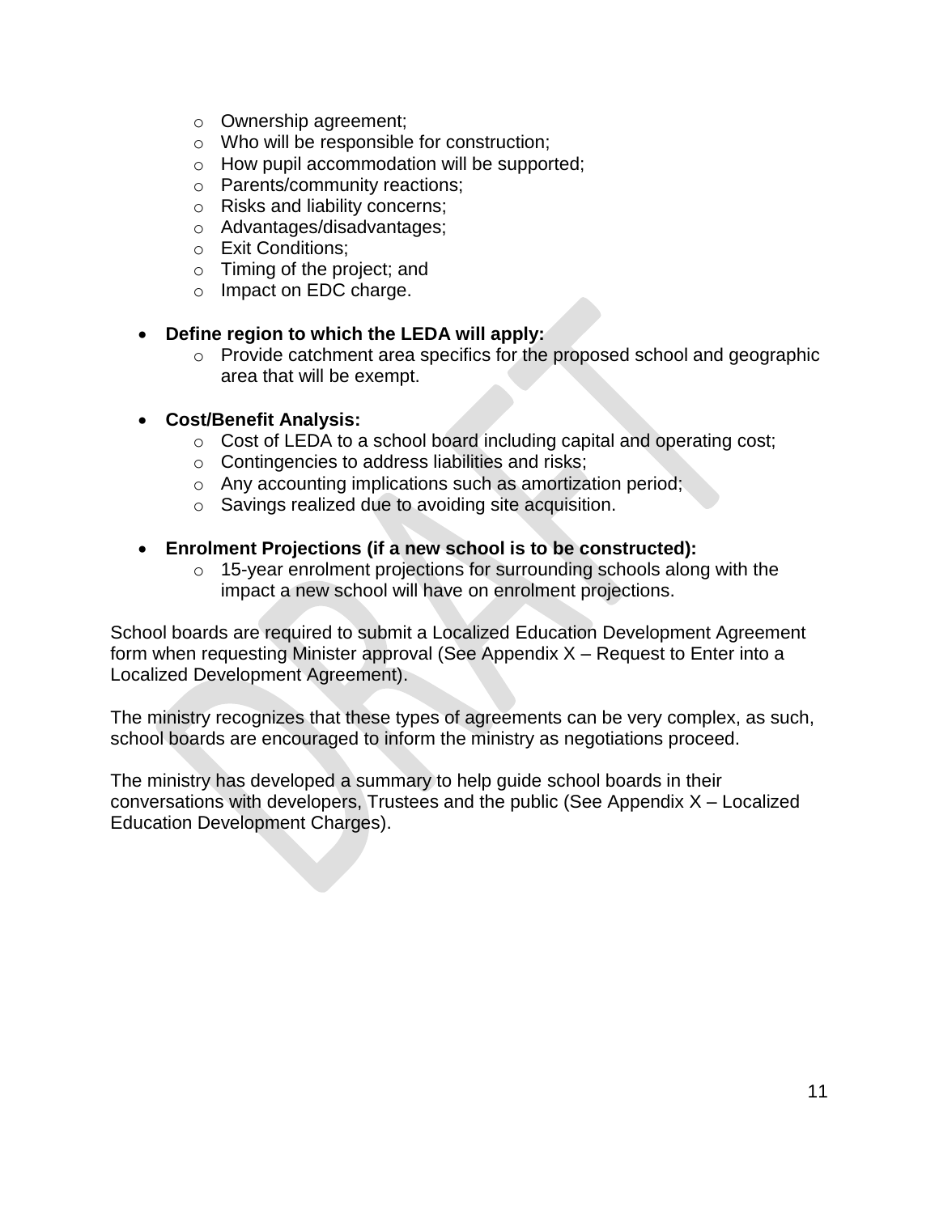- Ownership agreement;
  - Who will be responsible for construction;
  - How pupil accommodation will be supported;
  - Parents/community reactions;
  - Risks and liability concerns;
  - Advantages/disadvantages;
  - Exit Conditions;
  - Timing of the project; and
  - Impact on EDC charge.

- **Define region to which the LEDA will apply:**
  - Provide catchment area specifics for the proposed school and geographic area that will be exempt.

- **Cost/Benefit Analysis:**
  - Cost of LEDA to a school board including capital and operating cost;
  - Contingencies to address liabilities and risks;
  - Any accounting implications such as amortization period;
  - Savings realized due to avoiding site acquisition.

- **Enrolment Projections (if a new school is to be constructed):**
  - 15-year enrolment projections for surrounding schools along with the impact a new school will have on enrolment projections.

School boards are required to submit a Localized Education Development Agreement form when requesting Minister approval (See Appendix X – Request to Enter into a Localized Development Agreement).

The ministry recognizes that these types of agreements can be very complex, as such, school boards are encouraged to inform the ministry as negotiations proceed.

The ministry has developed a summary to help guide school boards in their conversations with developers, Trustees and the public (See Appendix X – Localized Education Development Charges).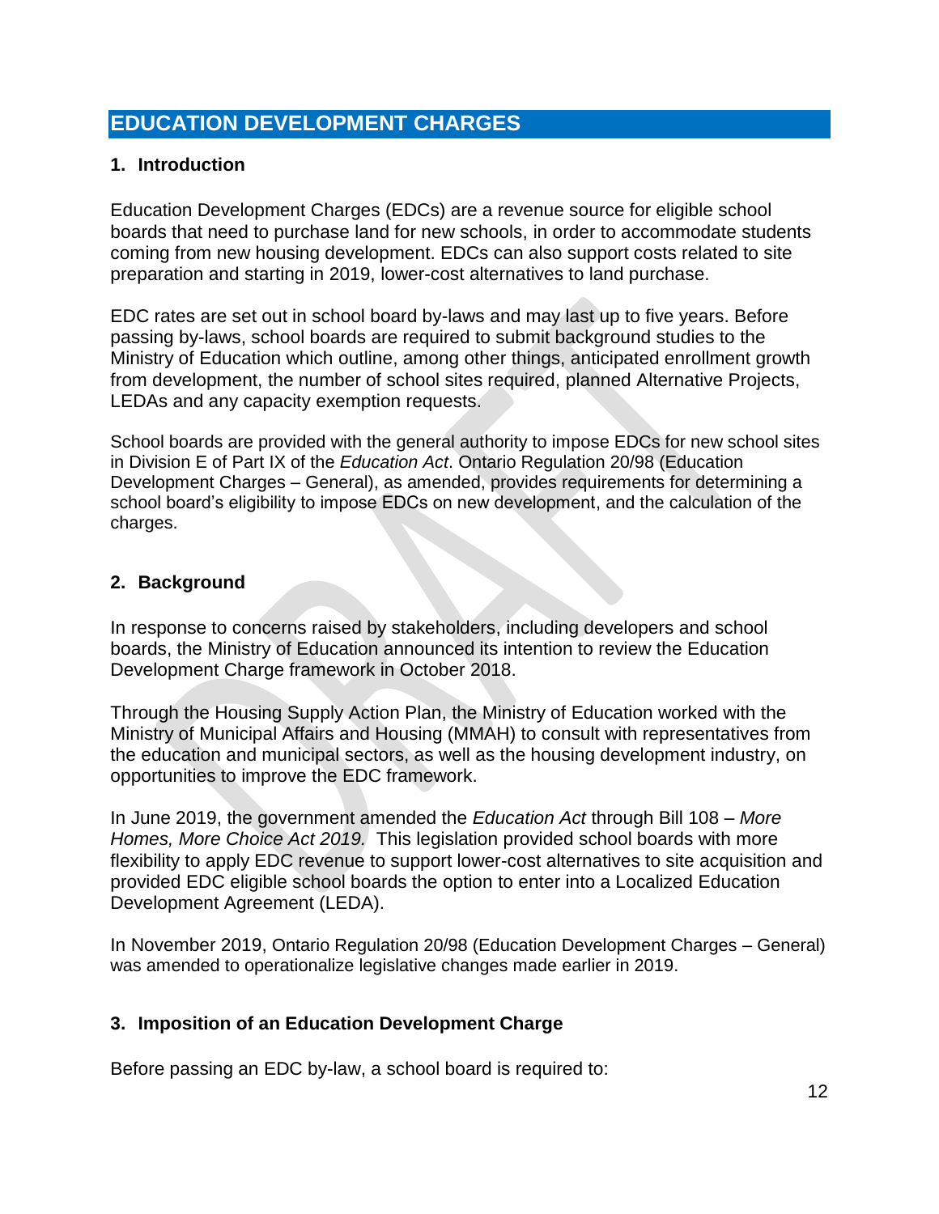# EDUCATION DEVELOPMENT CHARGES

## 1. Introduction

Education Development Charges (EDCs) are a revenue source for eligible school boards that need to purchase land for new schools, in order to accommodate students coming from new housing development. EDCs can also support costs related to site preparation and starting in 2019, lower-cost alternatives to land purchase.

EDC rates are set out in school board by-laws and may last up to five years. Before passing by-laws, school boards are required to submit background studies to the Ministry of Education which outline, among other things, anticipated enrollment growth from development, the number of school sites required, planned Alternative Projects, LEDAs and any capacity exemption requests.

School boards are provided with the general authority to impose EDCs for new school sites in Division E of Part IX of the *Education Act*. Ontario Regulation 20/98 (Education Development Charges – General), as amended, provides requirements for determining a school board's eligibility to impose EDCs on new development, and the calculation of the charges.

## 2. Background

In response to concerns raised by stakeholders, including developers and school boards, the Ministry of Education announced its intention to review the Education Development Charge framework in October 2018.

Through the Housing Supply Action Plan, the Ministry of Education worked with the Ministry of Municipal Affairs and Housing (MMAH) to consult with representatives from the education and municipal sectors, as well as the housing development industry, on opportunities to improve the EDC framework.

In June 2019, the government amended the *Education Act* through Bill 108 – *More Homes, More Choice Act 2019.* This legislation provided school boards with more flexibility to apply EDC revenue to support lower-cost alternatives to site acquisition and provided EDC eligible school boards the option to enter into a Localized Education Development Agreement (LEDA).

In November 2019, Ontario Regulation 20/98 (Education Development Charges – General) was amended to operationalize legislative changes made earlier in 2019.

## 3. Imposition of an Education Development Charge

Before passing an EDC by-law, a school board is required to: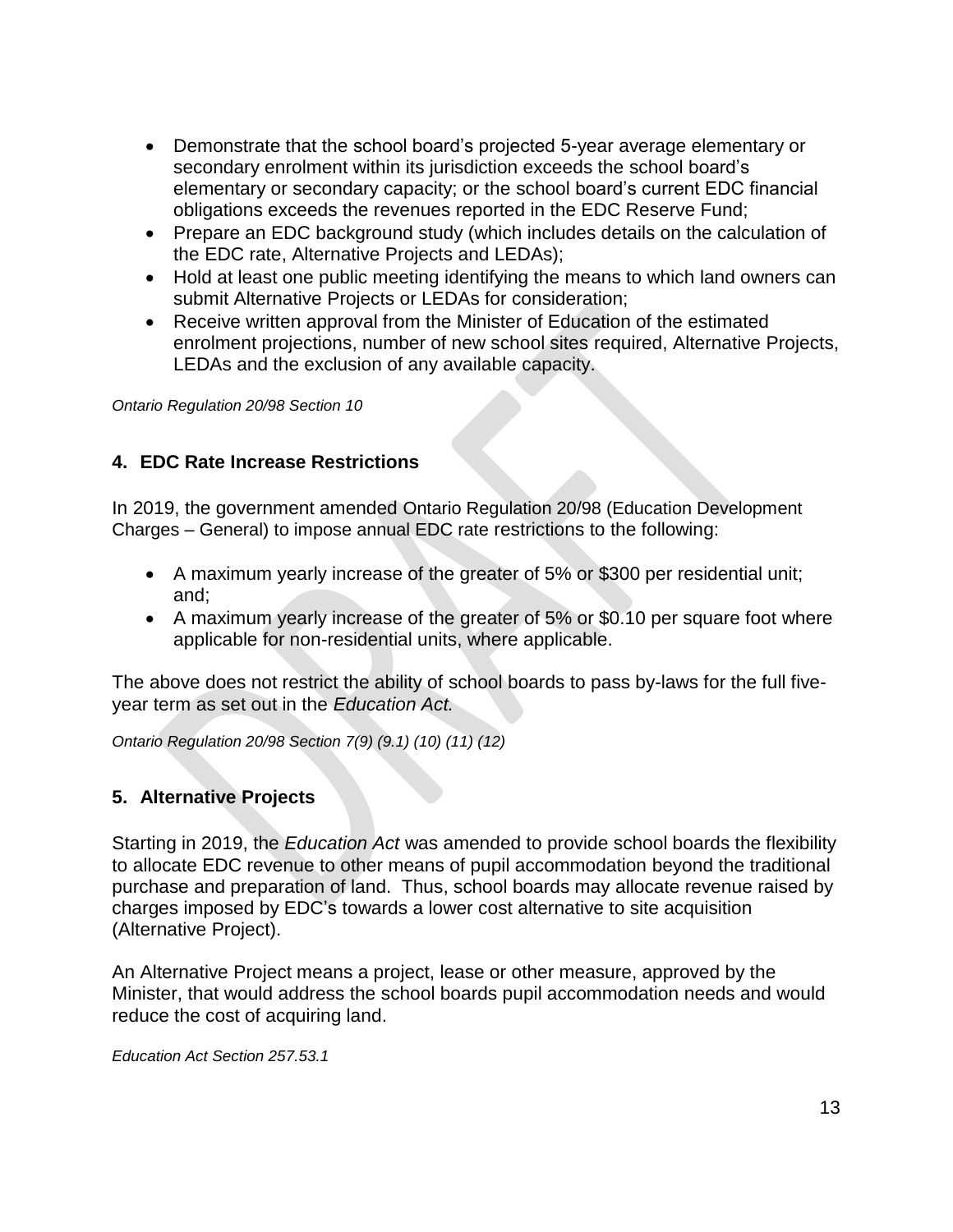- Demonstrate that the school board's projected 5-year average elementary or secondary enrolment within its jurisdiction exceeds the school board's elementary or secondary capacity; or the school board's current EDC financial obligations exceeds the revenues reported in the EDC Reserve Fund;
- Prepare an EDC background study (which includes details on the calculation of the EDC rate, Alternative Projects and LEDAs);
- Hold at least one public meeting identifying the means to which land owners can submit Alternative Projects or LEDAs for consideration;
- Receive written approval from the Minister of Education of the estimated enrolment projections, number of new school sites required, Alternative Projects, LEDAs and the exclusion of any available capacity.

*Ontario Regulation 20/98 Section 10*

## 4. EDC Rate Increase Restrictions

In 2019, the government amended Ontario Regulation 20/98 (Education Development Charges – General) to impose annual EDC rate restrictions to the following:

- A maximum yearly increase of the greater of 5% or $300 per residential unit; and;
- A maximum yearly increase of the greater of 5% or $0.10 per square foot where applicable for non-residential units, where applicable.

The above does not restrict the ability of school boards to pass by-laws for the full five-year term as set out in the *Education Act.*

*Ontario Regulation 20/98 Section 7(9) (9.1) (10) (11) (12)*

## 5. Alternative Projects

Starting in 2019, the *Education Act* was amended to provide school boards the flexibility to allocate EDC revenue to other means of pupil accommodation beyond the traditional purchase and preparation of land. Thus, school boards may allocate revenue raised by charges imposed by EDC's towards a lower cost alternative to site acquisition (Alternative Project).

An Alternative Project means a project, lease or other measure, approved by the Minister, that would address the school boards pupil accommodation needs and would reduce the cost of acquiring land.

*Education Act Section 257.53.1*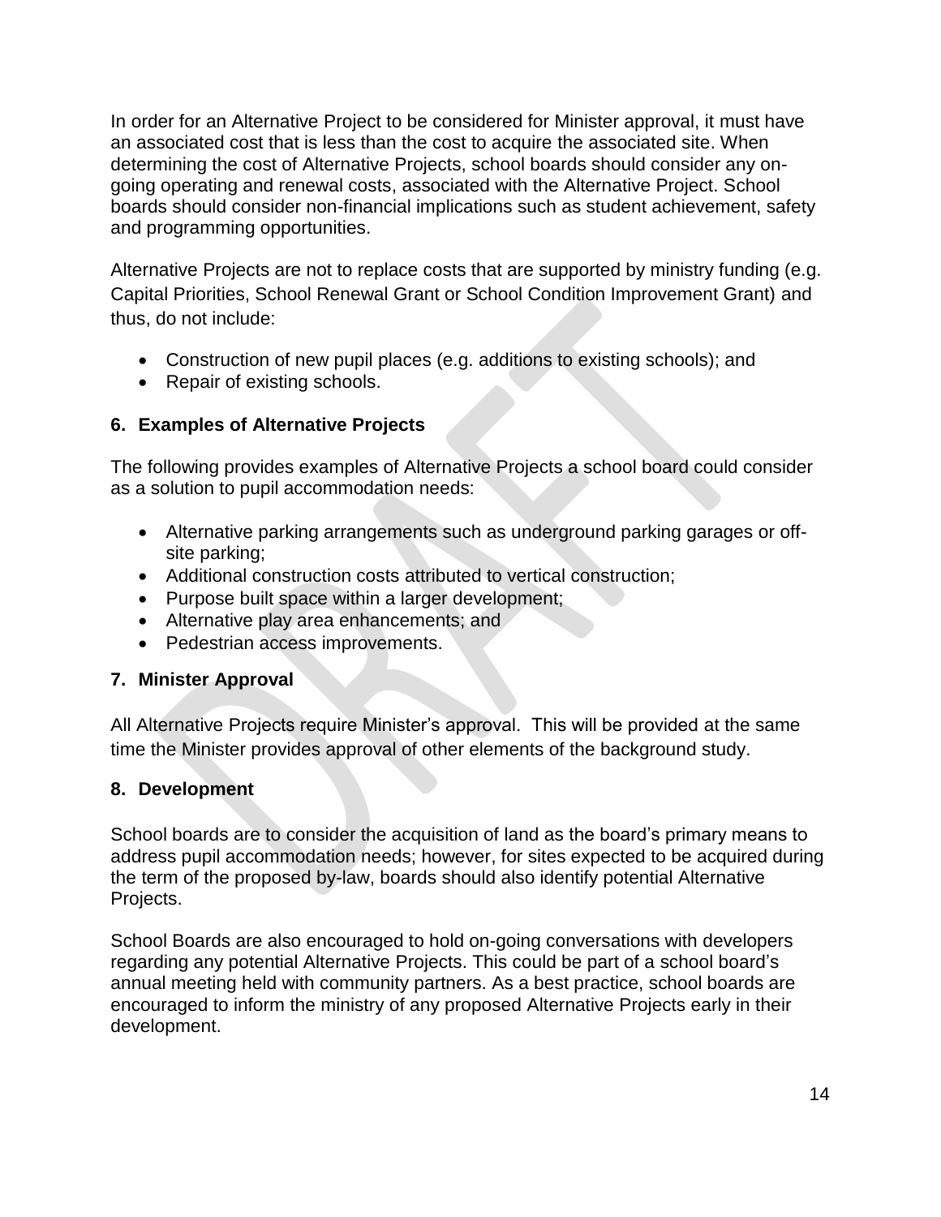In order for an Alternative Project to be considered for Minister approval, it must have an associated cost that is less than the cost to acquire the associated site. When determining the cost of Alternative Projects, school boards should consider any on-going operating and renewal costs, associated with the Alternative Project. School boards should consider non-financial implications such as student achievement, safety and programming opportunities.

Alternative Projects are not to replace costs that are supported by ministry funding (e.g. Capital Priorities, School Renewal Grant or School Condition Improvement Grant) and thus, do not include:

- Construction of new pupil places (e.g. additions to existing schools); and
- Repair of existing schools.

## 6. Examples of Alternative Projects

The following provides examples of Alternative Projects a school board could consider as a solution to pupil accommodation needs:

- Alternative parking arrangements such as underground parking garages or off-site parking;
- Additional construction costs attributed to vertical construction;
- Purpose built space within a larger development;
- Alternative play area enhancements; and
- Pedestrian access improvements.

## 7. Minister Approval

All Alternative Projects require Minister's approval. This will be provided at the same time the Minister provides approval of other elements of the background study.

## 8. Development

School boards are to consider the acquisition of land as the board's primary means to address pupil accommodation needs; however, for sites expected to be acquired during the term of the proposed by-law, boards should also identify potential Alternative Projects.

School Boards are also encouraged to hold on-going conversations with developers regarding any potential Alternative Projects. This could be part of a school board's annual meeting held with community partners. As a best practice, school boards are encouraged to inform the ministry of any proposed Alternative Projects early in their development.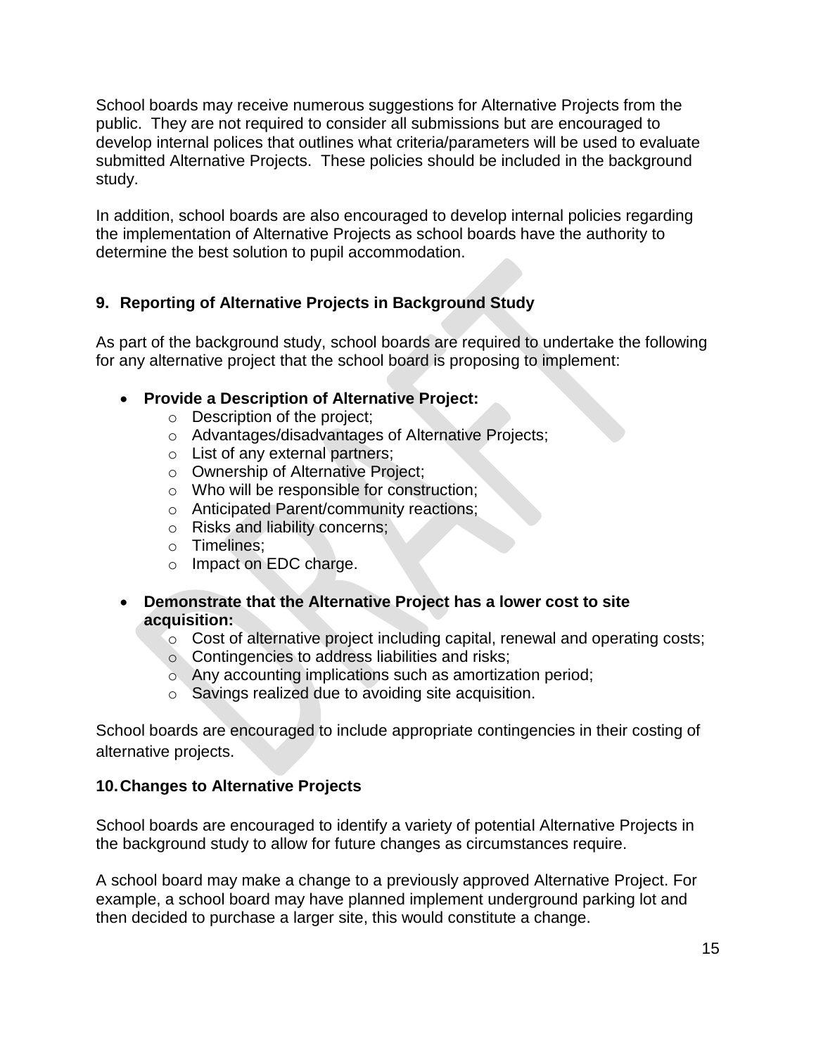School boards may receive numerous suggestions for Alternative Projects from the public. They are not required to consider all submissions but are encouraged to develop internal polices that outlines what criteria/parameters will be used to evaluate submitted Alternative Projects. These policies should be included in the background study.

In addition, school boards are also encouraged to develop internal policies regarding the implementation of Alternative Projects as school boards have the authority to determine the best solution to pupil accommodation.

## 9. Reporting of Alternative Projects in Background Study

As part of the background study, school boards are required to undertake the following for any alternative project that the school board is proposing to implement:

- **Provide a Description of Alternative Project:**
    - Description of the project;
    - Advantages/disadvantages of Alternative Projects;
    - List of any external partners;
    - Ownership of Alternative Project;
    - Who will be responsible for construction;
    - Anticipated Parent/community reactions;
    - Risks and liability concerns;
    - Timelines;
    - Impact on EDC charge.

- **Demonstrate that the Alternative Project has a lower cost to site acquisition:**
    - Cost of alternative project including capital, renewal and operating costs;
    - Contingencies to address liabilities and risks;
    - Any accounting implications such as amortization period;
    - Savings realized due to avoiding site acquisition.

School boards are encouraged to include appropriate contingencies in their costing of alternative projects.

## 10. Changes to Alternative Projects

School boards are encouraged to identify a variety of potential Alternative Projects in the background study to allow for future changes as circumstances require.

A school board may make a change to a previously approved Alternative Project. For example, a school board may have planned implement underground parking lot and then decided to purchase a larger site, this would constitute a change.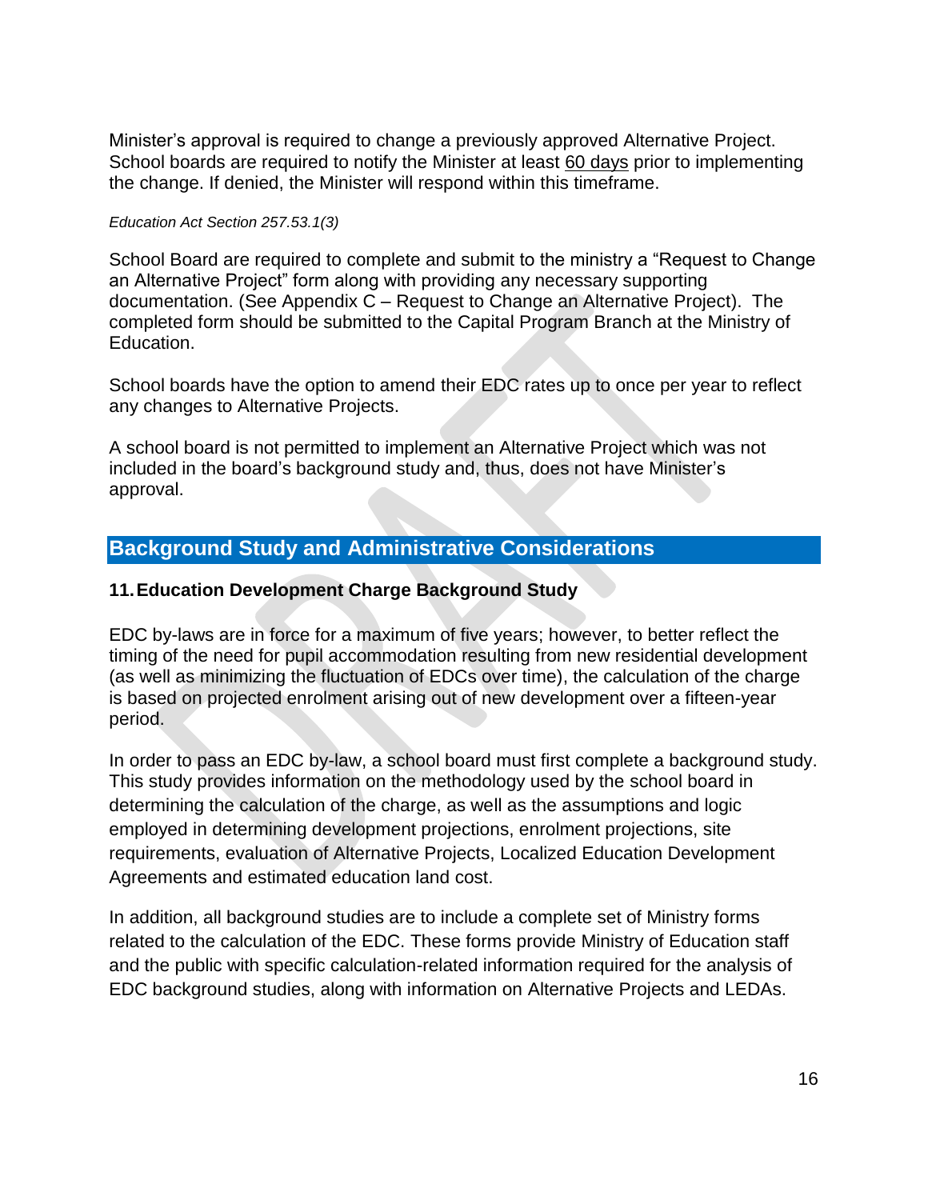Minister's approval is required to change a previously approved Alternative Project. School boards are required to notify the Minister at least 60 days prior to implementing the change. If denied, the Minister will respond within this timeframe.

*Education Act Section 257.53.1(3)*

School Board are required to complete and submit to the ministry a "Request to Change an Alternative Project" form along with providing any necessary supporting documentation. (See Appendix C – Request to Change an Alternative Project). The completed form should be submitted to the Capital Program Branch at the Ministry of Education.

School boards have the option to amend their EDC rates up to once per year to reflect any changes to Alternative Projects.

A school board is not permitted to implement an Alternative Project which was not included in the board's background study and, thus, does not have Minister's approval.

## Background Study and Administrative Considerations

### 11. Education Development Charge Background Study

EDC by-laws are in force for a maximum of five years; however, to better reflect the timing of the need for pupil accommodation resulting from new residential development (as well as minimizing the fluctuation of EDCs over time), the calculation of the charge is based on projected enrolment arising out of new development over a fifteen-year period.

In order to pass an EDC by-law, a school board must first complete a background study. This study provides information on the methodology used by the school board in determining the calculation of the charge, as well as the assumptions and logic employed in determining development projections, enrolment projections, site requirements, evaluation of Alternative Projects, Localized Education Development Agreements and estimated education land cost.

In addition, all background studies are to include a complete set of Ministry forms related to the calculation of the EDC. These forms provide Ministry of Education staff and the public with specific calculation-related information required for the analysis of EDC background studies, along with information on Alternative Projects and LEDAs.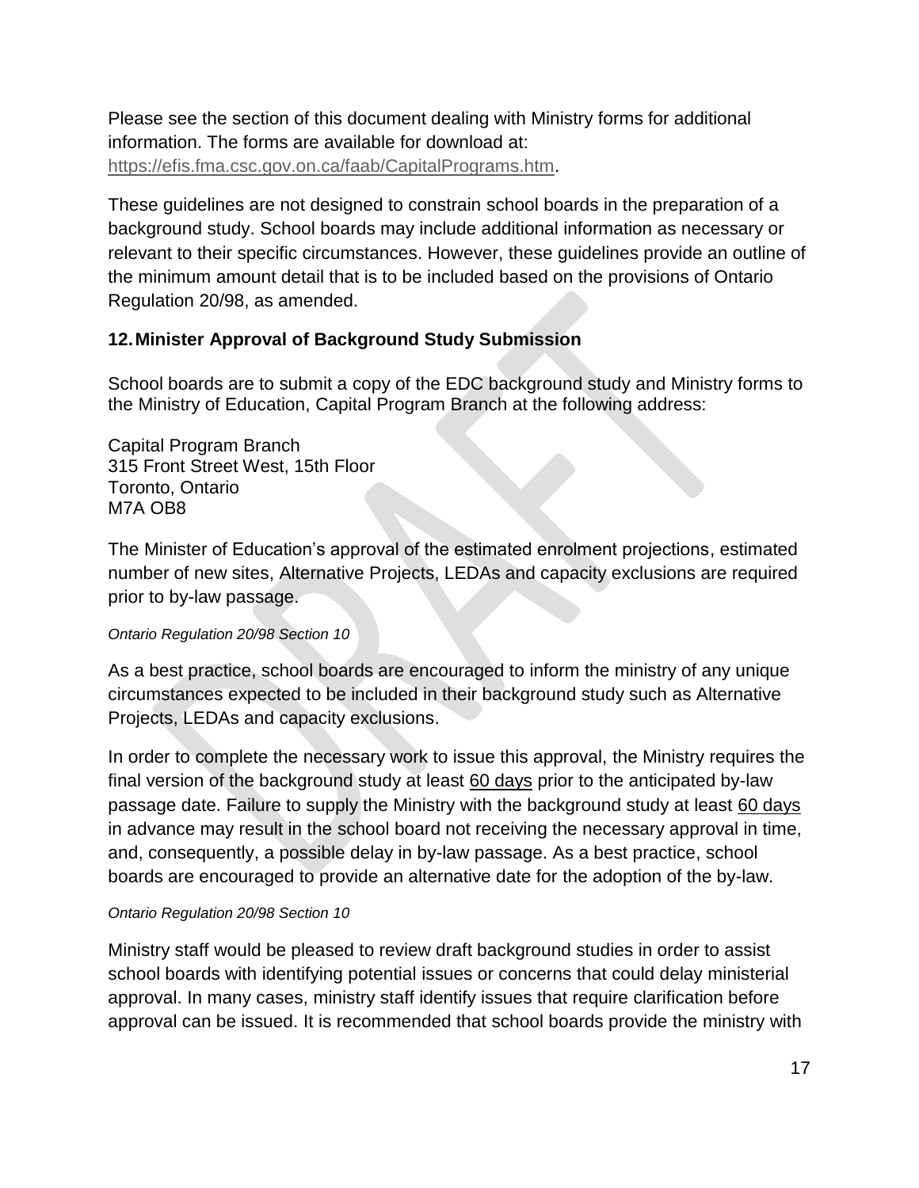Please see the section of this document dealing with Ministry forms for additional information. The forms are available for download at: https://efis.fma.csc.gov.on.ca/faab/CapitalPrograms.htm.

These guidelines are not designed to constrain school boards in the preparation of a background study. School boards may include additional information as necessary or relevant to their specific circumstances. However, these guidelines provide an outline of the minimum amount detail that is to be included based on the provisions of Ontario Regulation 20/98, as amended.

## 12. Minister Approval of Background Study Submission

School boards are to submit a copy of the EDC background study and Ministry forms to the Ministry of Education, Capital Program Branch at the following address:

Capital Program Branch
315 Front Street West, 15th Floor
Toronto, Ontario
M7A OB8

The Minister of Education's approval of the estimated enrolment projections, estimated number of new sites, Alternative Projects, LEDAs and capacity exclusions are required prior to by-law passage.

*Ontario Regulation 20/98 Section 10*

As a best practice, school boards are encouraged to inform the ministry of any unique circumstances expected to be included in their background study such as Alternative Projects, LEDAs and capacity exclusions.

In order to complete the necessary work to issue this approval, the Ministry requires the final version of the background study at least <u>60 days</u> prior to the anticipated by-law passage date. Failure to supply the Ministry with the background study at least <u>60 days</u> in advance may result in the school board not receiving the necessary approval in time, and, consequently, a possible delay in by-law passage. As a best practice, school boards are encouraged to provide an alternative date for the adoption of the by-law.

*Ontario Regulation 20/98 Section 10*

Ministry staff would be pleased to review draft background studies in order to assist school boards with identifying potential issues or concerns that could delay ministerial approval. In many cases, ministry staff identify issues that require clarification before approval can be issued. It is recommended that school boards provide the ministry with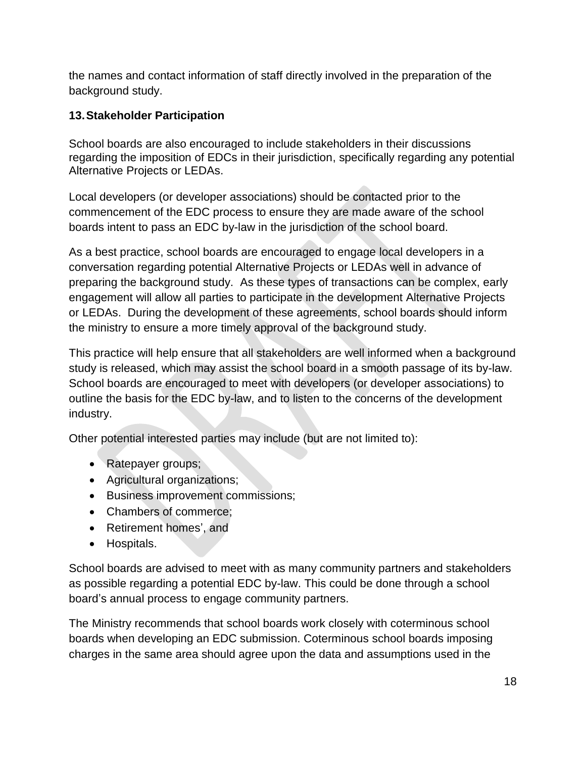the names and contact information of staff directly involved in the preparation of the background study.

## 13. Stakeholder Participation

School boards are also encouraged to include stakeholders in their discussions regarding the imposition of EDCs in their jurisdiction, specifically regarding any potential Alternative Projects or LEDAs.

Local developers (or developer associations) should be contacted prior to the commencement of the EDC process to ensure they are made aware of the school boards intent to pass an EDC by-law in the jurisdiction of the school board.

As a best practice, school boards are encouraged to engage local developers in a conversation regarding potential Alternative Projects or LEDAs well in advance of preparing the background study. As these types of transactions can be complex, early engagement will allow all parties to participate in the development Alternative Projects or LEDAs. During the development of these agreements, school boards should inform the ministry to ensure a more timely approval of the background study.

This practice will help ensure that all stakeholders are well informed when a background study is released, which may assist the school board in a smooth passage of its by-law. School boards are encouraged to meet with developers (or developer associations) to outline the basis for the EDC by-law, and to listen to the concerns of the development industry.

Other potential interested parties may include (but are not limited to):

- Ratepayer groups;
- Agricultural organizations;
- Business improvement commissions;
- Chambers of commerce;
- Retirement homes', and
- Hospitals.

School boards are advised to meet with as many community partners and stakeholders as possible regarding a potential EDC by-law. This could be done through a school board's annual process to engage community partners.

The Ministry recommends that school boards work closely with coterminous school boards when developing an EDC submission. Coterminous school boards imposing charges in the same area should agree upon the data and assumptions used in the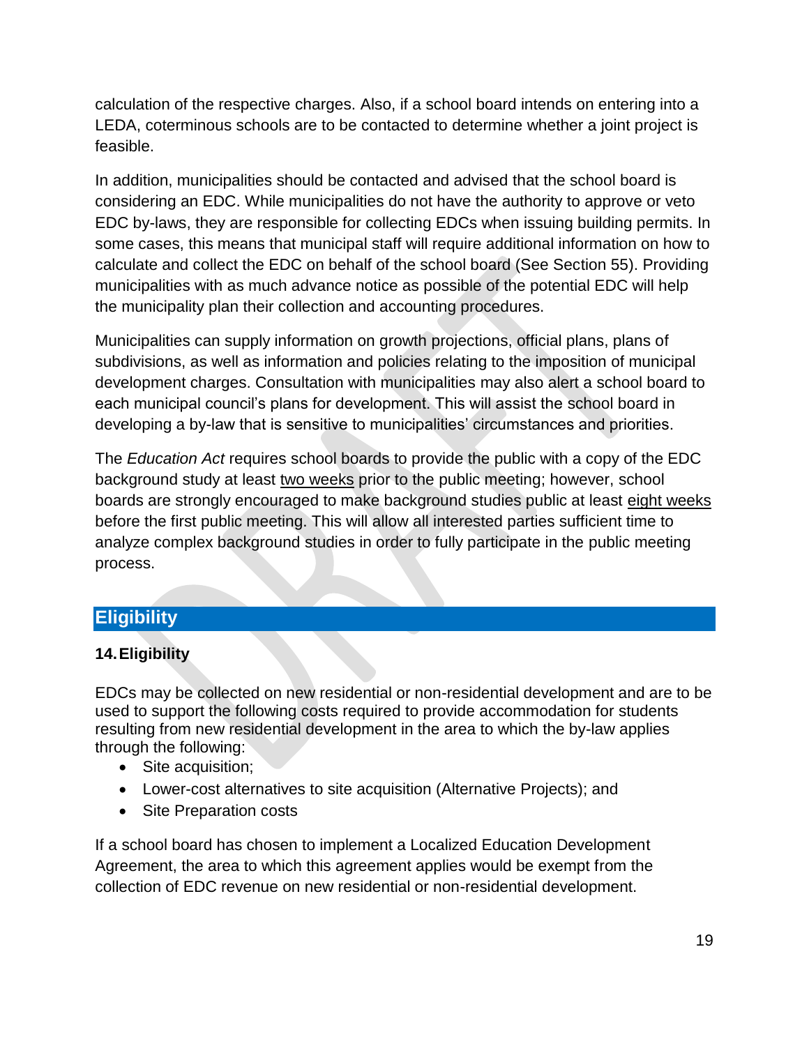calculation of the respective charges. Also, if a school board intends on entering into a LEDA, coterminous schools are to be contacted to determine whether a joint project is feasible.

In addition, municipalities should be contacted and advised that the school board is considering an EDC. While municipalities do not have the authority to approve or veto EDC by-laws, they are responsible for collecting EDCs when issuing building permits. In some cases, this means that municipal staff will require additional information on how to calculate and collect the EDC on behalf of the school board (See Section 55). Providing municipalities with as much advance notice as possible of the potential EDC will help the municipality plan their collection and accounting procedures.

Municipalities can supply information on growth projections, official plans, plans of subdivisions, as well as information and policies relating to the imposition of municipal development charges. Consultation with municipalities may also alert a school board to each municipal council's plans for development. This will assist the school board in developing a by-law that is sensitive to municipalities' circumstances and priorities.

The *Education Act* requires school boards to provide the public with a copy of the EDC background study at least two weeks prior to the public meeting; however, school boards are strongly encouraged to make background studies public at least eight weeks before the first public meeting. This will allow all interested parties sufficient time to analyze complex background studies in order to fully participate in the public meeting process.

## Eligibility

### 14. Eligibility

EDCs may be collected on new residential or non-residential development and are to be used to support the following costs required to provide accommodation for students resulting from new residential development in the area to which the by-law applies through the following:

- Site acquisition;
- Lower-cost alternatives to site acquisition (Alternative Projects); and
- Site Preparation costs

If a school board has chosen to implement a Localized Education Development Agreement, the area to which this agreement applies would be exempt from the collection of EDC revenue on new residential or non-residential development.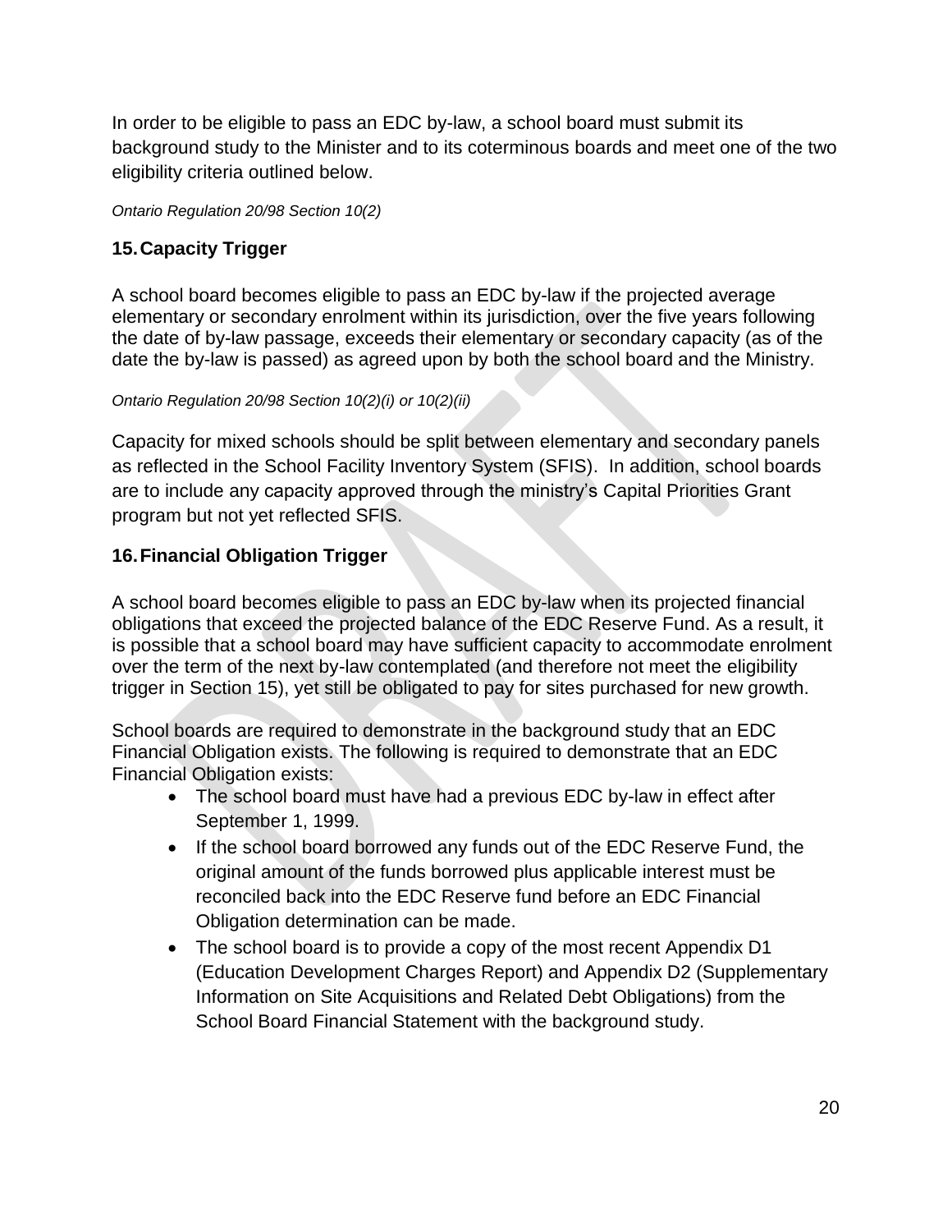In order to be eligible to pass an EDC by-law, a school board must submit its background study to the Minister and to its coterminous boards and meet one of the two eligibility criteria outlined below.

*Ontario Regulation 20/98 Section 10(2)*

## 15. Capacity Trigger

A school board becomes eligible to pass an EDC by-law if the projected average elementary or secondary enrolment within its jurisdiction, over the five years following the date of by-law passage, exceeds their elementary or secondary capacity (as of the date the by-law is passed) as agreed upon by both the school board and the Ministry.

*Ontario Regulation 20/98 Section 10(2)(i) or 10(2)(ii)*

Capacity for mixed schools should be split between elementary and secondary panels as reflected in the School Facility Inventory System (SFIS). In addition, school boards are to include any capacity approved through the ministry's Capital Priorities Grant program but not yet reflected SFIS.

## 16. Financial Obligation Trigger

A school board becomes eligible to pass an EDC by-law when its projected financial obligations that exceed the projected balance of the EDC Reserve Fund. As a result, it is possible that a school board may have sufficient capacity to accommodate enrolment over the term of the next by-law contemplated (and therefore not meet the eligibility trigger in Section 15), yet still be obligated to pay for sites purchased for new growth.

School boards are required to demonstrate in the background study that an EDC Financial Obligation exists. The following is required to demonstrate that an EDC Financial Obligation exists:

- The school board must have had a previous EDC by-law in effect after September 1, 1999.
- If the school board borrowed any funds out of the EDC Reserve Fund, the original amount of the funds borrowed plus applicable interest must be reconciled back into the EDC Reserve fund before an EDC Financial Obligation determination can be made.
- The school board is to provide a copy of the most recent Appendix D1 (Education Development Charges Report) and Appendix D2 (Supplementary Information on Site Acquisitions and Related Debt Obligations) from the School Board Financial Statement with the background study.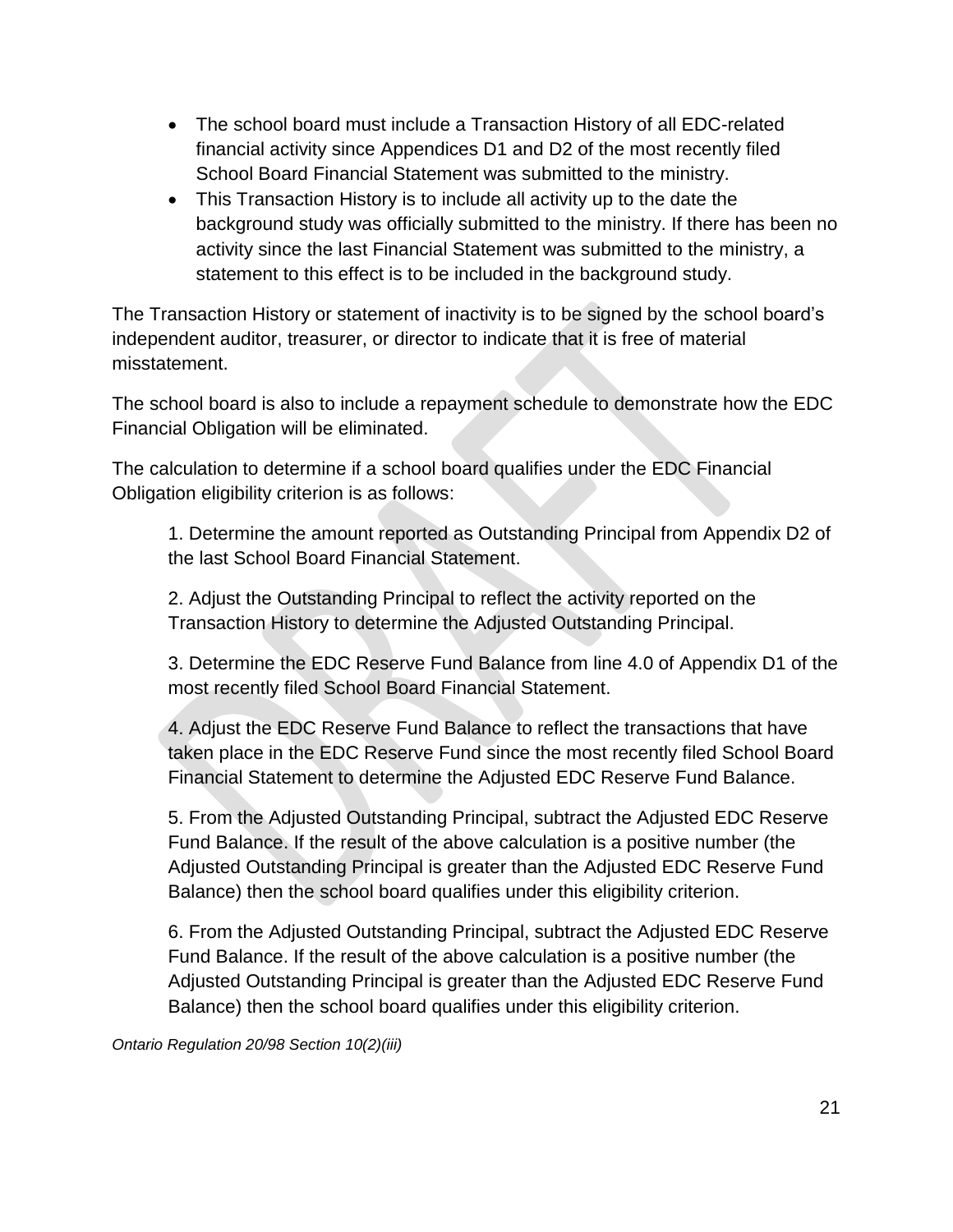- The school board must include a Transaction History of all EDC-related financial activity since Appendices D1 and D2 of the most recently filed School Board Financial Statement was submitted to the ministry.
- This Transaction History is to include all activity up to the date the background study was officially submitted to the ministry. If there has been no activity since the last Financial Statement was submitted to the ministry, a statement to this effect is to be included in the background study.

The Transaction History or statement of inactivity is to be signed by the school board's independent auditor, treasurer, or director to indicate that it is free of material misstatement.

The school board is also to include a repayment schedule to demonstrate how the EDC Financial Obligation will be eliminated.

The calculation to determine if a school board qualifies under the EDC Financial Obligation eligibility criterion is as follows:

1. Determine the amount reported as Outstanding Principal from Appendix D2 of the last School Board Financial Statement.

2. Adjust the Outstanding Principal to reflect the activity reported on the Transaction History to determine the Adjusted Outstanding Principal.

3. Determine the EDC Reserve Fund Balance from line 4.0 of Appendix D1 of the most recently filed School Board Financial Statement.

4. Adjust the EDC Reserve Fund Balance to reflect the transactions that have taken place in the EDC Reserve Fund since the most recently filed School Board Financial Statement to determine the Adjusted EDC Reserve Fund Balance.

5. From the Adjusted Outstanding Principal, subtract the Adjusted EDC Reserve Fund Balance. If the result of the above calculation is a positive number (the Adjusted Outstanding Principal is greater than the Adjusted EDC Reserve Fund Balance) then the school board qualifies under this eligibility criterion.

6. From the Adjusted Outstanding Principal, subtract the Adjusted EDC Reserve Fund Balance. If the result of the above calculation is a positive number (the Adjusted Outstanding Principal is greater than the Adjusted EDC Reserve Fund Balance) then the school board qualifies under this eligibility criterion.

*Ontario Regulation 20/98 Section 10(2)(iii)*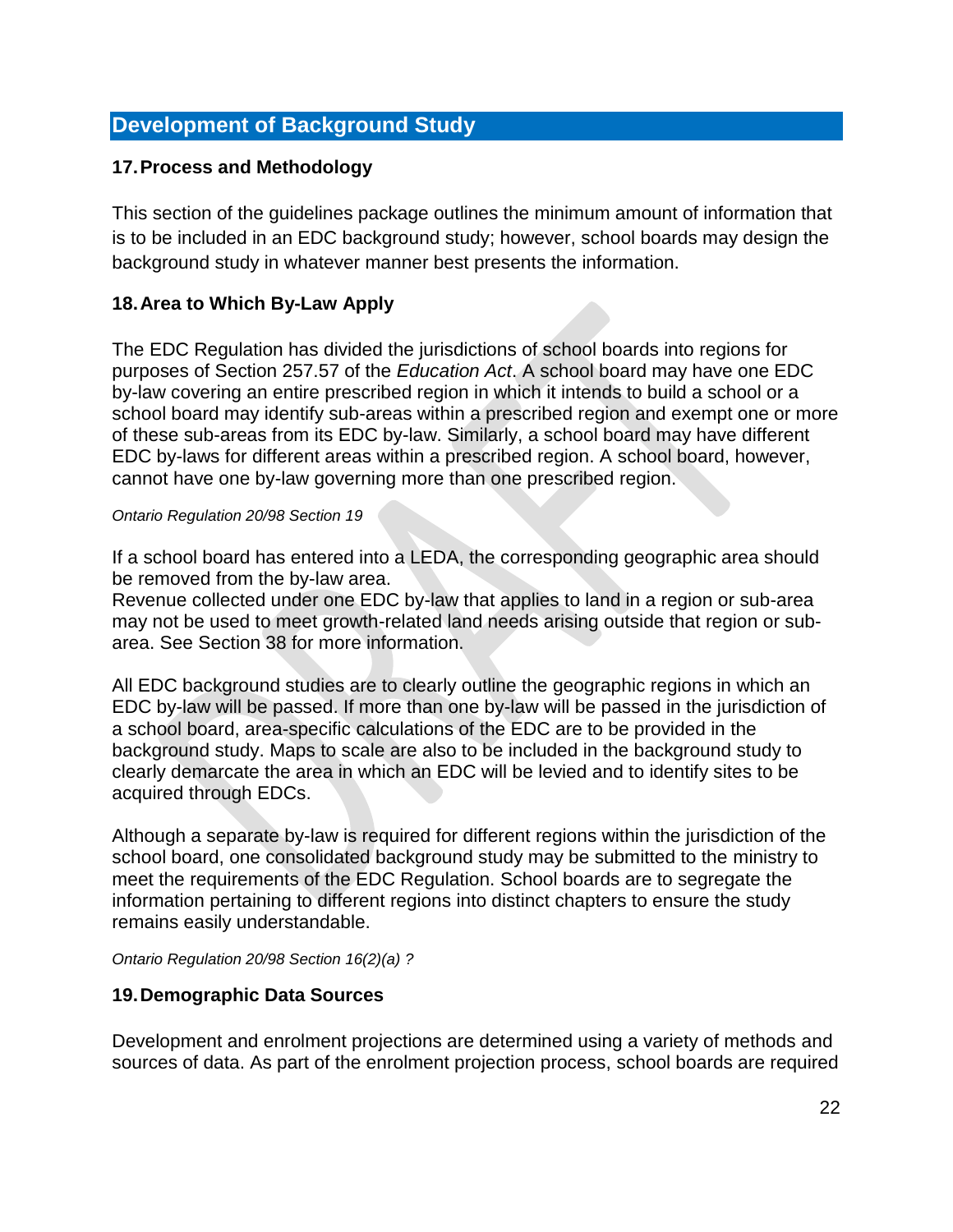## Development of Background Study

### 17. Process and Methodology

This section of the guidelines package outlines the minimum amount of information that is to be included in an EDC background study; however, school boards may design the background study in whatever manner best presents the information.

### 18. Area to Which By-Law Apply

The EDC Regulation has divided the jurisdictions of school boards into regions for purposes of Section 257.57 of the *Education Act*. A school board may have one EDC by-law covering an entire prescribed region in which it intends to build a school or a school board may identify sub-areas within a prescribed region and exempt one or more of these sub-areas from its EDC by-law. Similarly, a school board may have different EDC by-laws for different areas within a prescribed region. A school board, however, cannot have one by-law governing more than one prescribed region.

*Ontario Regulation 20/98 Section 19*

If a school board has entered into a LEDA, the corresponding geographic area should be removed from the by-law area.
Revenue collected under one EDC by-law that applies to land in a region or sub-area may not be used to meet growth-related land needs arising outside that region or sub-area. See Section 38 for more information.

All EDC background studies are to clearly outline the geographic regions in which an EDC by-law will be passed. If more than one by-law will be passed in the jurisdiction of a school board, area-specific calculations of the EDC are to be provided in the background study. Maps to scale are also to be included in the background study to clearly demarcate the area in which an EDC will be levied and to identify sites to be acquired through EDCs.

Although a separate by-law is required for different regions within the jurisdiction of the school board, one consolidated background study may be submitted to the ministry to meet the requirements of the EDC Regulation. School boards are to segregate the information pertaining to different regions into distinct chapters to ensure the study remains easily understandable.

*Ontario Regulation 20/98 Section 16(2)(a) ?*

### 19. Demographic Data Sources

Development and enrolment projections are determined using a variety of methods and sources of data. As part of the enrolment projection process, school boards are required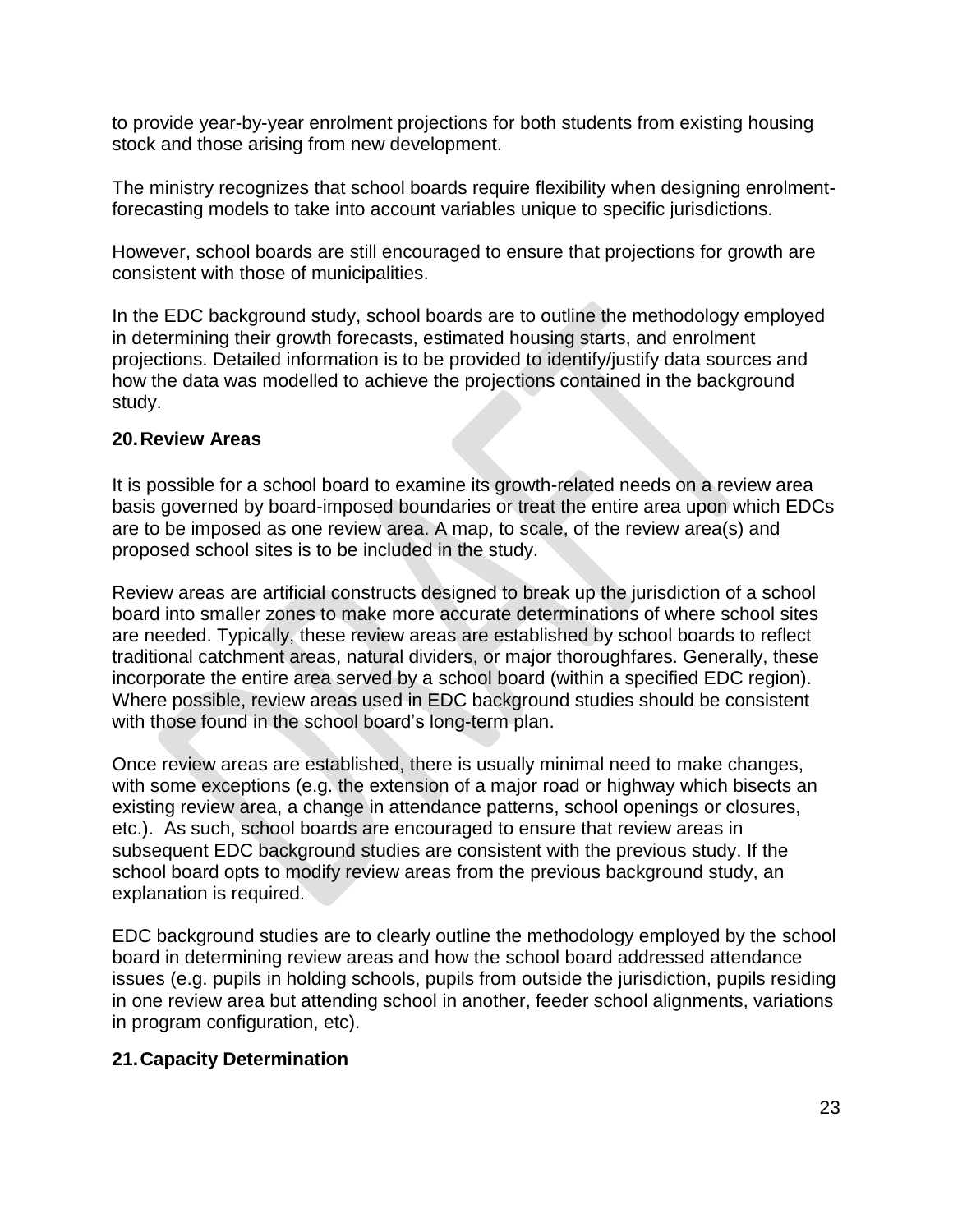to provide year-by-year enrolment projections for both students from existing housing stock and those arising from new development.

The ministry recognizes that school boards require flexibility when designing enrolment-forecasting models to take into account variables unique to specific jurisdictions.

However, school boards are still encouraged to ensure that projections for growth are consistent with those of municipalities.

In the EDC background study, school boards are to outline the methodology employed in determining their growth forecasts, estimated housing starts, and enrolment projections. Detailed information is to be provided to identify/justify data sources and how the data was modelled to achieve the projections contained in the background study.

## 20. Review Areas

It is possible for a school board to examine its growth-related needs on a review area basis governed by board-imposed boundaries or treat the entire area upon which EDCs are to be imposed as one review area. A map, to scale, of the review area(s) and proposed school sites is to be included in the study.

Review areas are artificial constructs designed to break up the jurisdiction of a school board into smaller zones to make more accurate determinations of where school sites are needed. Typically, these review areas are established by school boards to reflect traditional catchment areas, natural dividers, or major thoroughfares. Generally, these incorporate the entire area served by a school board (within a specified EDC region). Where possible, review areas used in EDC background studies should be consistent with those found in the school board's long-term plan.

Once review areas are established, there is usually minimal need to make changes, with some exceptions (e.g. the extension of a major road or highway which bisects an existing review area, a change in attendance patterns, school openings or closures, etc.). As such, school boards are encouraged to ensure that review areas in subsequent EDC background studies are consistent with the previous study. If the school board opts to modify review areas from the previous background study, an explanation is required.

EDC background studies are to clearly outline the methodology employed by the school board in determining review areas and how the school board addressed attendance issues (e.g. pupils in holding schools, pupils from outside the jurisdiction, pupils residing in one review area but attending school in another, feeder school alignments, variations in program configuration, etc).

## 21. Capacity Determination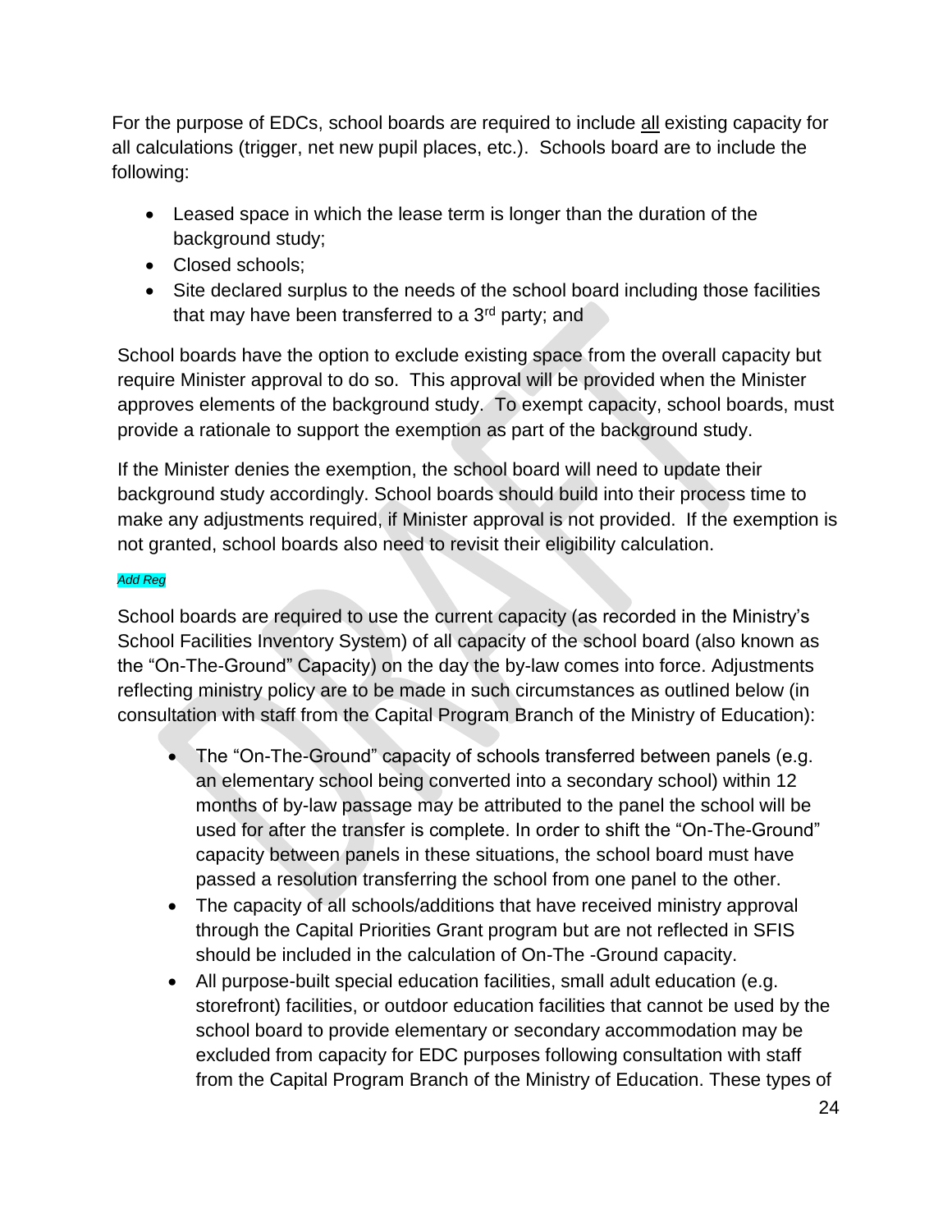For the purpose of EDCs, school boards are required to include <u>all</u> existing capacity for all calculations (trigger, net new pupil places, etc.). Schools board are to include the following:

- Leased space in which the lease term is longer than the duration of the background study;
- Closed schools;
- Site declared surplus to the needs of the school board including those facilities that may have been transferred to a 3rd party; and

School boards have the option to exclude existing space from the overall capacity but require Minister approval to do so. This approval will be provided when the Minister approves elements of the background study. To exempt capacity, school boards, must provide a rationale to support the exemption as part of the background study.

If the Minister denies the exemption, the school board will need to update their background study accordingly. School boards should build into their process time to make any adjustments required, if Minister approval is not provided. If the exemption is not granted, school boards also need to revisit their eligibility calculation.

*Add Reg*

School boards are required to use the current capacity (as recorded in the Ministry's School Facilities Inventory System) of all capacity of the school board (also known as the "On-The-Ground" Capacity) on the day the by-law comes into force. Adjustments reflecting ministry policy are to be made in such circumstances as outlined below (in consultation with staff from the Capital Program Branch of the Ministry of Education):

- The "On-The-Ground" capacity of schools transferred between panels (e.g. an elementary school being converted into a secondary school) within 12 months of by-law passage may be attributed to the panel the school will be used for after the transfer is complete. In order to shift the "On-The-Ground" capacity between panels in these situations, the school board must have passed a resolution transferring the school from one panel to the other.
- The capacity of all schools/additions that have received ministry approval through the Capital Priorities Grant program but are not reflected in SFIS should be included in the calculation of On-The -Ground capacity.
- All purpose-built special education facilities, small adult education (e.g. storefront) facilities, or outdoor education facilities that cannot be used by the school board to provide elementary or secondary accommodation may be excluded from capacity for EDC purposes following consultation with staff from the Capital Program Branch of the Ministry of Education. These types of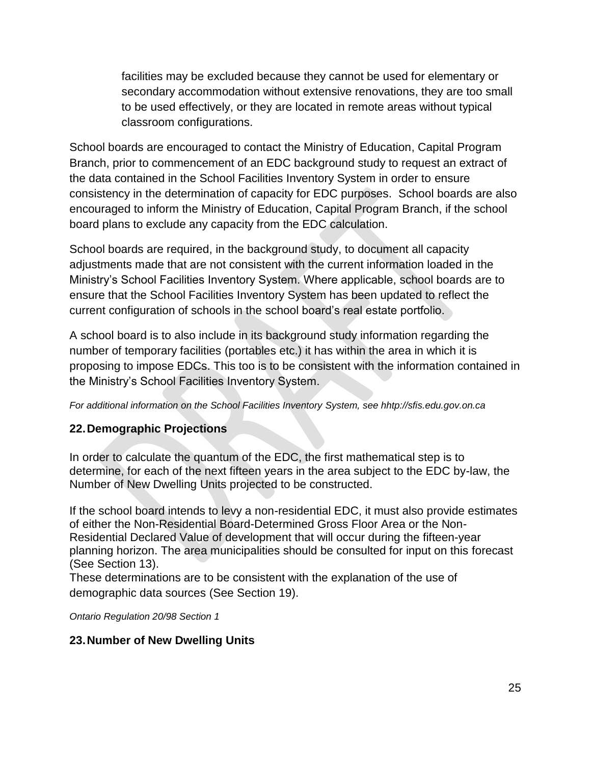facilities may be excluded because they cannot be used for elementary or secondary accommodation without extensive renovations, they are too small to be used effectively, or they are located in remote areas without typical classroom configurations.

School boards are encouraged to contact the Ministry of Education, Capital Program Branch, prior to commencement of an EDC background study to request an extract of the data contained in the School Facilities Inventory System in order to ensure consistency in the determination of capacity for EDC purposes. School boards are also encouraged to inform the Ministry of Education, Capital Program Branch, if the school board plans to exclude any capacity from the EDC calculation.

School boards are required, in the background study, to document all capacity adjustments made that are not consistent with the current information loaded in the Ministry's School Facilities Inventory System. Where applicable, school boards are to ensure that the School Facilities Inventory System has been updated to reflect the current configuration of schools in the school board's real estate portfolio.

A school board is to also include in its background study information regarding the number of temporary facilities (portables etc.) it has within the area in which it is proposing to impose EDCs. This too is to be consistent with the information contained in the Ministry's School Facilities Inventory System.

*For additional information on the School Facilities Inventory System, see hhtp://sfis.edu.gov.on.ca*

## 22. Demographic Projections

In order to calculate the quantum of the EDC, the first mathematical step is to determine, for each of the next fifteen years in the area subject to the EDC by-law, the Number of New Dwelling Units projected to be constructed.

If the school board intends to levy a non-residential EDC, it must also provide estimates of either the Non-Residential Board-Determined Gross Floor Area or the Non-Residential Declared Value of development that will occur during the fifteen-year planning horizon. The area municipalities should be consulted for input on this forecast (See Section 13).

These determinations are to be consistent with the explanation of the use of demographic data sources (See Section 19).

*Ontario Regulation 20/98 Section 1*

## 23. Number of New Dwelling Units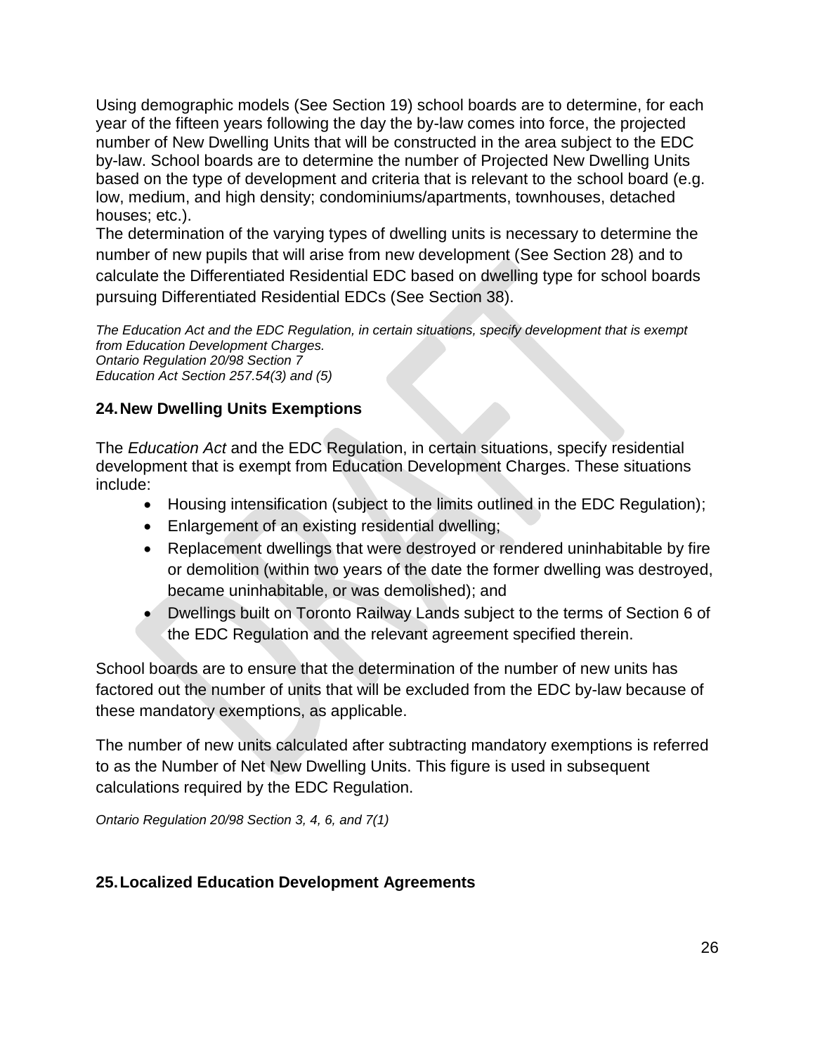Using demographic models (See Section 19) school boards are to determine, for each year of the fifteen years following the day the by-law comes into force, the projected number of New Dwelling Units that will be constructed in the area subject to the EDC by-law. School boards are to determine the number of Projected New Dwelling Units based on the type of development and criteria that is relevant to the school board (e.g. low, medium, and high density; condominiums/apartments, townhouses, detached houses; etc.).

The determination of the varying types of dwelling units is necessary to determine the number of new pupils that will arise from new development (See Section 28) and to calculate the Differentiated Residential EDC based on dwelling type for school boards pursuing Differentiated Residential EDCs (See Section 38).

*The Education Act and the EDC Regulation, in certain situations, specify development that is exempt from Education Development Charges.*
*Ontario Regulation 20/98 Section 7*
*Education Act Section 257.54(3) and (5)*

## 24. New Dwelling Units Exemptions

The *Education Act* and the EDC Regulation, in certain situations, specify residential development that is exempt from Education Development Charges. These situations include:

- Housing intensification (subject to the limits outlined in the EDC Regulation);
- Enlargement of an existing residential dwelling;
- Replacement dwellings that were destroyed or rendered uninhabitable by fire or demolition (within two years of the date the former dwelling was destroyed, became uninhabitable, or was demolished); and
- Dwellings built on Toronto Railway Lands subject to the terms of Section 6 of the EDC Regulation and the relevant agreement specified therein.

School boards are to ensure that the determination of the number of new units has factored out the number of units that will be excluded from the EDC by-law because of these mandatory exemptions, as applicable.

The number of new units calculated after subtracting mandatory exemptions is referred to as the Number of Net New Dwelling Units. This figure is used in subsequent calculations required by the EDC Regulation.

*Ontario Regulation 20/98 Section 3, 4, 6, and 7(1)*

## 25. Localized Education Development Agreements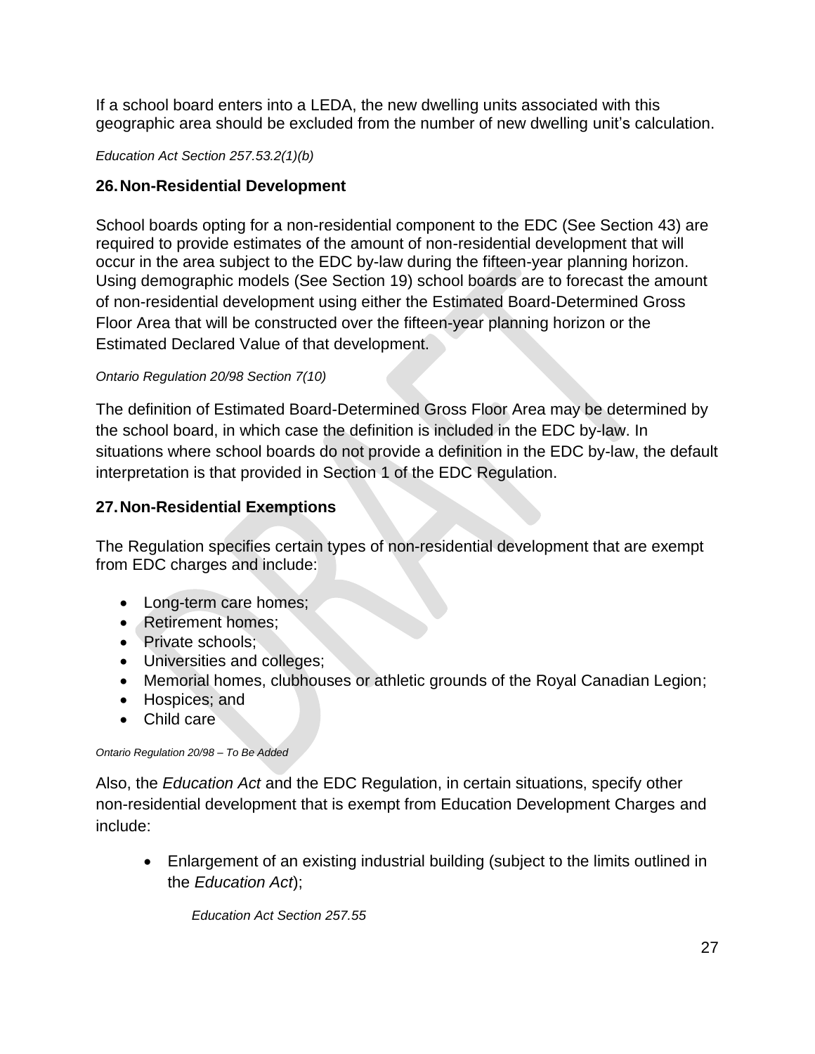If a school board enters into a LEDA, the new dwelling units associated with this geographic area should be excluded from the number of new dwelling unit's calculation.

*Education Act Section 257.53.2(1)(b)*

## 26. Non-Residential Development

School boards opting for a non-residential component to the EDC (See Section 43) are required to provide estimates of the amount of non-residential development that will occur in the area subject to the EDC by-law during the fifteen-year planning horizon. Using demographic models (See Section 19) school boards are to forecast the amount of non-residential development using either the Estimated Board-Determined Gross Floor Area that will be constructed over the fifteen-year planning horizon or the Estimated Declared Value of that development.

*Ontario Regulation 20/98 Section 7(10)*

The definition of Estimated Board-Determined Gross Floor Area may be determined by the school board, in which case the definition is included in the EDC by-law. In situations where school boards do not provide a definition in the EDC by-law, the default interpretation is that provided in Section 1 of the EDC Regulation.

## 27. Non-Residential Exemptions

The Regulation specifies certain types of non-residential development that are exempt from EDC charges and include:

- Long-term care homes;
- Retirement homes;
- Private schools;
- Universities and colleges;
- Memorial homes, clubhouses or athletic grounds of the Royal Canadian Legion;
- Hospices; and
- Child care

*Ontario Regulation 20/98 – To Be Added*

Also, the *Education Act* and the EDC Regulation, in certain situations, specify other non-residential development that is exempt from Education Development Charges and include:

- Enlargement of an existing industrial building (subject to the limits outlined in the *Education Act*);

  *Education Act Section 257.55*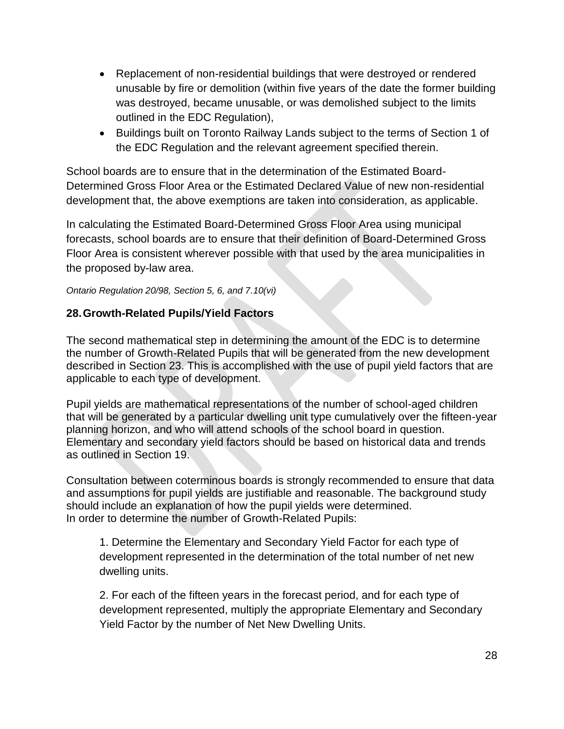- Replacement of non-residential buildings that were destroyed or rendered unusable by fire or demolition (within five years of the date the former building was destroyed, became unusable, or was demolished subject to the limits outlined in the EDC Regulation),
- Buildings built on Toronto Railway Lands subject to the terms of Section 1 of the EDC Regulation and the relevant agreement specified therein.

School boards are to ensure that in the determination of the Estimated Board-Determined Gross Floor Area or the Estimated Declared Value of new non-residential development that, the above exemptions are taken into consideration, as applicable.

In calculating the Estimated Board-Determined Gross Floor Area using municipal forecasts, school boards are to ensure that their definition of Board-Determined Gross Floor Area is consistent wherever possible with that used by the area municipalities in the proposed by-law area.

*Ontario Regulation 20/98, Section 5, 6, and 7.10(vi)*

## 28. Growth-Related Pupils/Yield Factors

The second mathematical step in determining the amount of the EDC is to determine the number of Growth-Related Pupils that will be generated from the new development described in Section 23. This is accomplished with the use of pupil yield factors that are applicable to each type of development.

Pupil yields are mathematical representations of the number of school-aged children that will be generated by a particular dwelling unit type cumulatively over the fifteen-year planning horizon, and who will attend schools of the school board in question. Elementary and secondary yield factors should be based on historical data and trends as outlined in Section 19.

Consultation between coterminous boards is strongly recommended to ensure that data and assumptions for pupil yields are justifiable and reasonable. The background study should include an explanation of how the pupil yields were determined.
In order to determine the number of Growth-Related Pupils:

1. Determine the Elementary and Secondary Yield Factor for each type of development represented in the determination of the total number of net new dwelling units.

2. For each of the fifteen years in the forecast period, and for each type of development represented, multiply the appropriate Elementary and Secondary Yield Factor by the number of Net New Dwelling Units.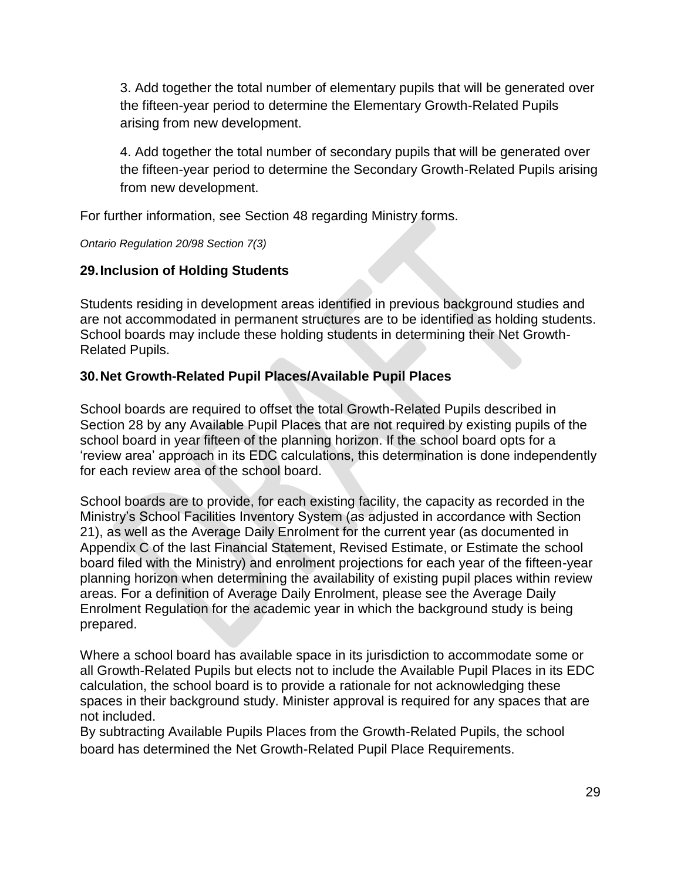3. Add together the total number of elementary pupils that will be generated over the fifteen-year period to determine the Elementary Growth-Related Pupils arising from new development.

4. Add together the total number of secondary pupils that will be generated over the fifteen-year period to determine the Secondary Growth-Related Pupils arising from new development.

For further information, see Section 48 regarding Ministry forms.

*Ontario Regulation 20/98 Section 7(3)*

### 29. Inclusion of Holding Students

Students residing in development areas identified in previous background studies and are not accommodated in permanent structures are to be identified as holding students. School boards may include these holding students in determining their Net Growth-Related Pupils.

### 30. Net Growth-Related Pupil Places/Available Pupil Places

School boards are required to offset the total Growth-Related Pupils described in Section 28 by any Available Pupil Places that are not required by existing pupils of the school board in year fifteen of the planning horizon. If the school board opts for a 'review area' approach in its EDC calculations, this determination is done independently for each review area of the school board.

School boards are to provide, for each existing facility, the capacity as recorded in the Ministry's School Facilities Inventory System (as adjusted in accordance with Section 21), as well as the Average Daily Enrolment for the current year (as documented in Appendix C of the last Financial Statement, Revised Estimate, or Estimate the school board filed with the Ministry) and enrolment projections for each year of the fifteen-year planning horizon when determining the availability of existing pupil places within review areas. For a definition of Average Daily Enrolment, please see the Average Daily Enrolment Regulation for the academic year in which the background study is being prepared.

Where a school board has available space in its jurisdiction to accommodate some or all Growth-Related Pupils but elects not to include the Available Pupil Places in its EDC calculation, the school board is to provide a rationale for not acknowledging these spaces in their background study. Minister approval is required for any spaces that are not included.

By subtracting Available Pupils Places from the Growth-Related Pupils, the school board has determined the Net Growth-Related Pupil Place Requirements.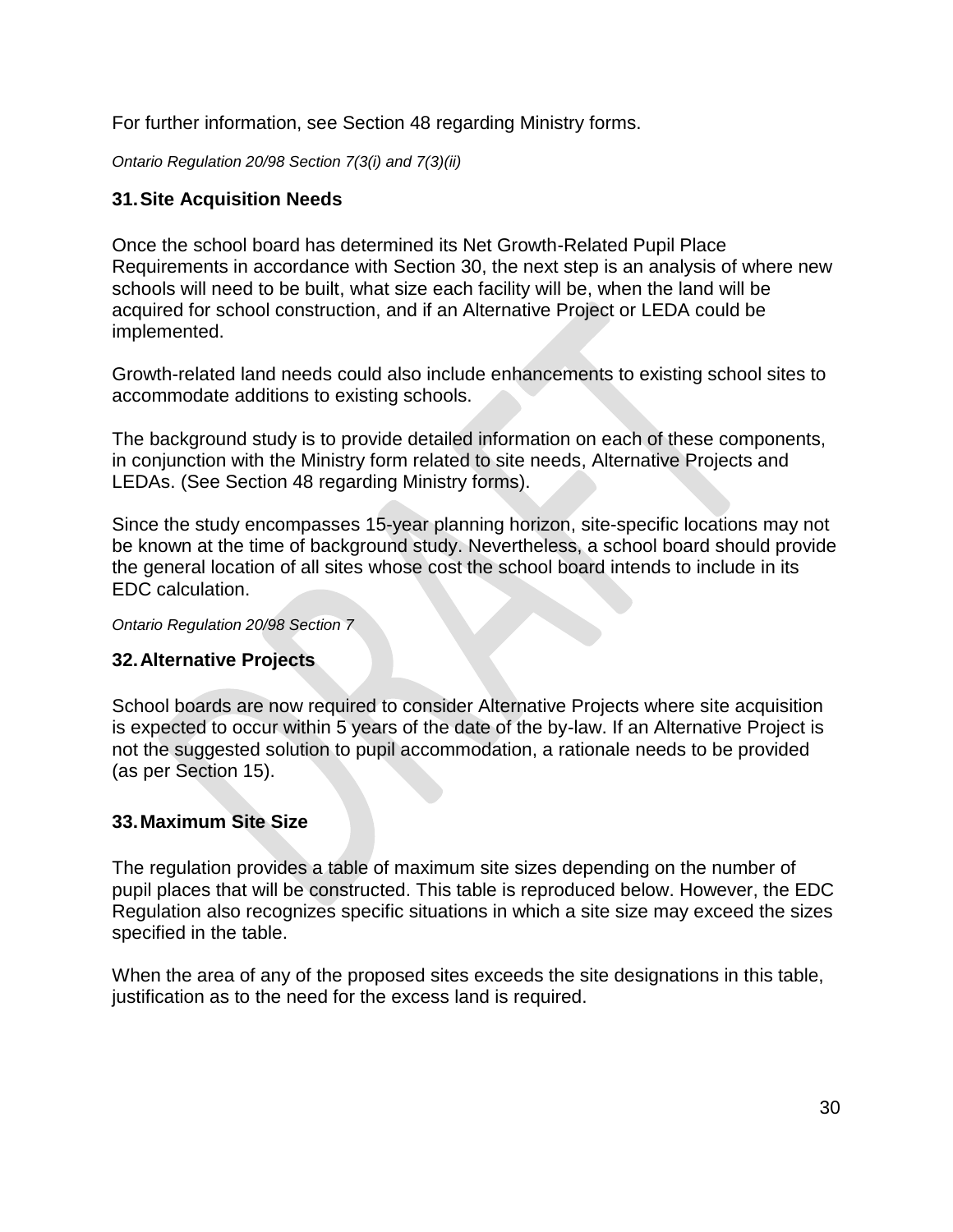For further information, see Section 48 regarding Ministry forms.

*Ontario Regulation 20/98 Section 7(3(i) and 7(3)(ii)*

## 31. Site Acquisition Needs

Once the school board has determined its Net Growth-Related Pupil Place Requirements in accordance with Section 30, the next step is an analysis of where new schools will need to be built, what size each facility will be, when the land will be acquired for school construction, and if an Alternative Project or LEDA could be implemented.

Growth-related land needs could also include enhancements to existing school sites to accommodate additions to existing schools.

The background study is to provide detailed information on each of these components, in conjunction with the Ministry form related to site needs, Alternative Projects and LEDAs. (See Section 48 regarding Ministry forms).

Since the study encompasses 15-year planning horizon, site-specific locations may not be known at the time of background study. Nevertheless, a school board should provide the general location of all sites whose cost the school board intends to include in its EDC calculation.

*Ontario Regulation 20/98 Section 7*

## 32. Alternative Projects

School boards are now required to consider Alternative Projects where site acquisition is expected to occur within 5 years of the date of the by-law. If an Alternative Project is not the suggested solution to pupil accommodation, a rationale needs to be provided (as per Section 15).

## 33. Maximum Site Size

The regulation provides a table of maximum site sizes depending on the number of pupil places that will be constructed. This table is reproduced below. However, the EDC Regulation also recognizes specific situations in which a site size may exceed the sizes specified in the table.

When the area of any of the proposed sites exceeds the site designations in this table, justification as to the need for the excess land is required.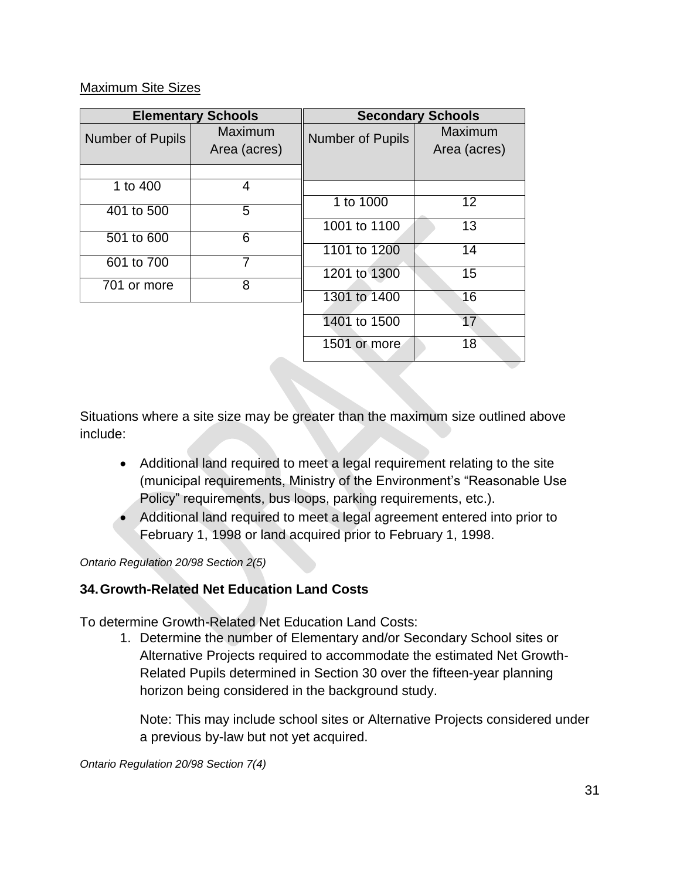Maximum Site Sizes

| Elementary Schools | |
|---|---|
| Number of Pupils | Maximum Area (acres) |
| 1 to 400 | 4 |
| 401 to 500 | 5 |
| 501 to 600 | 6 |
| 601 to 700 | 7 |
| 701 or more | 8 |

| Secondary Schools | |
|---|---|
| Number of Pupils | Maximum Area (acres) |
| 1 to 1000 | 12 |
| 1001 to 1100 | 13 |
| 1101 to 1200 | 14 |
| 1201 to 1300 | 15 |
| 1301 to 1400 | 16 |
| 1401 to 1500 | 17 |
| 1501 or more | 18 |

Situations where a site size may be greater than the maximum size outlined above include:

- Additional land required to meet a legal requirement relating to the site (municipal requirements, Ministry of the Environment's "Reasonable Use Policy" requirements, bus loops, parking requirements, etc.).
- Additional land required to meet a legal agreement entered into prior to February 1, 1998 or land acquired prior to February 1, 1998.

*Ontario Regulation 20/98 Section 2(5)*

### 34. Growth-Related Net Education Land Costs

To determine Growth-Related Net Education Land Costs:

1. Determine the number of Elementary and/or Secondary School sites or Alternative Projects required to accommodate the estimated Net Growth-Related Pupils determined in Section 30 over the fifteen-year planning horizon being considered in the background study.

   Note: This may include school sites or Alternative Projects considered under a previous by-law but not yet acquired.

*Ontario Regulation 20/98 Section 7(4)*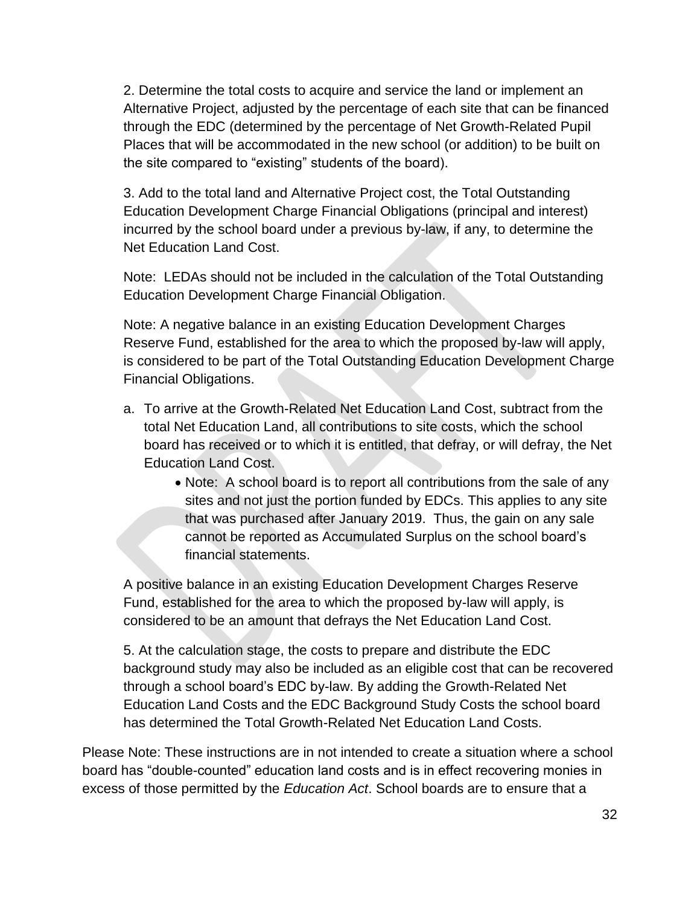2. Determine the total costs to acquire and service the land or implement an Alternative Project, adjusted by the percentage of each site that can be financed through the EDC (determined by the percentage of Net Growth-Related Pupil Places that will be accommodated in the new school (or addition) to be built on the site compared to "existing" students of the board).

3. Add to the total land and Alternative Project cost, the Total Outstanding Education Development Charge Financial Obligations (principal and interest) incurred by the school board under a previous by-law, if any, to determine the Net Education Land Cost.

Note: LEDAs should not be included in the calculation of the Total Outstanding Education Development Charge Financial Obligation.

Note: A negative balance in an existing Education Development Charges Reserve Fund, established for the area to which the proposed by-law will apply, is considered to be part of the Total Outstanding Education Development Charge Financial Obligations.

a. To arrive at the Growth-Related Net Education Land Cost, subtract from the total Net Education Land, all contributions to site costs, which the school board has received or to which it is entitled, that defray, or will defray, the Net Education Land Cost.
    - Note: A school board is to report all contributions from the sale of any sites and not just the portion funded by EDCs. This applies to any site that was purchased after January 2019. Thus, the gain on any sale cannot be reported as Accumulated Surplus on the school board's financial statements.

A positive balance in an existing Education Development Charges Reserve Fund, established for the area to which the proposed by-law will apply, is considered to be an amount that defrays the Net Education Land Cost.

5. At the calculation stage, the costs to prepare and distribute the EDC background study may also be included as an eligible cost that can be recovered through a school board's EDC by-law. By adding the Growth-Related Net Education Land Costs and the EDC Background Study Costs the school board has determined the Total Growth-Related Net Education Land Costs.

Please Note: These instructions are in not intended to create a situation where a school board has "double-counted" education land costs and is in effect recovering monies in excess of those permitted by the *Education Act*. School boards are to ensure that a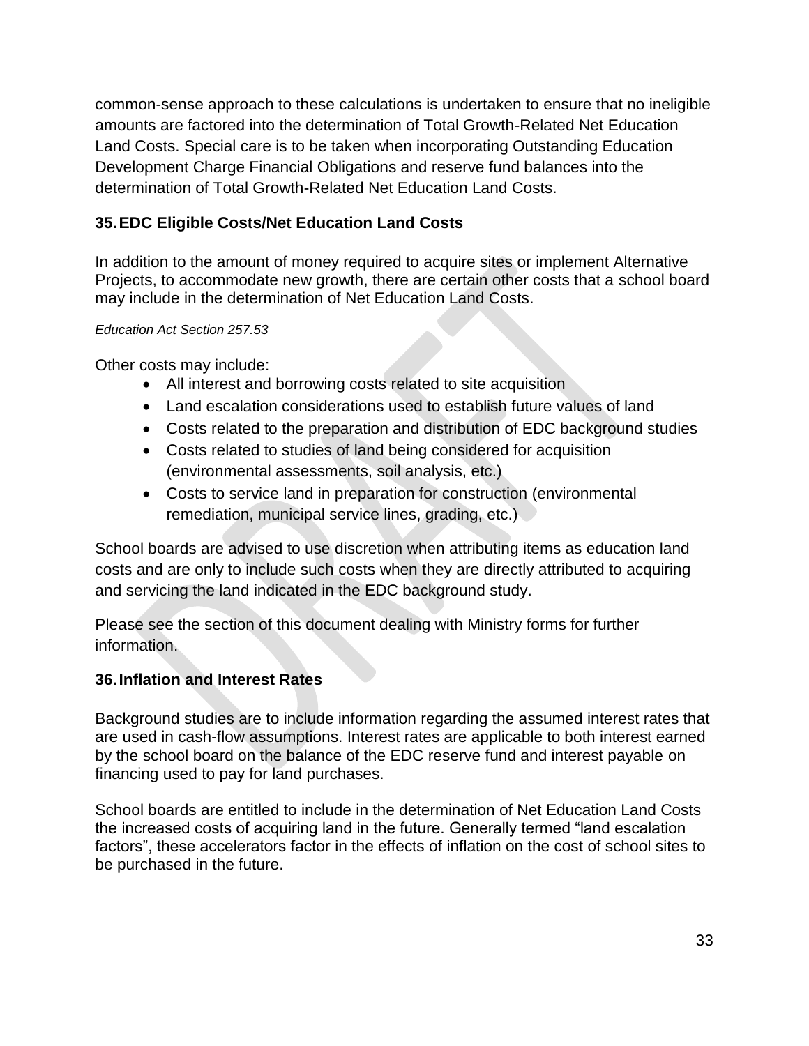common-sense approach to these calculations is undertaken to ensure that no ineligible amounts are factored into the determination of Total Growth-Related Net Education Land Costs. Special care is to be taken when incorporating Outstanding Education Development Charge Financial Obligations and reserve fund balances into the determination of Total Growth-Related Net Education Land Costs.

### 35. EDC Eligible Costs/Net Education Land Costs

In addition to the amount of money required to acquire sites or implement Alternative Projects, to accommodate new growth, there are certain other costs that a school board may include in the determination of Net Education Land Costs.

*Education Act Section 257.53*

Other costs may include:

- All interest and borrowing costs related to site acquisition
- Land escalation considerations used to establish future values of land
- Costs related to the preparation and distribution of EDC background studies
- Costs related to studies of land being considered for acquisition (environmental assessments, soil analysis, etc.)
- Costs to service land in preparation for construction (environmental remediation, municipal service lines, grading, etc.)

School boards are advised to use discretion when attributing items as education land costs and are only to include such costs when they are directly attributed to acquiring and servicing the land indicated in the EDC background study.

Please see the section of this document dealing with Ministry forms for further information.

### 36. Inflation and Interest Rates

Background studies are to include information regarding the assumed interest rates that are used in cash-flow assumptions. Interest rates are applicable to both interest earned by the school board on the balance of the EDC reserve fund and interest payable on financing used to pay for land purchases.

School boards are entitled to include in the determination of Net Education Land Costs the increased costs of acquiring land in the future. Generally termed “land escalation factors”, these accelerators factor in the effects of inflation on the cost of school sites to be purchased in the future.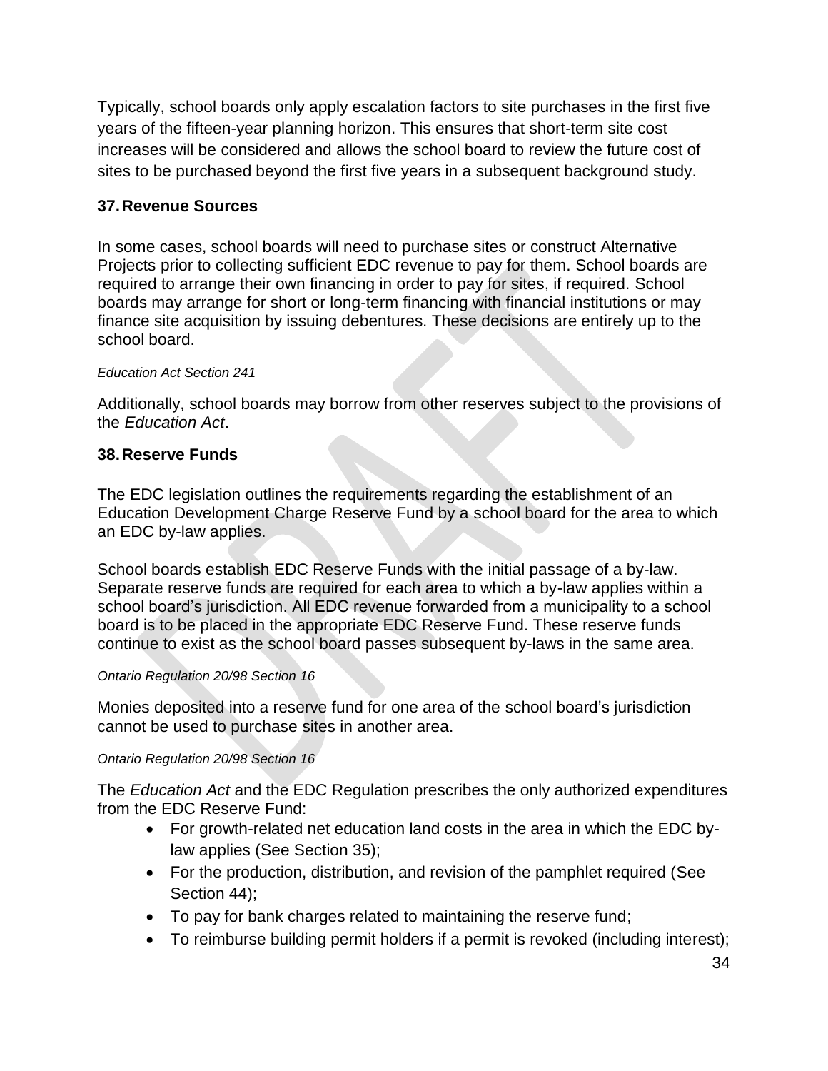Typically, school boards only apply escalation factors to site purchases in the first five years of the fifteen-year planning horizon. This ensures that short-term site cost increases will be considered and allows the school board to review the future cost of sites to be purchased beyond the first five years in a subsequent background study.

## 37. Revenue Sources

In some cases, school boards will need to purchase sites or construct Alternative Projects prior to collecting sufficient EDC revenue to pay for them. School boards are required to arrange their own financing in order to pay for sites, if required. School boards may arrange for short or long-term financing with financial institutions or may finance site acquisition by issuing debentures. These decisions are entirely up to the school board.

*Education Act Section 241*

Additionally, school boards may borrow from other reserves subject to the provisions of the *Education Act*.

## 38. Reserve Funds

The EDC legislation outlines the requirements regarding the establishment of an Education Development Charge Reserve Fund by a school board for the area to which an EDC by-law applies.

School boards establish EDC Reserve Funds with the initial passage of a by-law. Separate reserve funds are required for each area to which a by-law applies within a school board's jurisdiction. All EDC revenue forwarded from a municipality to a school board is to be placed in the appropriate EDC Reserve Fund. These reserve funds continue to exist as the school board passes subsequent by-laws in the same area.

*Ontario Regulation 20/98 Section 16*

Monies deposited into a reserve fund for one area of the school board's jurisdiction cannot be used to purchase sites in another area.

*Ontario Regulation 20/98 Section 16*

The *Education Act* and the EDC Regulation prescribes the only authorized expenditures from the EDC Reserve Fund:

- For growth-related net education land costs in the area in which the EDC by-law applies (See Section 35);
- For the production, distribution, and revision of the pamphlet required (See Section 44);
- To pay for bank charges related to maintaining the reserve fund;
- To reimburse building permit holders if a permit is revoked (including interest);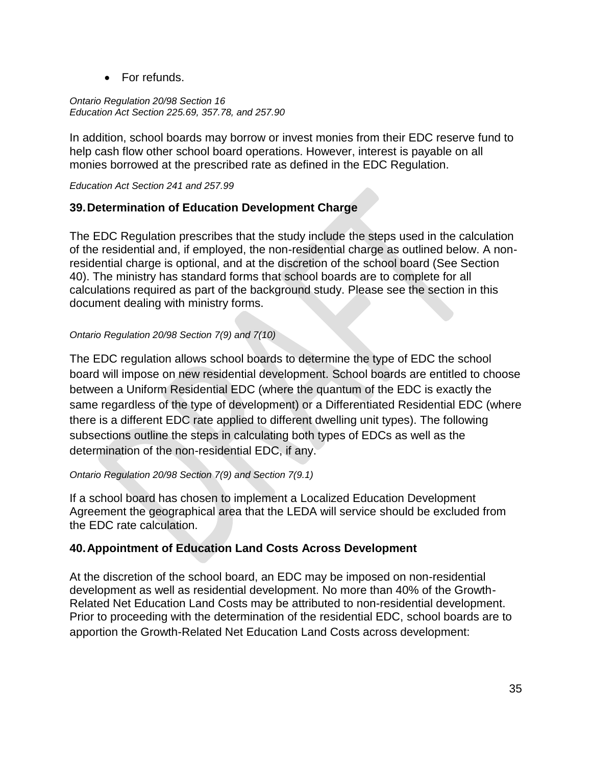- For refunds.

*Ontario Regulation 20/98 Section 16*
*Education Act Section 225.69, 357.78, and 257.90*

In addition, school boards may borrow or invest monies from their EDC reserve fund to help cash flow other school board operations. However, interest is payable on all monies borrowed at the prescribed rate as defined in the EDC Regulation.

*Education Act Section 241 and 257.99*

## 39. Determination of Education Development Charge

The EDC Regulation prescribes that the study include the steps used in the calculation of the residential and, if employed, the non-residential charge as outlined below. A non-residential charge is optional, and at the discretion of the school board (See Section 40). The ministry has standard forms that school boards are to complete for all calculations required as part of the background study. Please see the section in this document dealing with ministry forms.

*Ontario Regulation 20/98 Section 7(9) and 7(10)*

The EDC regulation allows school boards to determine the type of EDC the school board will impose on new residential development. School boards are entitled to choose between a Uniform Residential EDC (where the quantum of the EDC is exactly the same regardless of the type of development) or a Differentiated Residential EDC (where there is a different EDC rate applied to different dwelling unit types). The following subsections outline the steps in calculating both types of EDCs as well as the determination of the non-residential EDC, if any.

*Ontario Regulation 20/98 Section 7(9) and Section 7(9.1)*

If a school board has chosen to implement a Localized Education Development Agreement the geographical area that the LEDA will service should be excluded from the EDC rate calculation.

## 40. Appointment of Education Land Costs Across Development

At the discretion of the school board, an EDC may be imposed on non-residential development as well as residential development. No more than 40% of the Growth-Related Net Education Land Costs may be attributed to non-residential development. Prior to proceeding with the determination of the residential EDC, school boards are to apportion the Growth-Related Net Education Land Costs across development: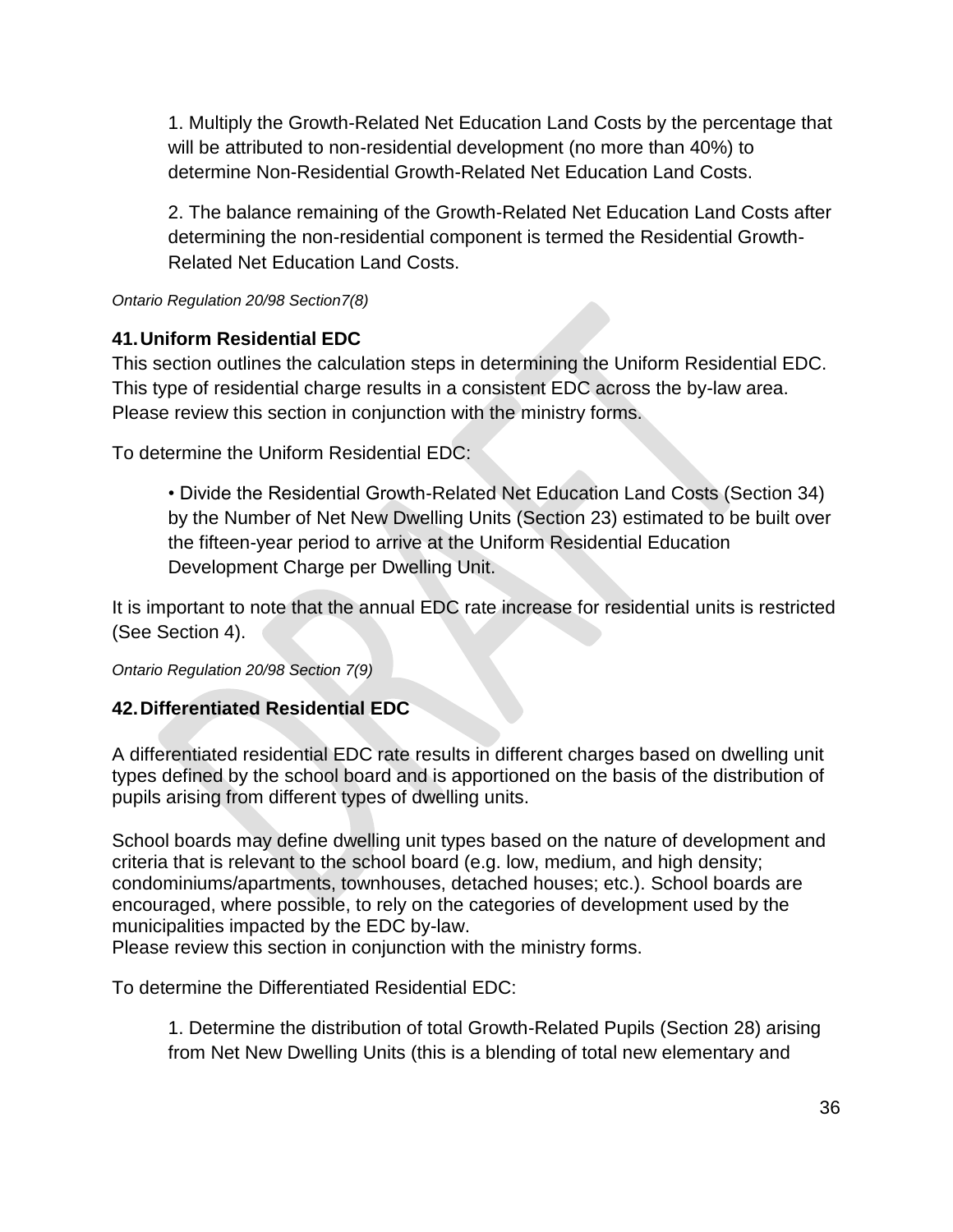1. Multiply the Growth-Related Net Education Land Costs by the percentage that will be attributed to non-residential development (no more than 40%) to determine Non-Residential Growth-Related Net Education Land Costs.

2. The balance remaining of the Growth-Related Net Education Land Costs after determining the non-residential component is termed the Residential Growth-Related Net Education Land Costs.

*Ontario Regulation 20/98 Section7(8)*

### 41. Uniform Residential EDC

This section outlines the calculation steps in determining the Uniform Residential EDC. This type of residential charge results in a consistent EDC across the by-law area. Please review this section in conjunction with the ministry forms.

To determine the Uniform Residential EDC:

- Divide the Residential Growth-Related Net Education Land Costs (Section 34) by the Number of Net New Dwelling Units (Section 23) estimated to be built over the fifteen-year period to arrive at the Uniform Residential Education Development Charge per Dwelling Unit.

It is important to note that the annual EDC rate increase for residential units is restricted (See Section 4).

*Ontario Regulation 20/98 Section 7(9)*

### 42. Differentiated Residential EDC

A differentiated residential EDC rate results in different charges based on dwelling unit types defined by the school board and is apportioned on the basis of the distribution of pupils arising from different types of dwelling units.

School boards may define dwelling unit types based on the nature of development and criteria that is relevant to the school board (e.g. low, medium, and high density; condominiums/apartments, townhouses, detached houses; etc.). School boards are encouraged, where possible, to rely on the categories of development used by the municipalities impacted by the EDC by-law.
Please review this section in conjunction with the ministry forms.

To determine the Differentiated Residential EDC:

1. Determine the distribution of total Growth-Related Pupils (Section 28) arising from Net New Dwelling Units (this is a blending of total new elementary and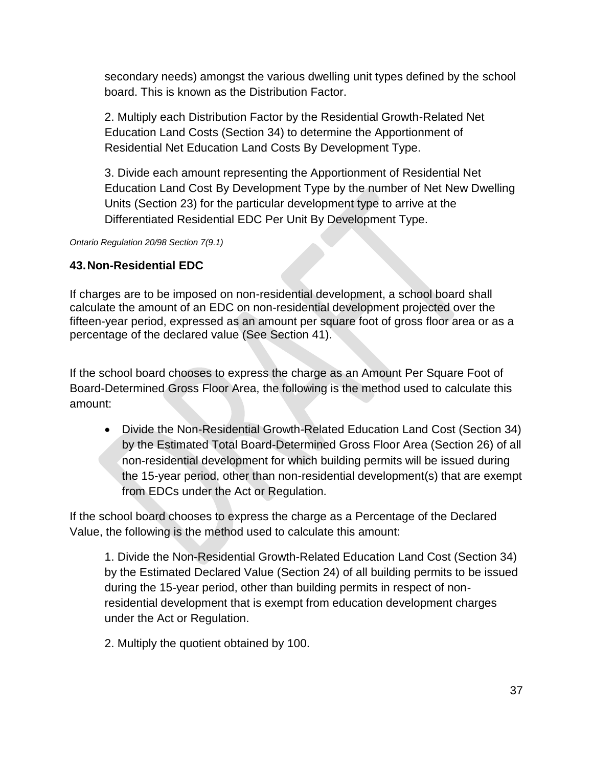secondary needs) amongst the various dwelling unit types defined by the school board. This is known as the Distribution Factor.

2. Multiply each Distribution Factor by the Residential Growth-Related Net Education Land Costs (Section 34) to determine the Apportionment of Residential Net Education Land Costs By Development Type.

3. Divide each amount representing the Apportionment of Residential Net Education Land Cost By Development Type by the number of Net New Dwelling Units (Section 23) for the particular development type to arrive at the Differentiated Residential EDC Per Unit By Development Type.

*Ontario Regulation 20/98 Section 7(9.1)*

### 43. Non-Residential EDC

If charges are to be imposed on non-residential development, a school board shall calculate the amount of an EDC on non-residential development projected over the fifteen-year period, expressed as an amount per square foot of gross floor area or as a percentage of the declared value (See Section 41).

If the school board chooses to express the charge as an Amount Per Square Foot of Board-Determined Gross Floor Area, the following is the method used to calculate this amount:

- Divide the Non-Residential Growth-Related Education Land Cost (Section 34) by the Estimated Total Board-Determined Gross Floor Area (Section 26) of all non-residential development for which building permits will be issued during the 15-year period, other than non-residential development(s) that are exempt from EDCs under the Act or Regulation.

If the school board chooses to express the charge as a Percentage of the Declared Value, the following is the method used to calculate this amount:

1. Divide the Non-Residential Growth-Related Education Land Cost (Section 34) by the Estimated Declared Value (Section 24) of all building permits to be issued during the 15-year period, other than building permits in respect of non-residential development that is exempt from education development charges under the Act or Regulation.

2. Multiply the quotient obtained by 100.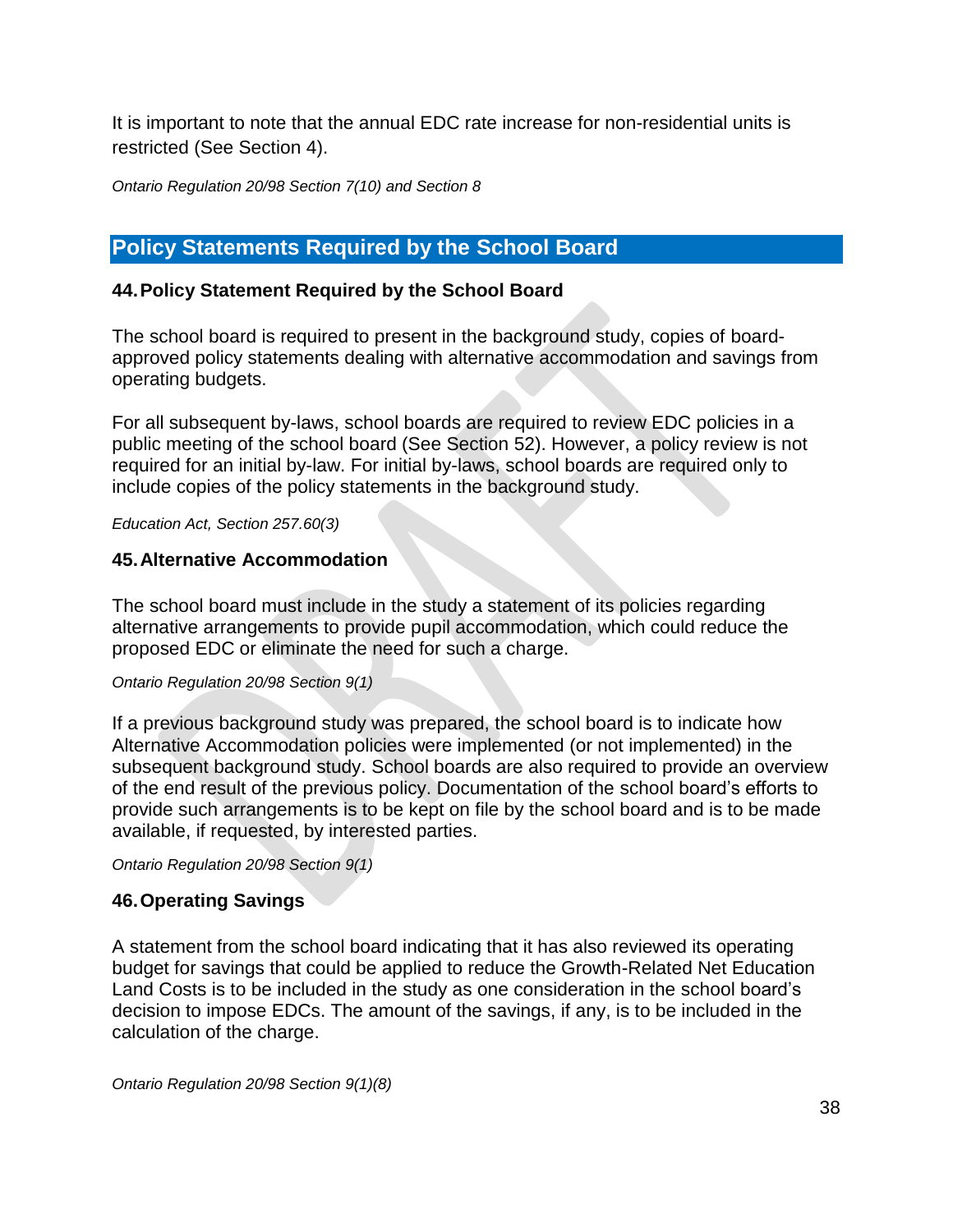It is important to note that the annual EDC rate increase for non-residential units is restricted (See Section 4).

*Ontario Regulation 20/98 Section 7(10) and Section 8*

## Policy Statements Required by the School Board

### 44. Policy Statement Required by the School Board

The school board is required to present in the background study, copies of board-approved policy statements dealing with alternative accommodation and savings from operating budgets.

For all subsequent by-laws, school boards are required to review EDC policies in a public meeting of the school board (See Section 52). However, a policy review is not required for an initial by-law. For initial by-laws, school boards are required only to include copies of the policy statements in the background study.

*Education Act, Section 257.60(3)*

### 45. Alternative Accommodation

The school board must include in the study a statement of its policies regarding alternative arrangements to provide pupil accommodation, which could reduce the proposed EDC or eliminate the need for such a charge.

*Ontario Regulation 20/98 Section 9(1)*

If a previous background study was prepared, the school board is to indicate how Alternative Accommodation policies were implemented (or not implemented) in the subsequent background study. School boards are also required to provide an overview of the end result of the previous policy. Documentation of the school board's efforts to provide such arrangements is to be kept on file by the school board and is to be made available, if requested, by interested parties.

*Ontario Regulation 20/98 Section 9(1)*

### 46. Operating Savings

A statement from the school board indicating that it has also reviewed its operating budget for savings that could be applied to reduce the Growth-Related Net Education Land Costs is to be included in the study as one consideration in the school board's decision to impose EDCs. The amount of the savings, if any, is to be included in the calculation of the charge.

*Ontario Regulation 20/98 Section 9(1)(8)*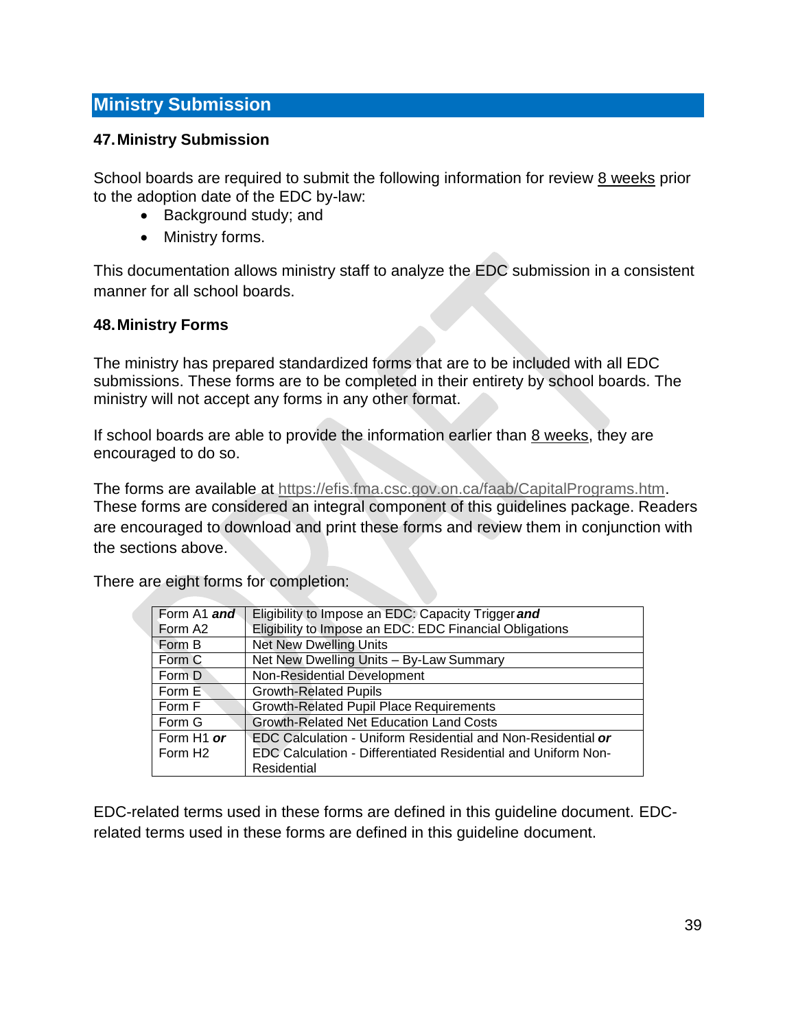## Ministry Submission

### 47. Ministry Submission

School boards are required to submit the following information for review 8 weeks prior to the adoption date of the EDC by-law:

- Background study; and
- Ministry forms.

This documentation allows ministry staff to analyze the EDC submission in a consistent manner for all school boards.

### 48. Ministry Forms

The ministry has prepared standardized forms that are to be included with all EDC submissions. These forms are to be completed in their entirety by school boards. The ministry will not accept any forms in any other format.

If school boards are able to provide the information earlier than 8 weeks, they are encouraged to do so.

The forms are available at https://efis.fma.csc.gov.on.ca/faab/CapitalPrograms.htm. These forms are considered an integral component of this guidelines package. Readers are encouraged to download and print these forms and review them in conjunction with the sections above.

There are eight forms for completion:

| | |
|---|---|
| Form A1 ***and*** Form A2 | Eligibility to Impose an EDC: Capacity Trigger ***and*** Eligibility to Impose an EDC: EDC Financial Obligations |
| Form B | Net New Dwelling Units |
| Form C | Net New Dwelling Units – By-Law Summary |
| Form D | Non-Residential Development |
| Form E | Growth-Related Pupils |
| Form F | Growth-Related Pupil Place Requirements |
| Form G | Growth-Related Net Education Land Costs |
| Form H1 ***or*** Form H2 | EDC Calculation - Uniform Residential and Non-Residential ***or*** EDC Calculation - Differentiated Residential and Uniform Non-Residential |

EDC-related terms used in these forms are defined in this guideline document. EDC-related terms used in these forms are defined in this guideline document.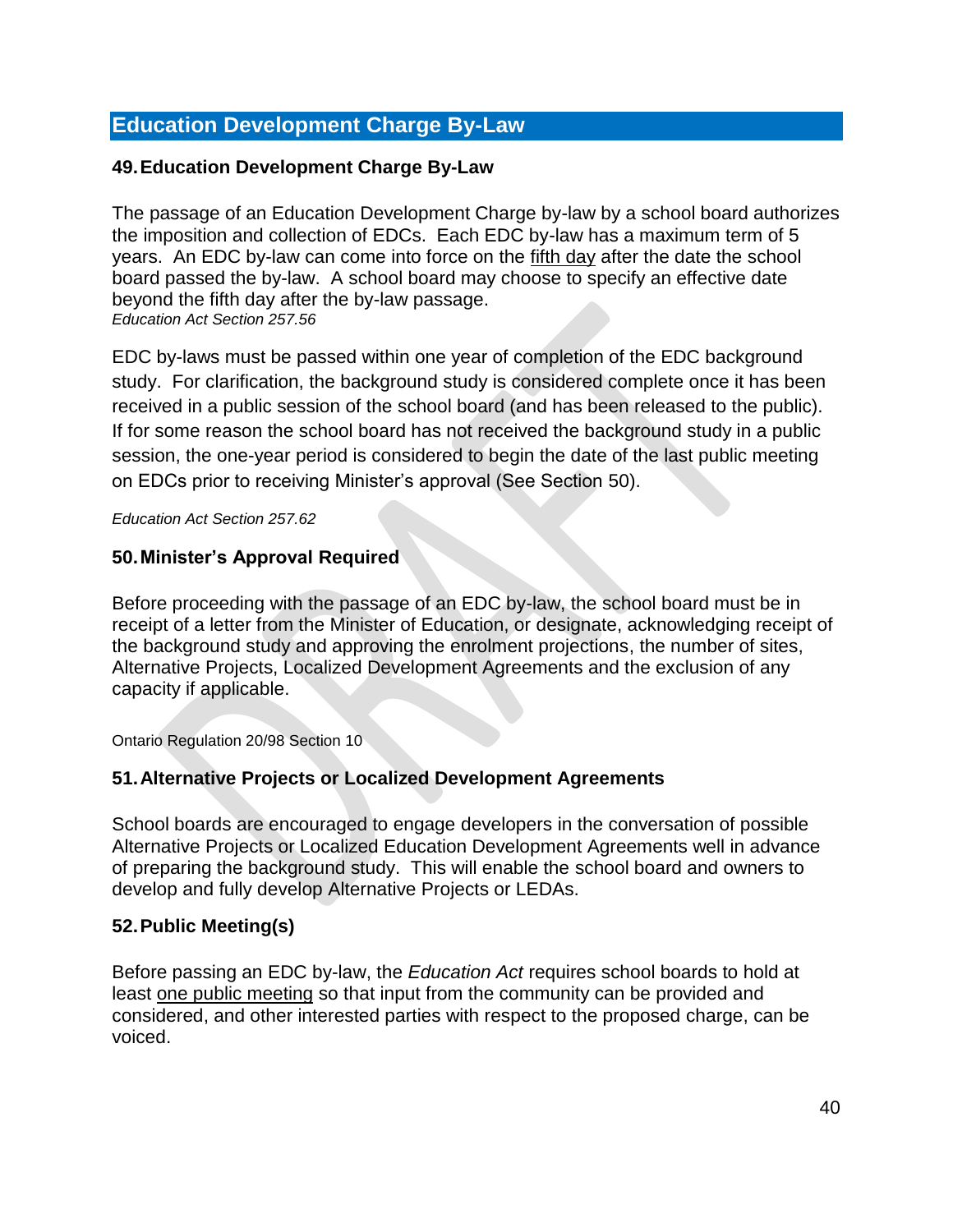## Education Development Charge By-Law

### 49. Education Development Charge By-Law

The passage of an Education Development Charge by-law by a school board authorizes the imposition and collection of EDCs. Each EDC by-law has a maximum term of 5 years. An EDC by-law can come into force on the fifth day after the date the school board passed the by-law. A school board may choose to specify an effective date beyond the fifth day after the by-law passage.
*Education Act Section 257.56*

EDC by-laws must be passed within one year of completion of the EDC background study. For clarification, the background study is considered complete once it has been received in a public session of the school board (and has been released to the public). If for some reason the school board has not received the background study in a public session, the one-year period is considered to begin the date of the last public meeting on EDCs prior to receiving Minister's approval (See Section 50).

*Education Act Section 257.62*

### 50. Minister's Approval Required

Before proceeding with the passage of an EDC by-law, the school board must be in receipt of a letter from the Minister of Education, or designate, acknowledging receipt of the background study and approving the enrolment projections, the number of sites, Alternative Projects, Localized Development Agreements and the exclusion of any capacity if applicable.

Ontario Regulation 20/98 Section 10

### 51. Alternative Projects or Localized Development Agreements

School boards are encouraged to engage developers in the conversation of possible Alternative Projects or Localized Education Development Agreements well in advance of preparing the background study. This will enable the school board and owners to develop and fully develop Alternative Projects or LEDAs.

### 52. Public Meeting(s)

Before passing an EDC by-law, the *Education Act* requires school boards to hold at least one public meeting so that input from the community can be provided and considered, and other interested parties with respect to the proposed charge, can be voiced.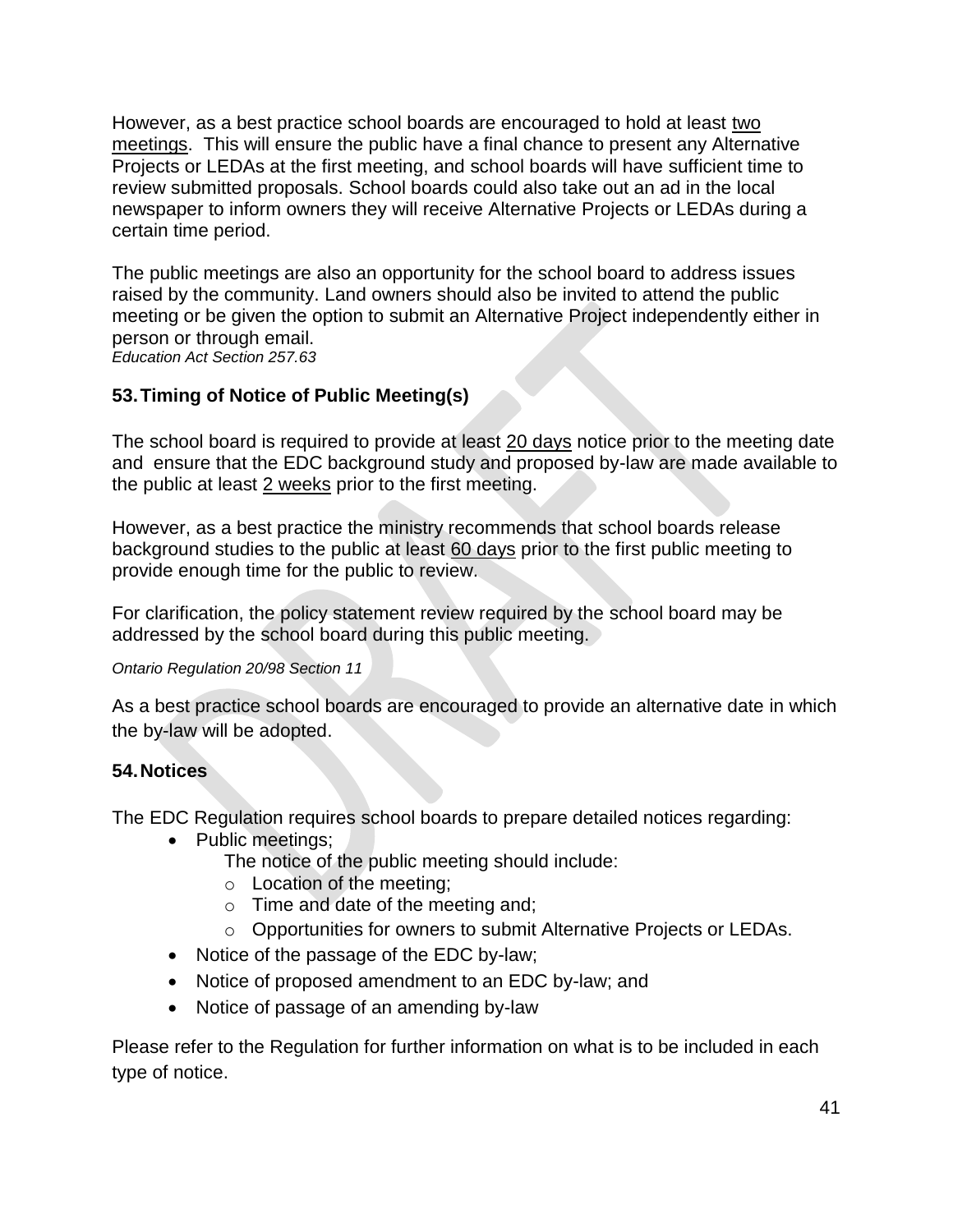However, as a best practice school boards are encouraged to hold at least <u>two meetings</u>. This will ensure the public have a final chance to present any Alternative Projects or LEDAs at the first meeting, and school boards will have sufficient time to review submitted proposals. School boards could also take out an ad in the local newspaper to inform owners they will receive Alternative Projects or LEDAs during a certain time period.

The public meetings are also an opportunity for the school board to address issues raised by the community. Land owners should also be invited to attend the public meeting or be given the option to submit an Alternative Project independently either in person or through email.
*Education Act Section 257.63*

### 53. Timing of Notice of Public Meeting(s)

The school board is required to provide at least <u>20 days</u> notice prior to the meeting date and ensure that the EDC background study and proposed by-law are made available to the public at least <u>2 weeks</u> prior to the first meeting.

However, as a best practice the ministry recommends that school boards release background studies to the public at least <u>60 days</u> prior to the first public meeting to provide enough time for the public to review.

For clarification, the policy statement review required by the school board may be addressed by the school board during this public meeting.

*Ontario Regulation 20/98 Section 11*

As a best practice school boards are encouraged to provide an alternative date in which the by-law will be adopted.

### 54. Notices

The EDC Regulation requires school boards to prepare detailed notices regarding:

- Public meetings;
  The notice of the public meeting should include:
  - Location of the meeting;
  - Time and date of the meeting and;
  - Opportunities for owners to submit Alternative Projects or LEDAs.
- Notice of the passage of the EDC by-law;
- Notice of proposed amendment to an EDC by-law; and
- Notice of passage of an amending by-law

Please refer to the Regulation for further information on what is to be included in each type of notice.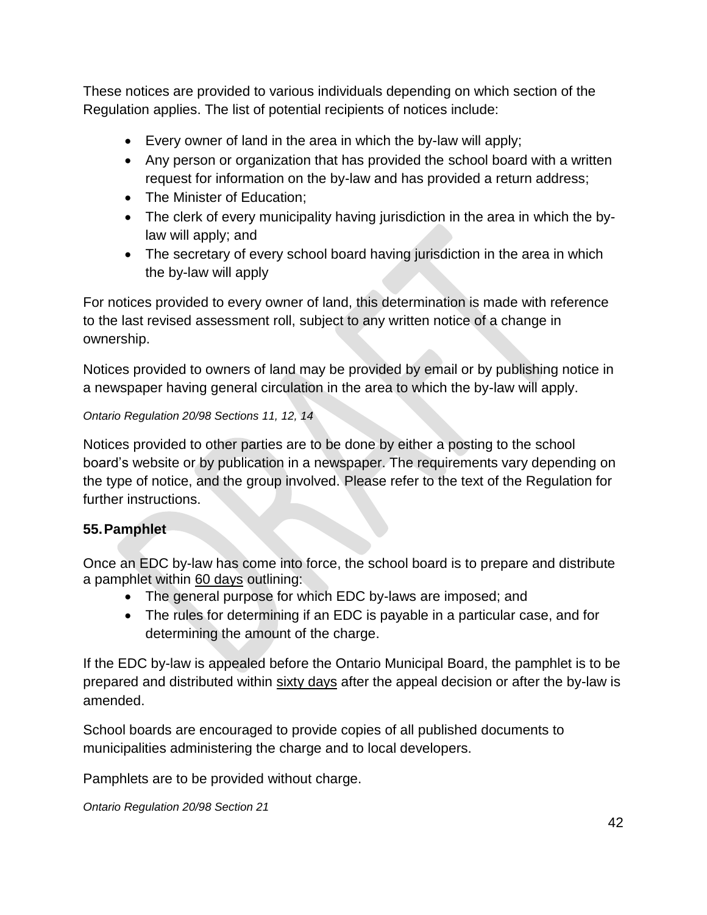These notices are provided to various individuals depending on which section of the Regulation applies. The list of potential recipients of notices include:

- Every owner of land in the area in which the by-law will apply;
- Any person or organization that has provided the school board with a written request for information on the by-law and has provided a return address;
- The Minister of Education;
- The clerk of every municipality having jurisdiction in the area in which the by-law will apply; and
- The secretary of every school board having jurisdiction in the area in which the by-law will apply

For notices provided to every owner of land, this determination is made with reference to the last revised assessment roll, subject to any written notice of a change in ownership.

Notices provided to owners of land may be provided by email or by publishing notice in a newspaper having general circulation in the area to which the by-law will apply.

*Ontario Regulation 20/98 Sections 11, 12, 14*

Notices provided to other parties are to be done by either a posting to the school board's website or by publication in a newspaper. The requirements vary depending on the type of notice, and the group involved. Please refer to the text of the Regulation for further instructions.

### 55. Pamphlet

Once an EDC by-law has come into force, the school board is to prepare and distribute a pamphlet within 60 days outlining:

- The general purpose for which EDC by-laws are imposed; and
- The rules for determining if an EDC is payable in a particular case, and for determining the amount of the charge.

If the EDC by-law is appealed before the Ontario Municipal Board, the pamphlet is to be prepared and distributed within sixty days after the appeal decision or after the by-law is amended.

School boards are encouraged to provide copies of all published documents to municipalities administering the charge and to local developers.

Pamphlets are to be provided without charge.

*Ontario Regulation 20/98 Section 21*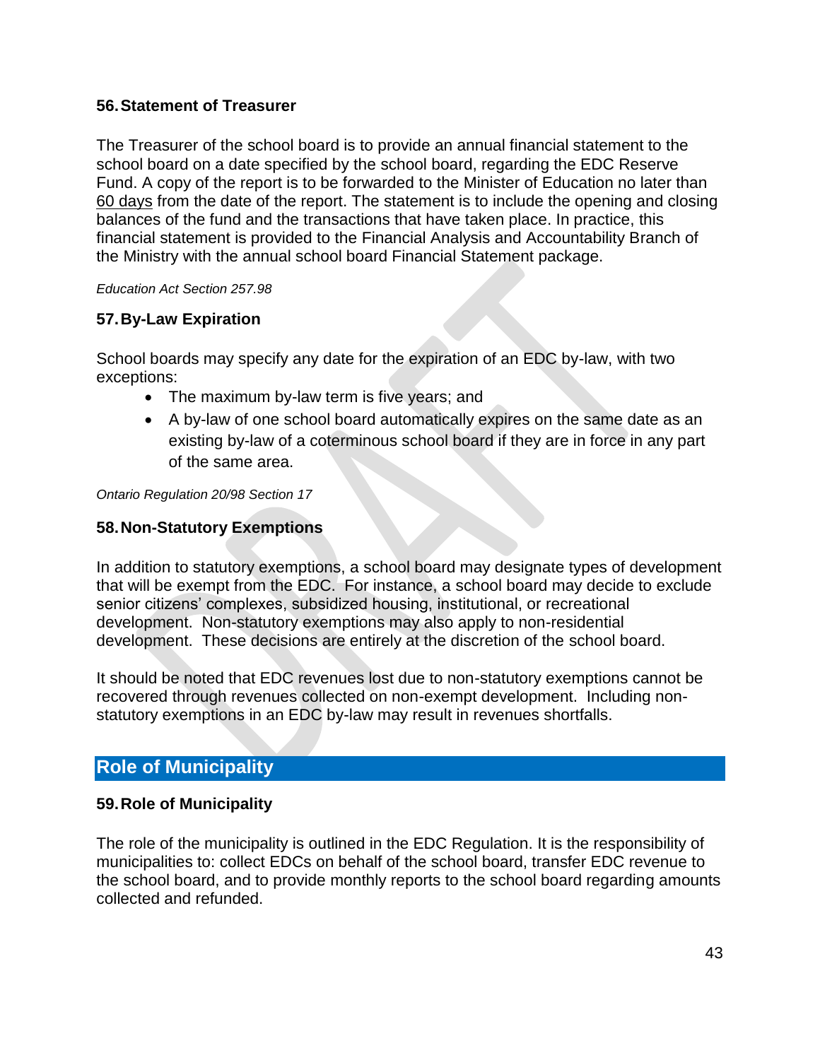### 56. Statement of Treasurer

The Treasurer of the school board is to provide an annual financial statement to the school board on a date specified by the school board, regarding the EDC Reserve Fund. A copy of the report is to be forwarded to the Minister of Education no later than 60 days from the date of the report. The statement is to include the opening and closing balances of the fund and the transactions that have taken place. In practice, this financial statement is provided to the Financial Analysis and Accountability Branch of the Ministry with the annual school board Financial Statement package.

*Education Act Section 257.98*

### 57. By-Law Expiration

School boards may specify any date for the expiration of an EDC by-law, with two exceptions:

- The maximum by-law term is five years; and
- A by-law of one school board automatically expires on the same date as an existing by-law of a coterminous school board if they are in force in any part of the same area.

*Ontario Regulation 20/98 Section 17*

### 58. Non-Statutory Exemptions

In addition to statutory exemptions, a school board may designate types of development that will be exempt from the EDC. For instance, a school board may decide to exclude senior citizens' complexes, subsidized housing, institutional, or recreational development. Non-statutory exemptions may also apply to non-residential development. These decisions are entirely at the discretion of the school board.

It should be noted that EDC revenues lost due to non-statutory exemptions cannot be recovered through revenues collected on non-exempt development. Including non-statutory exemptions in an EDC by-law may result in revenues shortfalls.

## Role of Municipality

### 59. Role of Municipality

The role of the municipality is outlined in the EDC Regulation. It is the responsibility of municipalities to: collect EDCs on behalf of the school board, transfer EDC revenue to the school board, and to provide monthly reports to the school board regarding amounts collected and refunded.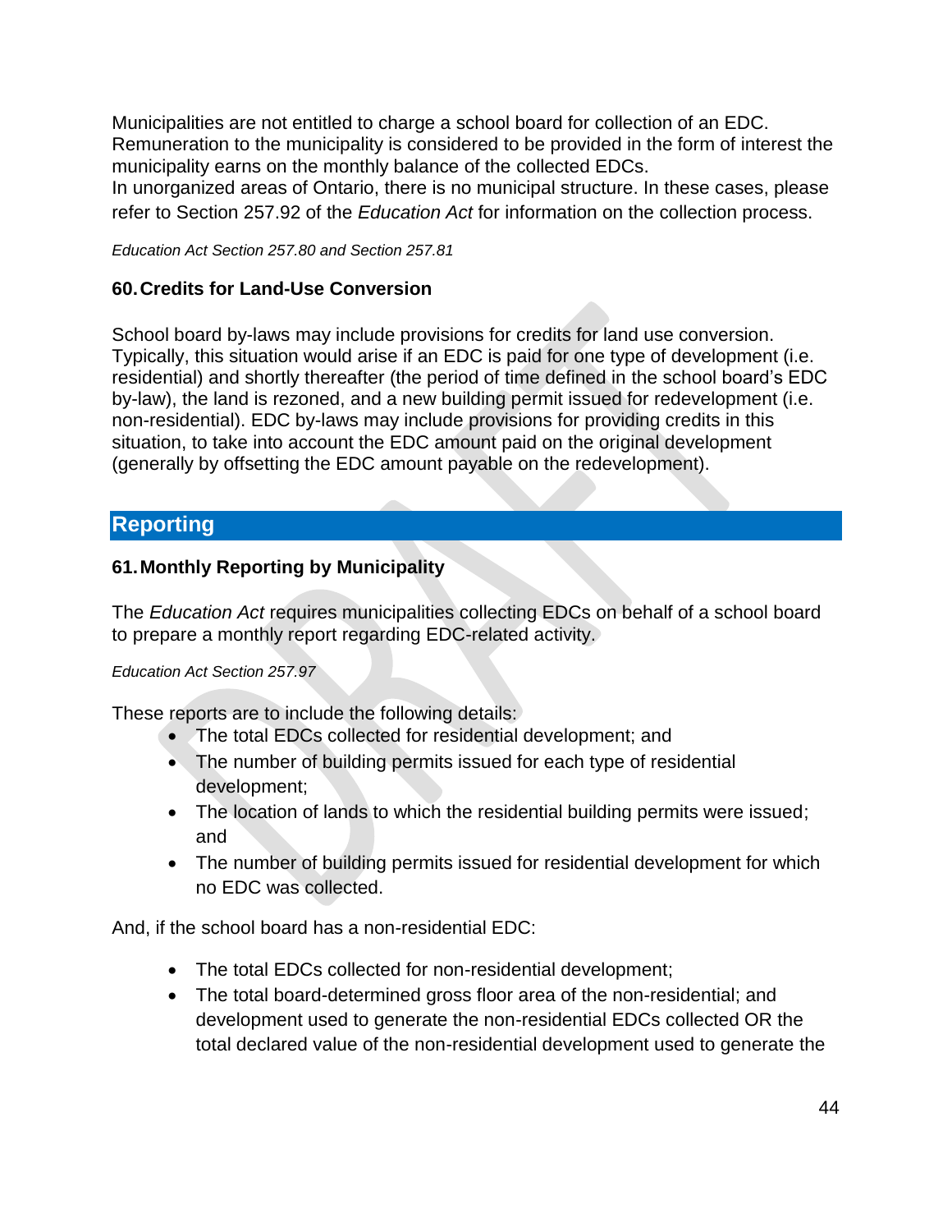Municipalities are not entitled to charge a school board for collection of an EDC. Remuneration to the municipality is considered to be provided in the form of interest the municipality earns on the monthly balance of the collected EDCs.
In unorganized areas of Ontario, there is no municipal structure. In these cases, please refer to Section 257.92 of the *Education Act* for information on the collection process.

*Education Act Section 257.80 and Section 257.81*

### 60. Credits for Land-Use Conversion

School board by-laws may include provisions for credits for land use conversion. Typically, this situation would arise if an EDC is paid for one type of development (i.e. residential) and shortly thereafter (the period of time defined in the school board's EDC by-law), the land is rezoned, and a new building permit issued for redevelopment (i.e. non-residential). EDC by-laws may include provisions for providing credits in this situation, to take into account the EDC amount paid on the original development (generally by offsetting the EDC amount payable on the redevelopment).

## Reporting

### 61. Monthly Reporting by Municipality

The *Education Act* requires municipalities collecting EDCs on behalf of a school board to prepare a monthly report regarding EDC-related activity.

*Education Act Section 257.97*

These reports are to include the following details:

- The total EDCs collected for residential development; and
- The number of building permits issued for each type of residential development;
- The location of lands to which the residential building permits were issued; and
- The number of building permits issued for residential development for which no EDC was collected.

And, if the school board has a non-residential EDC:

- The total EDCs collected for non-residential development;
- The total board-determined gross floor area of the non-residential; and development used to generate the non-residential EDCs collected OR the total declared value of the non-residential development used to generate the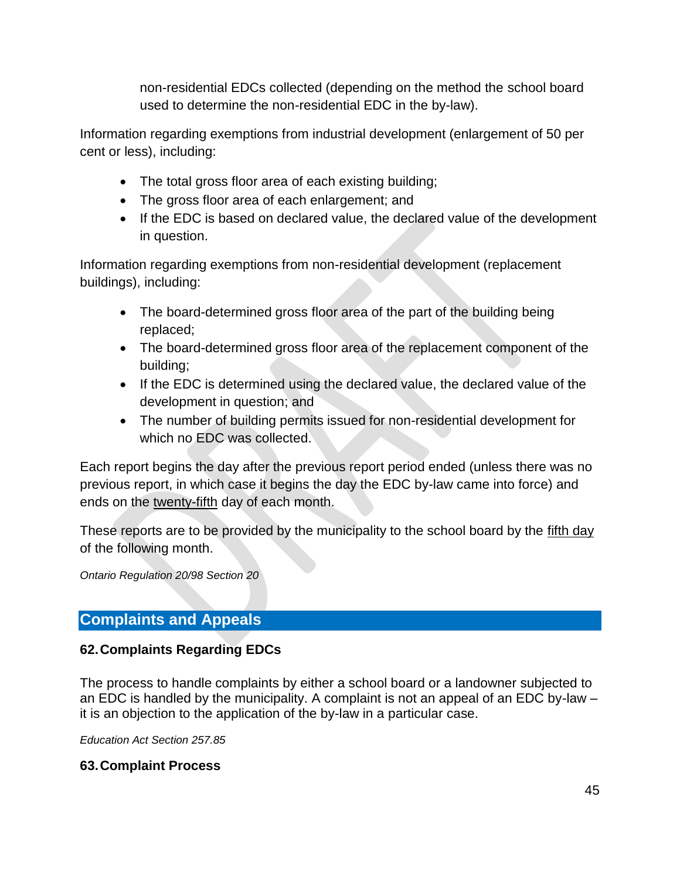non-residential EDCs collected (depending on the method the school board used to determine the non-residential EDC in the by-law).

Information regarding exemptions from industrial development (enlargement of 50 per cent or less), including:

- The total gross floor area of each existing building;
- The gross floor area of each enlargement; and
- If the EDC is based on declared value, the declared value of the development in question.

Information regarding exemptions from non-residential development (replacement buildings), including:

- The board-determined gross floor area of the part of the building being replaced;
- The board-determined gross floor area of the replacement component of the building;
- If the EDC is determined using the declared value, the declared value of the development in question; and
- The number of building permits issued for non-residential development for which no EDC was collected.

Each report begins the day after the previous report period ended (unless there was no previous report, in which case it begins the day the EDC by-law came into force) and ends on the <u>twenty-fifth</u> day of each month.

These reports are to be provided by the municipality to the school board by the <u>fifth day</u> of the following month.

*Ontario Regulation 20/98 Section 20*

## Complaints and Appeals

### 62. Complaints Regarding EDCs

The process to handle complaints by either a school board or a landowner subjected to an EDC is handled by the municipality. A complaint is not an appeal of an EDC by-law – it is an objection to the application of the by-law in a particular case.

*Education Act Section 257.85*

### 63. Complaint Process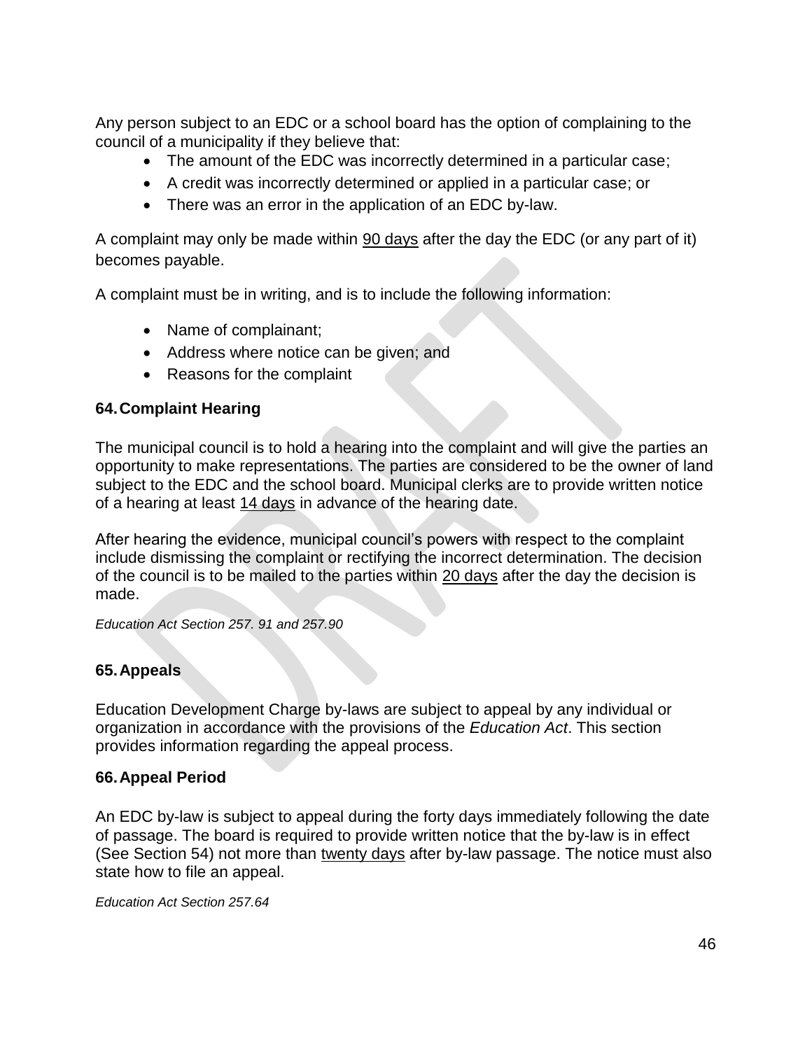Any person subject to an EDC or a school board has the option of complaining to the council of a municipality if they believe that:

- The amount of the EDC was incorrectly determined in a particular case;
- A credit was incorrectly determined or applied in a particular case; or
- There was an error in the application of an EDC by-law.

A complaint may only be made within 90 days after the day the EDC (or any part of it) becomes payable.

A complaint must be in writing, and is to include the following information:

- Name of complainant;
- Address where notice can be given; and
- Reasons for the complaint

### 64. Complaint Hearing

The municipal council is to hold a hearing into the complaint and will give the parties an opportunity to make representations. The parties are considered to be the owner of land subject to the EDC and the school board. Municipal clerks are to provide written notice of a hearing at least 14 days in advance of the hearing date.

After hearing the evidence, municipal council's powers with respect to the complaint include dismissing the complaint or rectifying the incorrect determination. The decision of the council is to be mailed to the parties within 20 days after the day the decision is made.

*Education Act Section 257. 91 and 257.90*

### 65. Appeals

Education Development Charge by-laws are subject to appeal by any individual or organization in accordance with the provisions of the *Education Act*. This section provides information regarding the appeal process.

### 66. Appeal Period

An EDC by-law is subject to appeal during the forty days immediately following the date of passage. The board is required to provide written notice that the by-law is in effect (See Section 54) not more than twenty days after by-law passage. The notice must also state how to file an appeal.

*Education Act Section 257.64*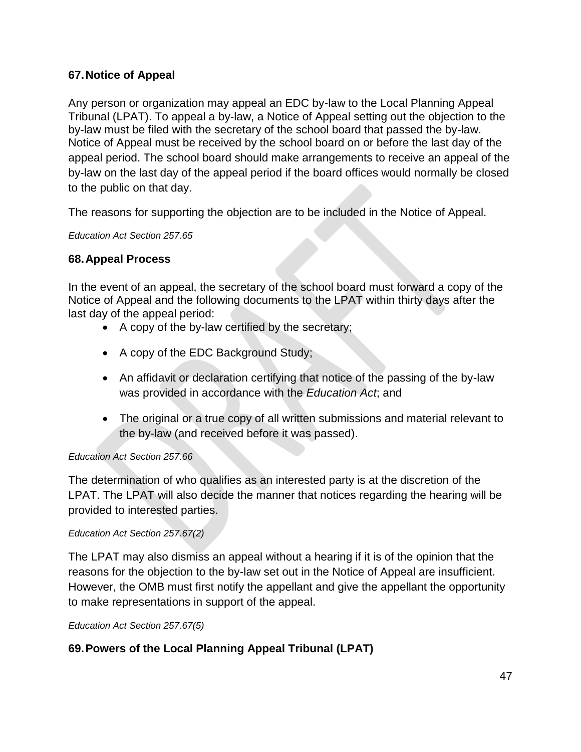## 67. Notice of Appeal

Any person or organization may appeal an EDC by-law to the Local Planning Appeal Tribunal (LPAT). To appeal a by-law, a Notice of Appeal setting out the objection to the by-law must be filed with the secretary of the school board that passed the by-law. Notice of Appeal must be received by the school board on or before the last day of the appeal period. The school board should make arrangements to receive an appeal of the by-law on the last day of the appeal period if the board offices would normally be closed to the public on that day.

The reasons for supporting the objection are to be included in the Notice of Appeal.

*Education Act Section 257.65*

## 68. Appeal Process

In the event of an appeal, the secretary of the school board must forward a copy of the Notice of Appeal and the following documents to the LPAT within thirty days after the last day of the appeal period:

- A copy of the by-law certified by the secretary;
- A copy of the EDC Background Study;
- An affidavit or declaration certifying that notice of the passing of the by-law was provided in accordance with the *Education Act*; and
- The original or a true copy of all written submissions and material relevant to the by-law (and received before it was passed).

*Education Act Section 257.66*

The determination of who qualifies as an interested party is at the discretion of the LPAT. The LPAT will also decide the manner that notices regarding the hearing will be provided to interested parties.

*Education Act Section 257.67(2)*

The LPAT may also dismiss an appeal without a hearing if it is of the opinion that the reasons for the objection to the by-law set out in the Notice of Appeal are insufficient. However, the OMB must first notify the appellant and give the appellant the opportunity to make representations in support of the appeal.

*Education Act Section 257.67(5)*

## 69. Powers of the Local Planning Appeal Tribunal (LPAT)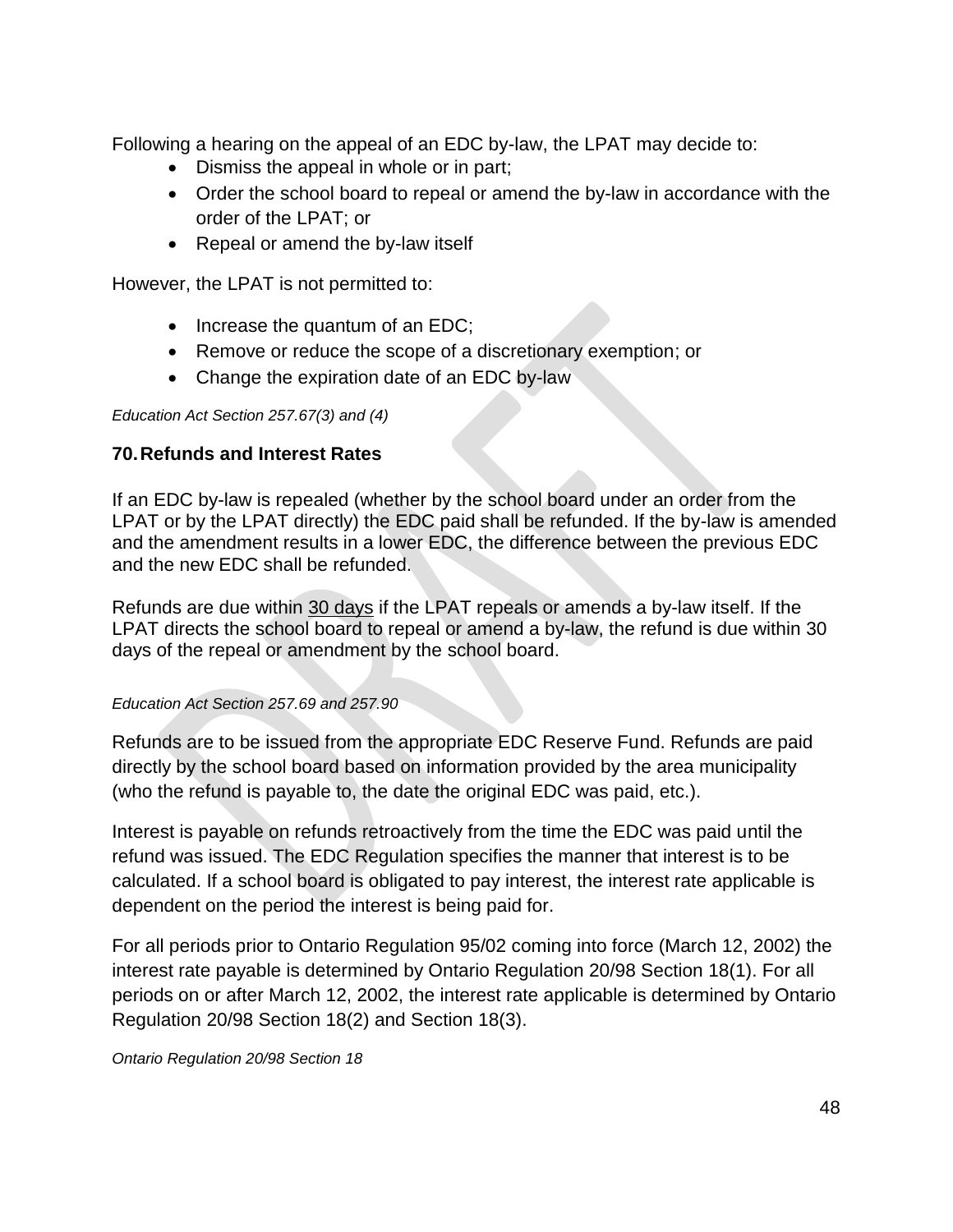Following a hearing on the appeal of an EDC by-law, the LPAT may decide to:

- Dismiss the appeal in whole or in part;
- Order the school board to repeal or amend the by-law in accordance with the order of the LPAT; or
- Repeal or amend the by-law itself

However, the LPAT is not permitted to:

- Increase the quantum of an EDC;
- Remove or reduce the scope of a discretionary exemption; or
- Change the expiration date of an EDC by-law

*Education Act Section 257.67(3) and (4)*

## 70. Refunds and Interest Rates

If an EDC by-law is repealed (whether by the school board under an order from the LPAT or by the LPAT directly) the EDC paid shall be refunded. If the by-law is amended and the amendment results in a lower EDC, the difference between the previous EDC and the new EDC shall be refunded.

Refunds are due within <u>30 days</u> if the LPAT repeals or amends a by-law itself. If the LPAT directs the school board to repeal or amend a by-law, the refund is due within 30 days of the repeal or amendment by the school board.

*Education Act Section 257.69 and 257.90*

Refunds are to be issued from the appropriate EDC Reserve Fund. Refunds are paid directly by the school board based on information provided by the area municipality (who the refund is payable to, the date the original EDC was paid, etc.).

Interest is payable on refunds retroactively from the time the EDC was paid until the refund was issued. The EDC Regulation specifies the manner that interest is to be calculated. If a school board is obligated to pay interest, the interest rate applicable is dependent on the period the interest is being paid for.

For all periods prior to Ontario Regulation 95/02 coming into force (March 12, 2002) the interest rate payable is determined by Ontario Regulation 20/98 Section 18(1). For all periods on or after March 12, 2002, the interest rate applicable is determined by Ontario Regulation 20/98 Section 18(2) and Section 18(3).

*Ontario Regulation 20/98 Section 18*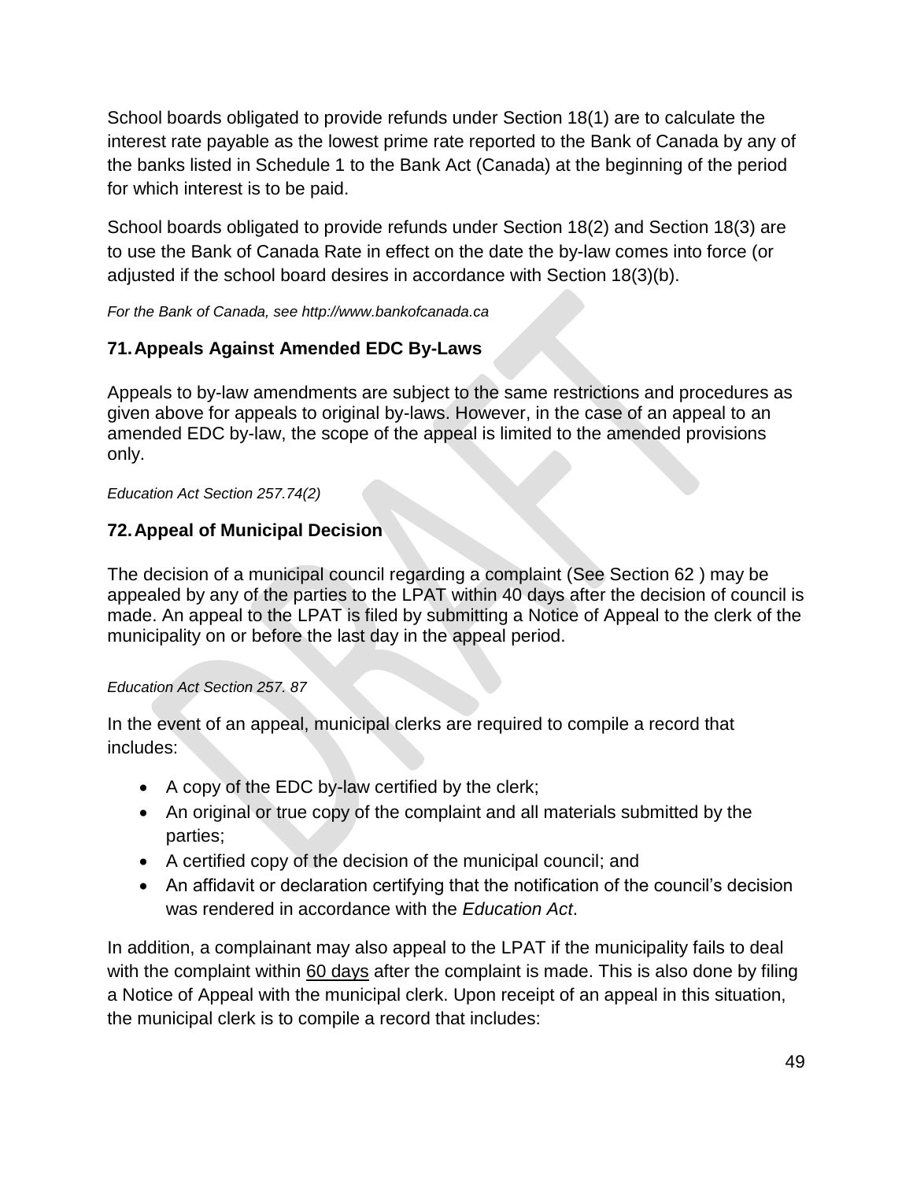School boards obligated to provide refunds under Section 18(1) are to calculate the interest rate payable as the lowest prime rate reported to the Bank of Canada by any of the banks listed in Schedule 1 to the Bank Act (Canada) at the beginning of the period for which interest is to be paid.

School boards obligated to provide refunds under Section 18(2) and Section 18(3) are to use the Bank of Canada Rate in effect on the date the by-law comes into force (or adjusted if the school board desires in accordance with Section 18(3)(b).

*For the Bank of Canada, see http://www.bankofcanada.ca*

## 71. Appeals Against Amended EDC By-Laws

Appeals to by-law amendments are subject to the same restrictions and procedures as given above for appeals to original by-laws. However, in the case of an appeal to an amended EDC by-law, the scope of the appeal is limited to the amended provisions only.

*Education Act Section 257.74(2)*

## 72. Appeal of Municipal Decision

The decision of a municipal council regarding a complaint (See Section 62 ) may be appealed by any of the parties to the LPAT within 40 days after the decision of council is made. An appeal to the LPAT is filed by submitting a Notice of Appeal to the clerk of the municipality on or before the last day in the appeal period.

*Education Act Section 257. 87*

In the event of an appeal, municipal clerks are required to compile a record that includes:

- A copy of the EDC by-law certified by the clerk;
- An original or true copy of the complaint and all materials submitted by the parties;
- A certified copy of the decision of the municipal council; and
- An affidavit or declaration certifying that the notification of the council's decision was rendered in accordance with the *Education Act*.

In addition, a complainant may also appeal to the LPAT if the municipality fails to deal with the complaint within 60 days after the complaint is made. This is also done by filing a Notice of Appeal with the municipal clerk. Upon receipt of an appeal in this situation, the municipal clerk is to compile a record that includes: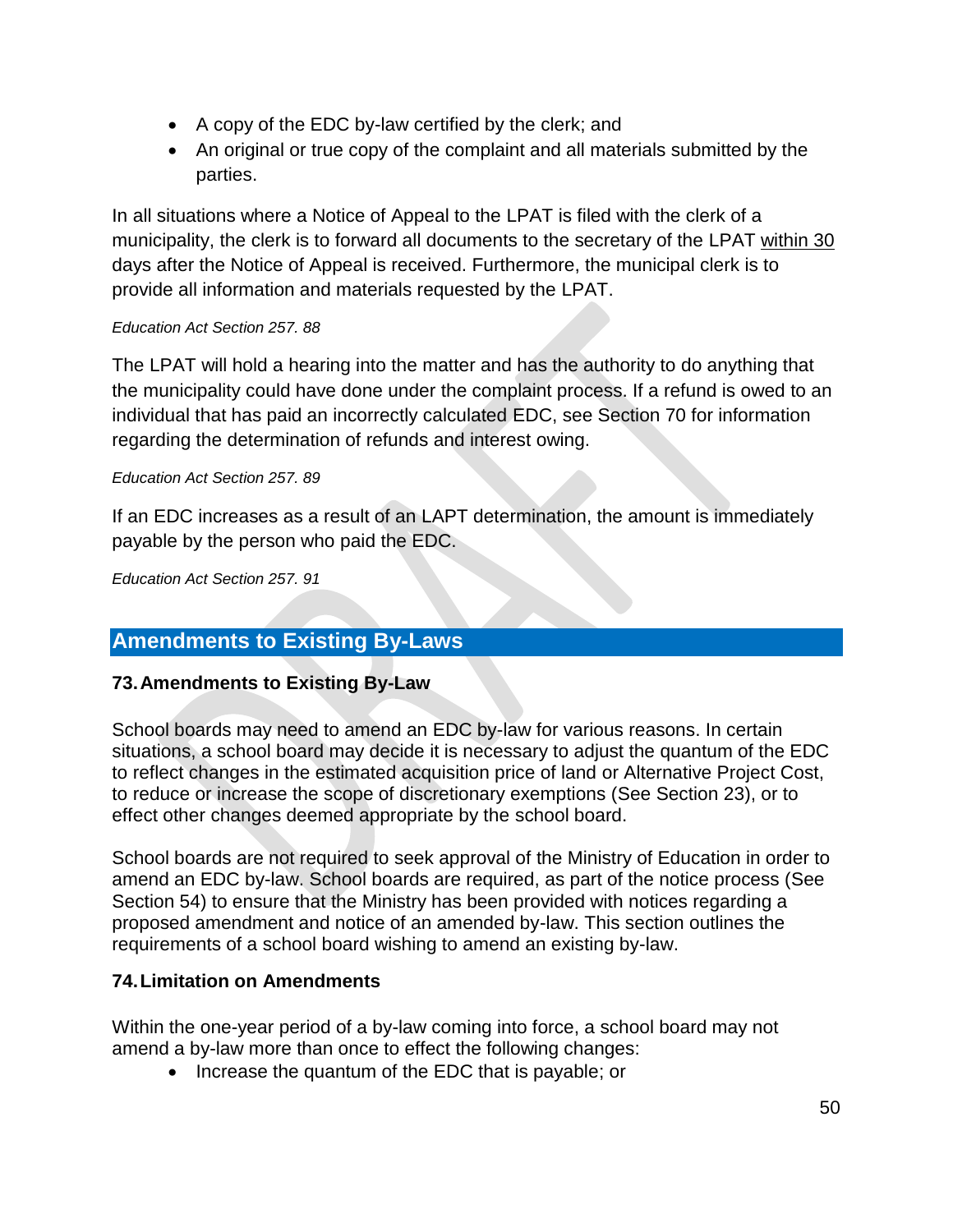- A copy of the EDC by-law certified by the clerk; and
- An original or true copy of the complaint and all materials submitted by the parties.

In all situations where a Notice of Appeal to the LPAT is filed with the clerk of a municipality, the clerk is to forward all documents to the secretary of the LPAT within 30 days after the Notice of Appeal is received. Furthermore, the municipal clerk is to provide all information and materials requested by the LPAT.

*Education Act Section 257. 88*

The LPAT will hold a hearing into the matter and has the authority to do anything that the municipality could have done under the complaint process. If a refund is owed to an individual that has paid an incorrectly calculated EDC, see Section 70 for information regarding the determination of refunds and interest owing.

*Education Act Section 257. 89*

If an EDC increases as a result of an LAPT determination, the amount is immediately payable by the person who paid the EDC.

*Education Act Section 257. 91*

## Amendments to Existing By-Laws

### 73. Amendments to Existing By-Law

School boards may need to amend an EDC by-law for various reasons. In certain situations, a school board may decide it is necessary to adjust the quantum of the EDC to reflect changes in the estimated acquisition price of land or Alternative Project Cost, to reduce or increase the scope of discretionary exemptions (See Section 23), or to effect other changes deemed appropriate by the school board.

School boards are not required to seek approval of the Ministry of Education in order to amend an EDC by-law. School boards are required, as part of the notice process (See Section 54) to ensure that the Ministry has been provided with notices regarding a proposed amendment and notice of an amended by-law. This section outlines the requirements of a school board wishing to amend an existing by-law.

### 74. Limitation on Amendments

Within the one-year period of a by-law coming into force, a school board may not amend a by-law more than once to effect the following changes:

- Increase the quantum of the EDC that is payable; or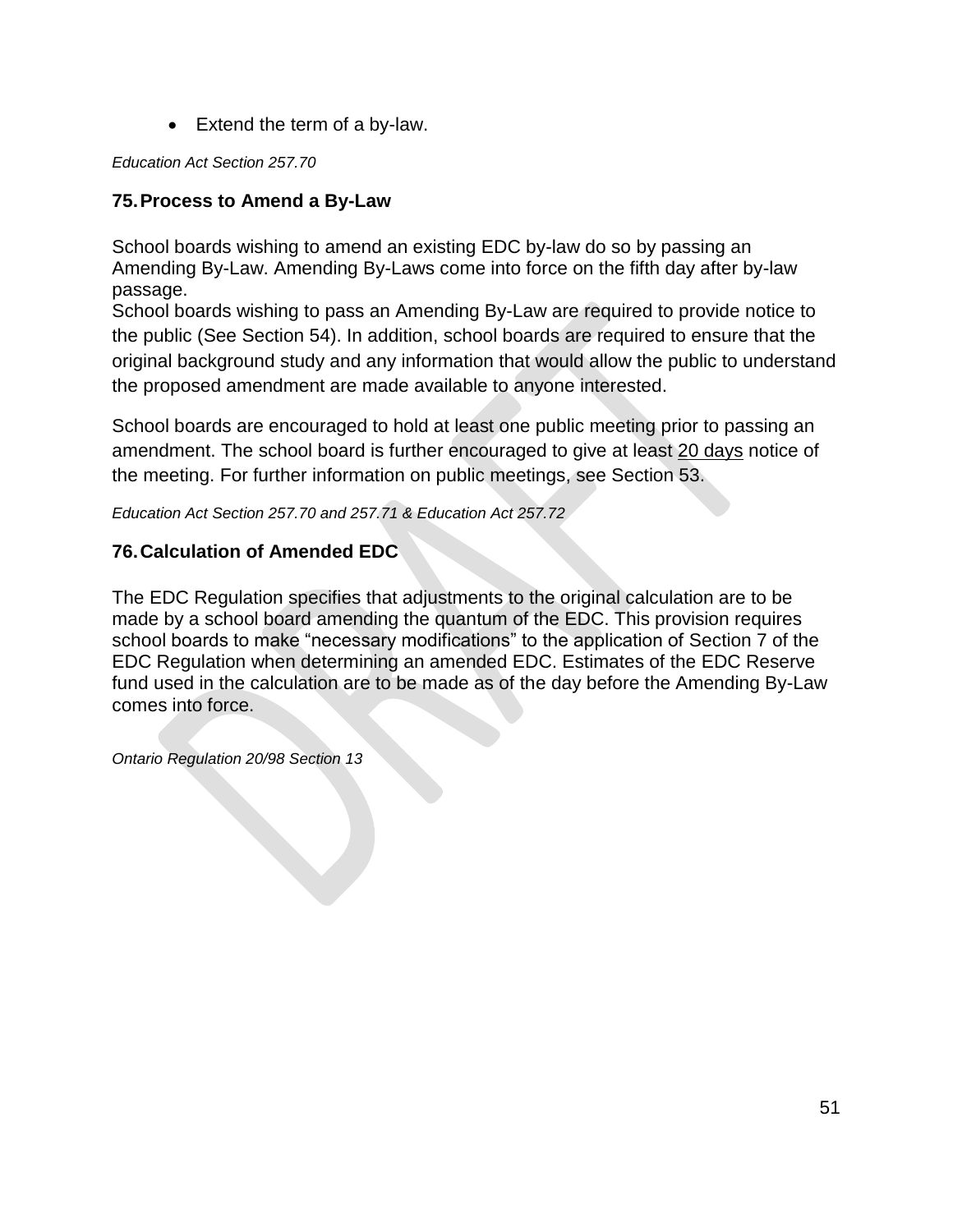- Extend the term of a by-law.

*Education Act Section 257.70*

## 75. Process to Amend a By-Law

School boards wishing to amend an existing EDC by-law do so by passing an Amending By-Law. Amending By-Laws come into force on the fifth day after by-law passage.
School boards wishing to pass an Amending By-Law are required to provide notice to the public (See Section 54). In addition, school boards are required to ensure that the original background study and any information that would allow the public to understand the proposed amendment are made available to anyone interested.

School boards are encouraged to hold at least one public meeting prior to passing an amendment. The school board is further encouraged to give at least <u>20 days</u> notice of the meeting. For further information on public meetings, see Section 53.

*Education Act Section 257.70 and 257.71 & Education Act 257.72*

## 76. Calculation of Amended EDC

The EDC Regulation specifies that adjustments to the original calculation are to be made by a school board amending the quantum of the EDC. This provision requires school boards to make "necessary modifications" to the application of Section 7 of the EDC Regulation when determining an amended EDC. Estimates of the EDC Reserve fund used in the calculation are to be made as of the day before the Amending By-Law comes into force.

*Ontario Regulation 20/98 Section 13*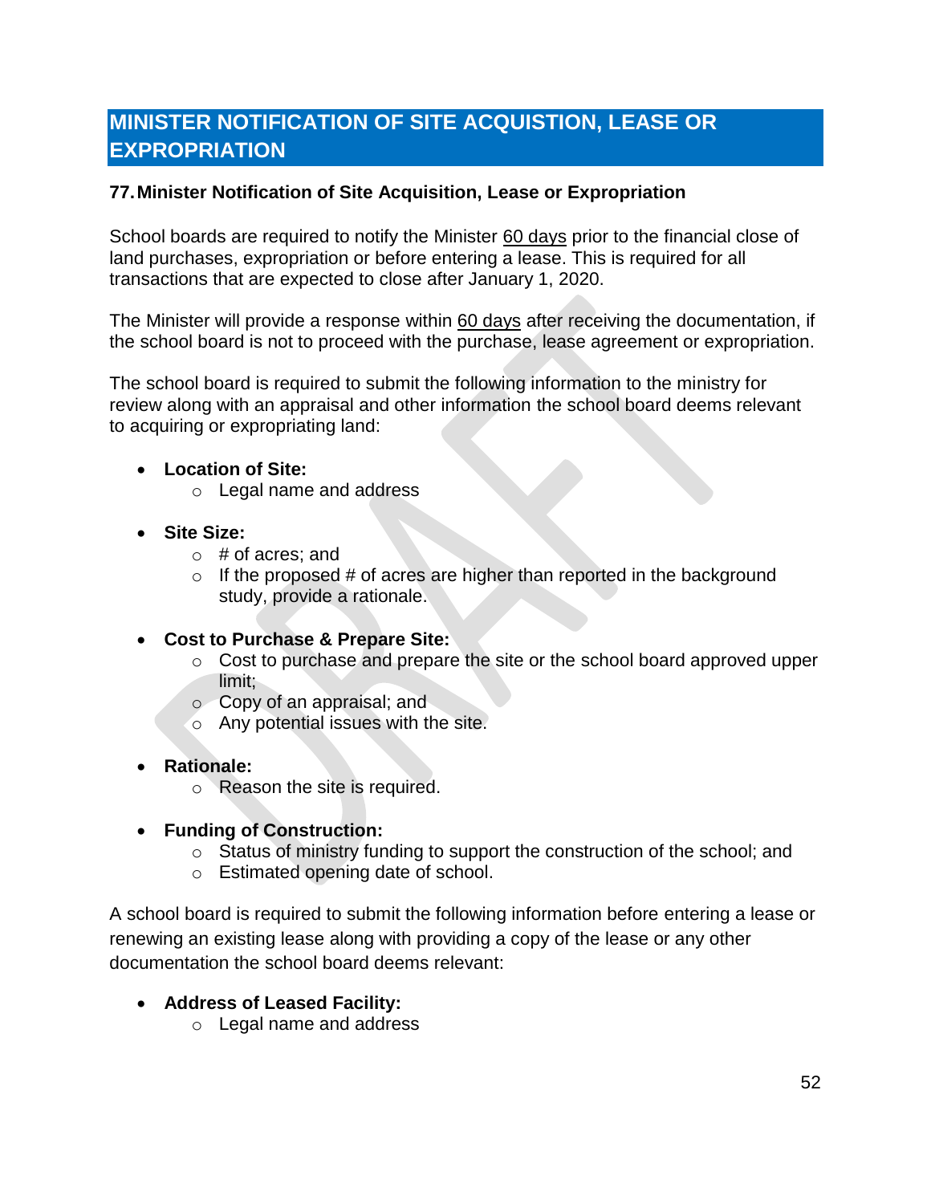# MINISTER NOTIFICATION OF SITE ACQUISTION, LEASE OR EXPROPRIATION

## 77. Minister Notification of Site Acquisition, Lease or Expropriation

School boards are required to notify the Minister 60 days prior to the financial close of land purchases, expropriation or before entering a lease. This is required for all transactions that are expected to close after January 1, 2020.

The Minister will provide a response within 60 days after receiving the documentation, if the school board is not to proceed with the purchase, lease agreement or expropriation.

The school board is required to submit the following information to the ministry for review along with an appraisal and other information the school board deems relevant to acquiring or expropriating land:

- **Location of Site:**
  - Legal name and address
- **Site Size:**
  - # of acres; and
  - If the proposed # of acres are higher than reported in the background study, provide a rationale.
- **Cost to Purchase & Prepare Site:**
  - Cost to purchase and prepare the site or the school board approved upper limit;
  - Copy of an appraisal; and
  - Any potential issues with the site.
- **Rationale:**
  - Reason the site is required.
- **Funding of Construction:**
  - Status of ministry funding to support the construction of the school; and
  - Estimated opening date of school.

A school board is required to submit the following information before entering a lease or renewing an existing lease along with providing a copy of the lease or any other documentation the school board deems relevant:

- **Address of Leased Facility:**
  - Legal name and address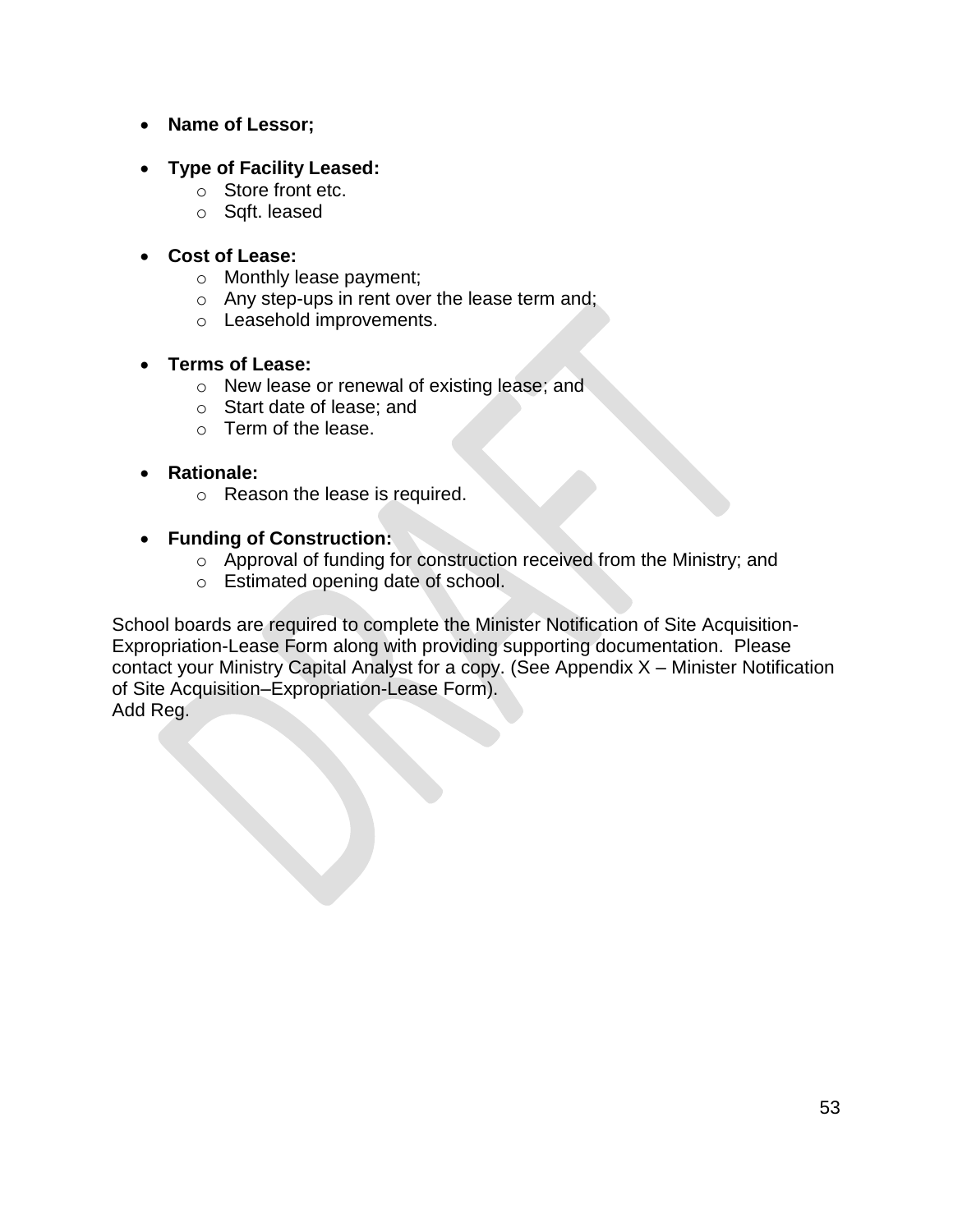- **Name of Lessor;**

- **Type of Facility Leased:**
    - Store front etc.
    - Sqft. leased

- **Cost of Lease:**
    - Monthly lease payment;
    - Any step-ups in rent over the lease term and;
    - Leasehold improvements.

- **Terms of Lease:**
    - New lease or renewal of existing lease; and
    - Start date of lease; and
    - Term of the lease.

- **Rationale:**
    - Reason the lease is required.

- **Funding of Construction:**
    - Approval of funding for construction received from the Ministry; and
    - Estimated opening date of school.

School boards are required to complete the Minister Notification of Site Acquisition-Expropriation-Lease Form along with providing supporting documentation. Please contact your Ministry Capital Analyst for a copy. (See Appendix X – Minister Notification of Site Acquisition–Expropriation-Lease Form).
Add Reg.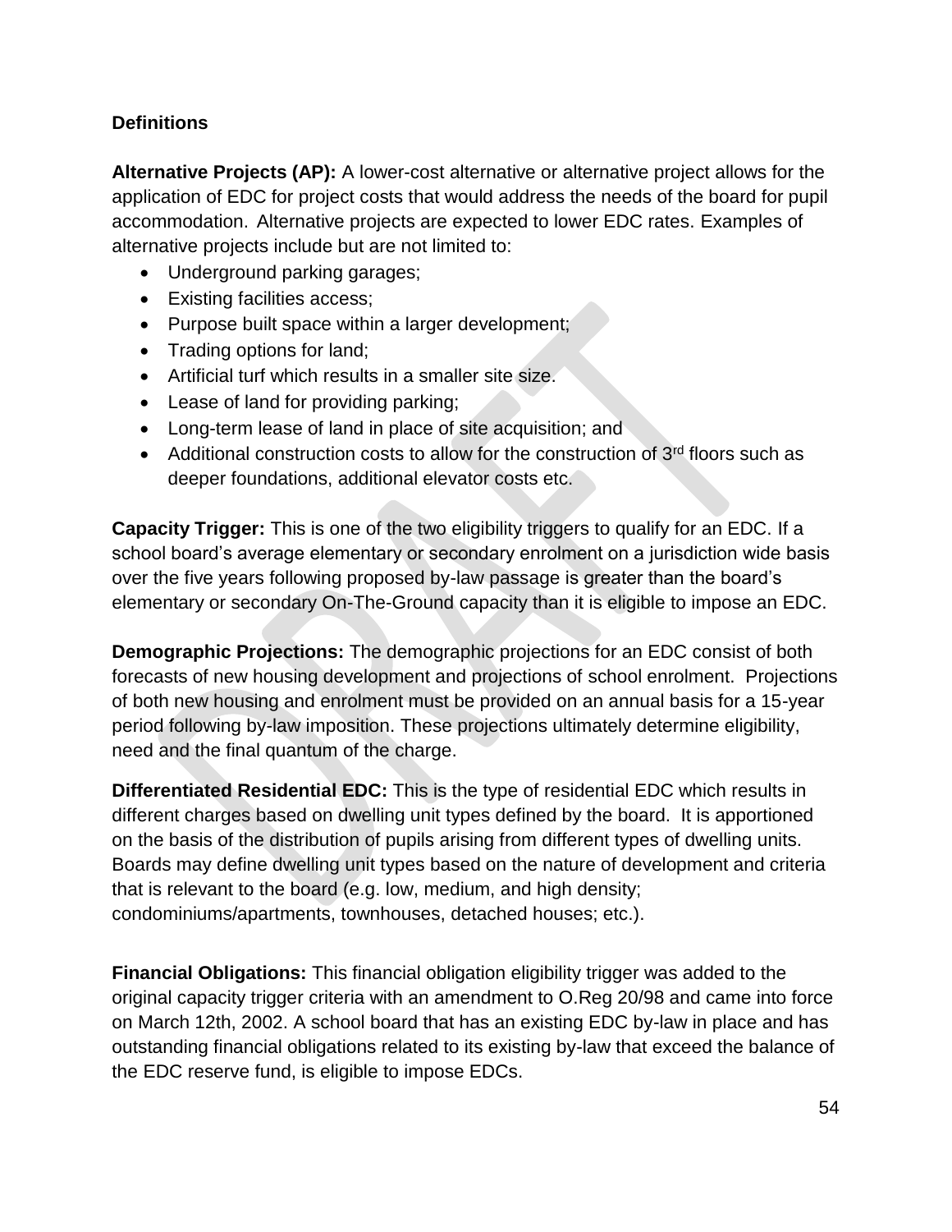**Definitions**

**Alternative Projects (AP):** A lower-cost alternative or alternative project allows for the application of EDC for project costs that would address the needs of the board for pupil accommodation. Alternative projects are expected to lower EDC rates. Examples of alternative projects include but are not limited to:

- Underground parking garages;
- Existing facilities access;
- Purpose built space within a larger development;
- Trading options for land;
- Artificial turf which results in a smaller site size.
- Lease of land for providing parking;
- Long-term lease of land in place of site acquisition; and
- Additional construction costs to allow for the construction of 3rd floors such as deeper foundations, additional elevator costs etc.

**Capacity Trigger:** This is one of the two eligibility triggers to qualify for an EDC. If a school board's average elementary or secondary enrolment on a jurisdiction wide basis over the five years following proposed by-law passage is greater than the board's elementary or secondary On-The-Ground capacity than it is eligible to impose an EDC.

**Demographic Projections:** The demographic projections for an EDC consist of both forecasts of new housing development and projections of school enrolment. Projections of both new housing and enrolment must be provided on an annual basis for a 15-year period following by-law imposition. These projections ultimately determine eligibility, need and the final quantum of the charge.

**Differentiated Residential EDC:** This is the type of residential EDC which results in different charges based on dwelling unit types defined by the board. It is apportioned on the basis of the distribution of pupils arising from different types of dwelling units. Boards may define dwelling unit types based on the nature of development and criteria that is relevant to the board (e.g. low, medium, and high density; condominiums/apartments, townhouses, detached houses; etc.).

**Financial Obligations:** This financial obligation eligibility trigger was added to the original capacity trigger criteria with an amendment to O.Reg 20/98 and came into force on March 12th, 2002. A school board that has an existing EDC by-law in place and has outstanding financial obligations related to its existing by-law that exceed the balance of the EDC reserve fund, is eligible to impose EDCs.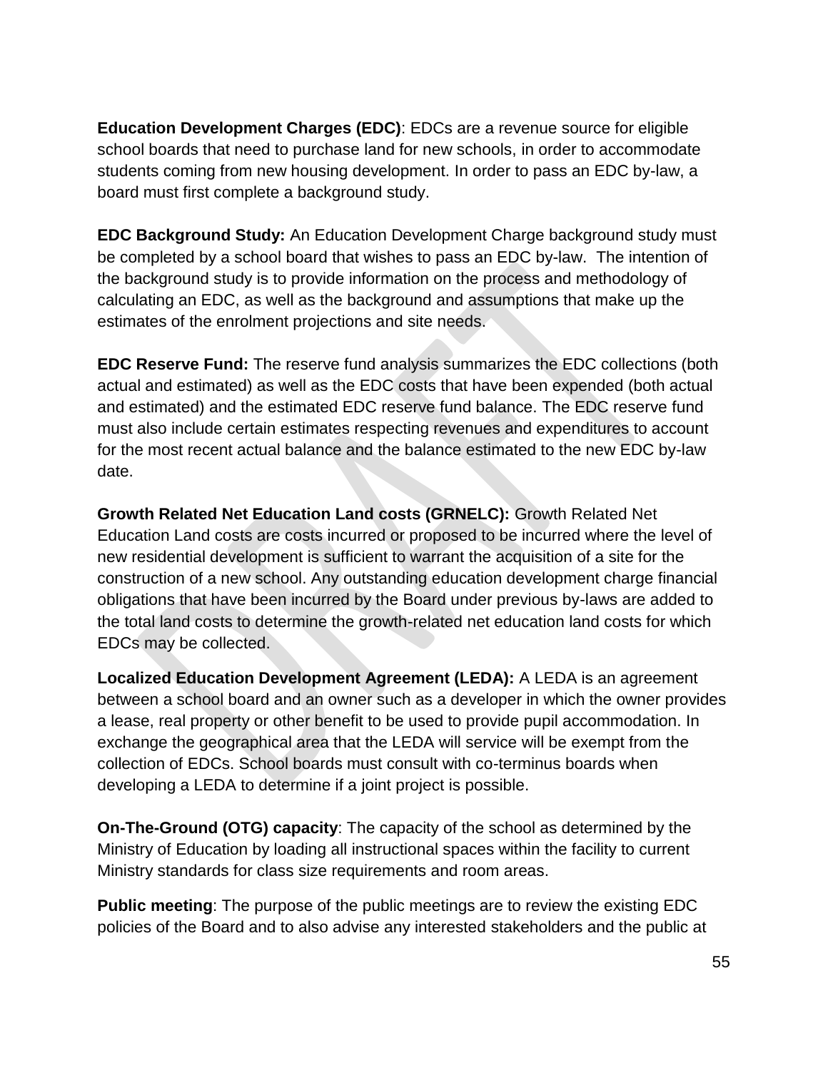**Education Development Charges (EDC)**: EDCs are a revenue source for eligible school boards that need to purchase land for new schools, in order to accommodate students coming from new housing development. In order to pass an EDC by-law, a board must first complete a background study.

**EDC Background Study:** An Education Development Charge background study must be completed by a school board that wishes to pass an EDC by-law. The intention of the background study is to provide information on the process and methodology of calculating an EDC, as well as the background and assumptions that make up the estimates of the enrolment projections and site needs.

**EDC Reserve Fund:** The reserve fund analysis summarizes the EDC collections (both actual and estimated) as well as the EDC costs that have been expended (both actual and estimated) and the estimated EDC reserve fund balance. The EDC reserve fund must also include certain estimates respecting revenues and expenditures to account for the most recent actual balance and the balance estimated to the new EDC by-law date.

**Growth Related Net Education Land costs (GRNELC):** Growth Related Net Education Land costs are costs incurred or proposed to be incurred where the level of new residential development is sufficient to warrant the acquisition of a site for the construction of a new school. Any outstanding education development charge financial obligations that have been incurred by the Board under previous by-laws are added to the total land costs to determine the growth-related net education land costs for which EDCs may be collected.

**Localized Education Development Agreement (LEDA):** A LEDA is an agreement between a school board and an owner such as a developer in which the owner provides a lease, real property or other benefit to be used to provide pupil accommodation. In exchange the geographical area that the LEDA will service will be exempt from the collection of EDCs. School boards must consult with co-terminus boards when developing a LEDA to determine if a joint project is possible.

**On-The-Ground (OTG) capacity**: The capacity of the school as determined by the Ministry of Education by loading all instructional spaces within the facility to current Ministry standards for class size requirements and room areas.

**Public meeting**: The purpose of the public meetings are to review the existing EDC policies of the Board and to also advise any interested stakeholders and the public at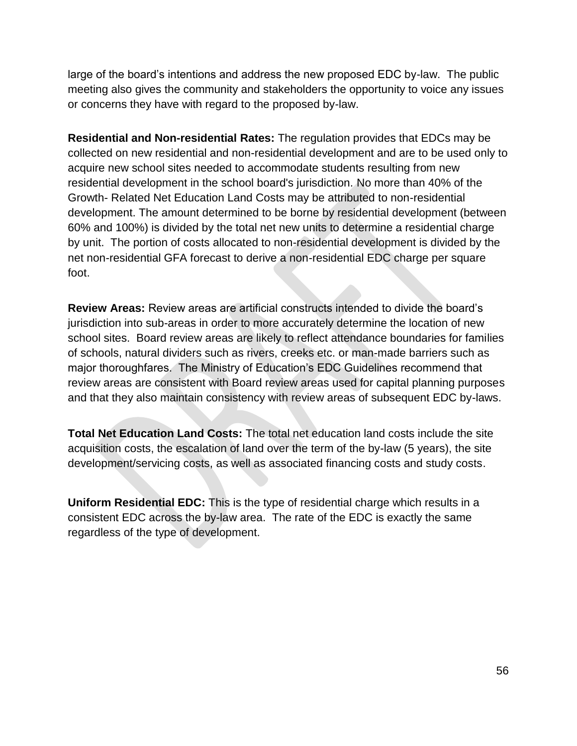large of the board's intentions and address the new proposed EDC by-law. The public meeting also gives the community and stakeholders the opportunity to voice any issues or concerns they have with regard to the proposed by-law.

**Residential and Non-residential Rates:** The regulation provides that EDCs may be collected on new residential and non-residential development and are to be used only to acquire new school sites needed to accommodate students resulting from new residential development in the school board's jurisdiction. No more than 40% of the Growth- Related Net Education Land Costs may be attributed to non-residential development. The amount determined to be borne by residential development (between 60% and 100%) is divided by the total net new units to determine a residential charge by unit. The portion of costs allocated to non-residential development is divided by the net non-residential GFA forecast to derive a non-residential EDC charge per square foot.

**Review Areas:** Review areas are artificial constructs intended to divide the board's jurisdiction into sub-areas in order to more accurately determine the location of new school sites. Board review areas are likely to reflect attendance boundaries for families of schools, natural dividers such as rivers, creeks etc. or man-made barriers such as major thoroughfares. The Ministry of Education's EDC Guidelines recommend that review areas are consistent with Board review areas used for capital planning purposes and that they also maintain consistency with review areas of subsequent EDC by-laws.

**Total Net Education Land Costs:** The total net education land costs include the site acquisition costs, the escalation of land over the term of the by-law (5 years), the site development/servicing costs, as well as associated financing costs and study costs.

**Uniform Residential EDC:** This is the type of residential charge which results in a consistent EDC across the by-law area. The rate of the EDC is exactly the same regardless of the type of development.